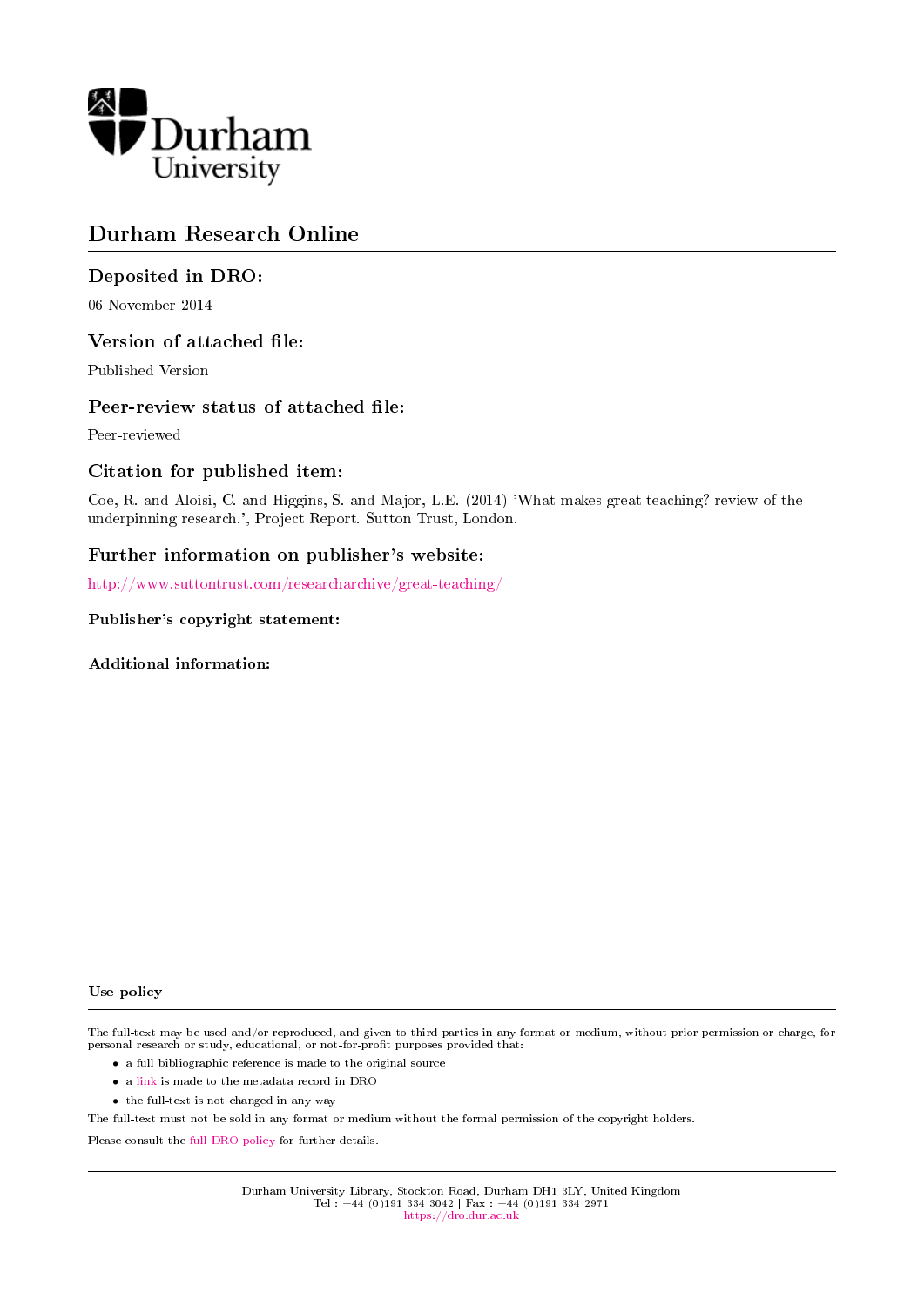Durham University

# Durham Research Online

## Deposited in DRO:

06 November 2014

## Version of attached file:

Published Version

## Peer-review status of attached file:

Peer-reviewed

## Citation for published item:

Coe, R. and Aloisi, C. and Higgins, S. and Major, L.E. (2014) 'What makes great teaching? review of the underpinning research.', Project Report. Sutton Trust, London.

## Further information on publisher's website:

http://www.suttontrust.com/researcharchive/great-teaching/

### Publisher's copyright statement:

### Additional information:

### Use policy

The full-text may be used and/or reproduced, and given to third parties in any format or medium, without prior permission or charge, for personal research or study, educational, or not-for-profit purposes provided that:

- a full bibliographic reference is made to the original source
- a link is made to the metadata record in DRO
- the full-text is not changed in any way

The full-text must not be sold in any format or medium without the formal permission of the copyright holders.

Please consult the full DRO policy for further details.

Durham University Library, Stockton Road, Durham DH1 3LY, United Kingdom
Tel : +44 (0)191 334 3042 | Fax : +44 (0)191 334 2971
https://dro.dur.ac.uk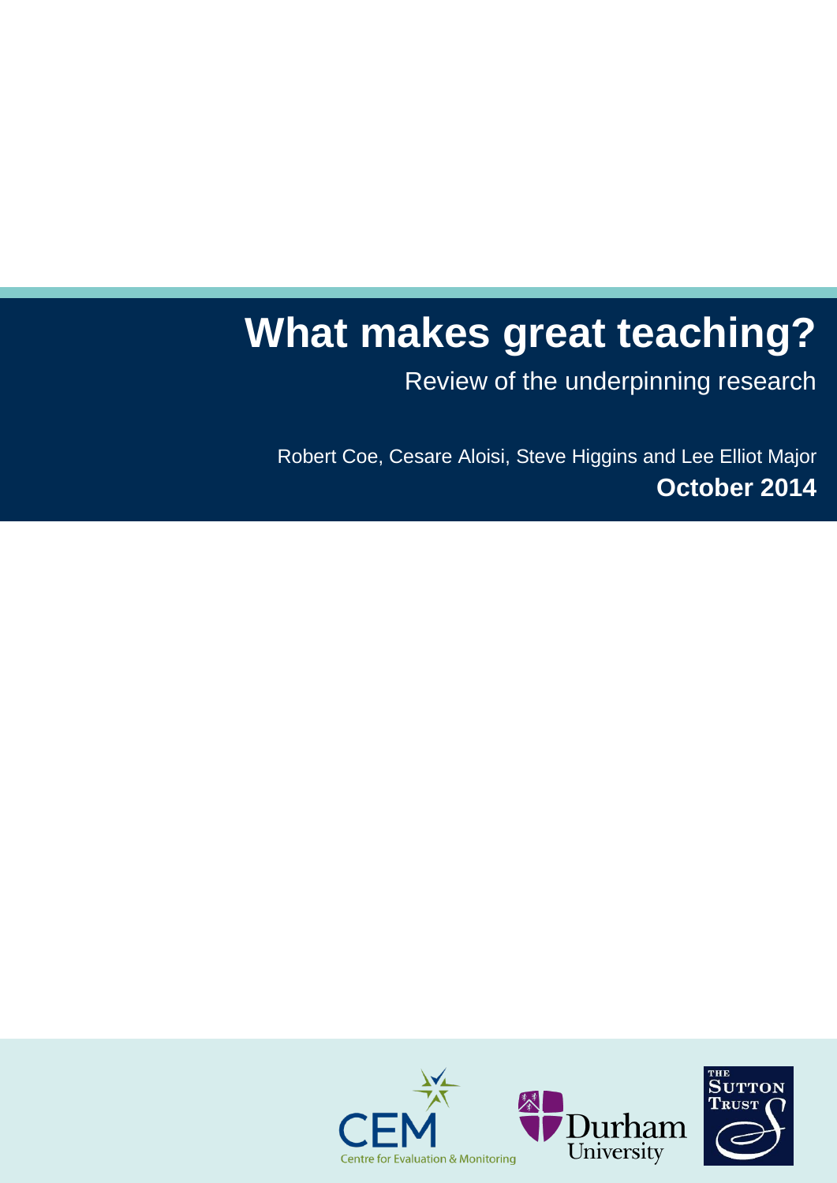# What makes great teaching?

Review of the underpinning research

Robert Coe, Cesare Aloisi, Steve Higgins and Lee Elliot Major

**October 2014**

CEM Centre for Evaluation & Monitoring

Durham University

The Sutton Trust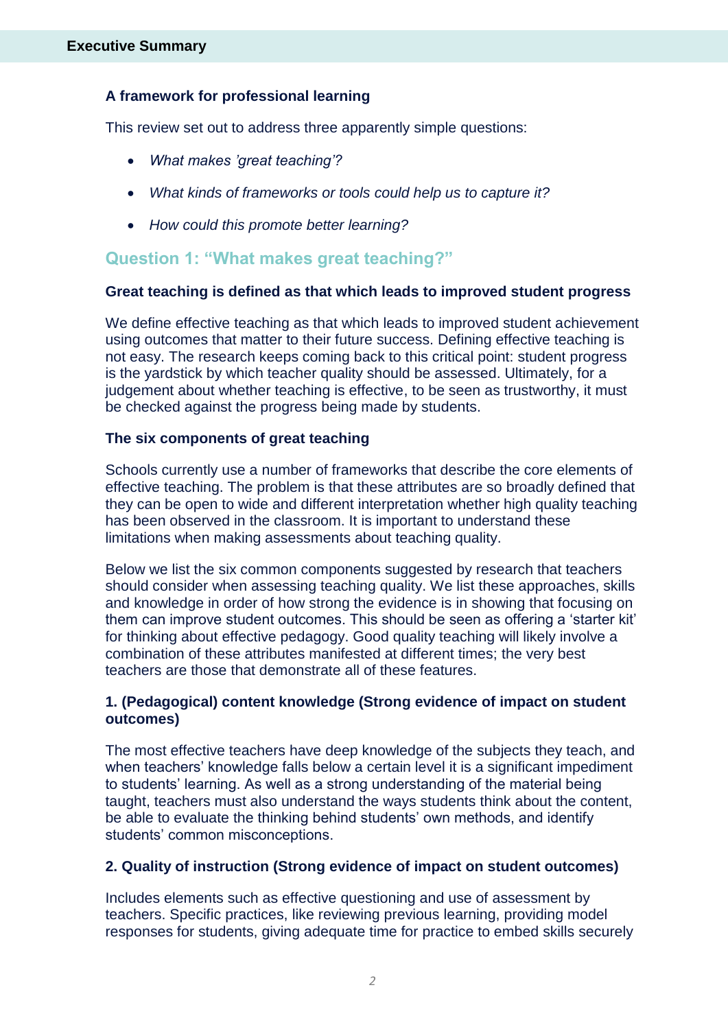## Executive Summary

### A framework for professional learning

This review set out to address three apparently simple questions:

- *What makes 'great teaching'?*
- *What kinds of frameworks or tools could help us to capture it?*
- *How could this promote better learning?*

## Question 1: "What makes great teaching?"

### Great teaching is defined as that which leads to improved student progress

We define effective teaching as that which leads to improved student achievement using outcomes that matter to their future success. Defining effective teaching is not easy. The research keeps coming back to this critical point: student progress is the yardstick by which teacher quality should be assessed. Ultimately, for a judgement about whether teaching is effective, to be seen as trustworthy, it must be checked against the progress being made by students.

### The six components of great teaching

Schools currently use a number of frameworks that describe the core elements of effective teaching. The problem is that these attributes are so broadly defined that they can be open to wide and different interpretation whether high quality teaching has been observed in the classroom. It is important to understand these limitations when making assessments about teaching quality.

Below we list the six common components suggested by research that teachers should consider when assessing teaching quality. We list these approaches, skills and knowledge in order of how strong the evidence is in showing that focusing on them can improve student outcomes. This should be seen as offering a 'starter kit' for thinking about effective pedagogy. Good quality teaching will likely involve a combination of these attributes manifested at different times; the very best teachers are those that demonstrate all of these features.

### 1. (Pedagogical) content knowledge (Strong evidence of impact on student outcomes)

The most effective teachers have deep knowledge of the subjects they teach, and when teachers' knowledge falls below a certain level it is a significant impediment to students' learning. As well as a strong understanding of the material being taught, teachers must also understand the ways students think about the content, be able to evaluate the thinking behind students' own methods, and identify students' common misconceptions.

### 2. Quality of instruction (Strong evidence of impact on student outcomes)

Includes elements such as effective questioning and use of assessment by teachers. Specific practices, like reviewing previous learning, providing model responses for students, giving adequate time for practice to embed skills securely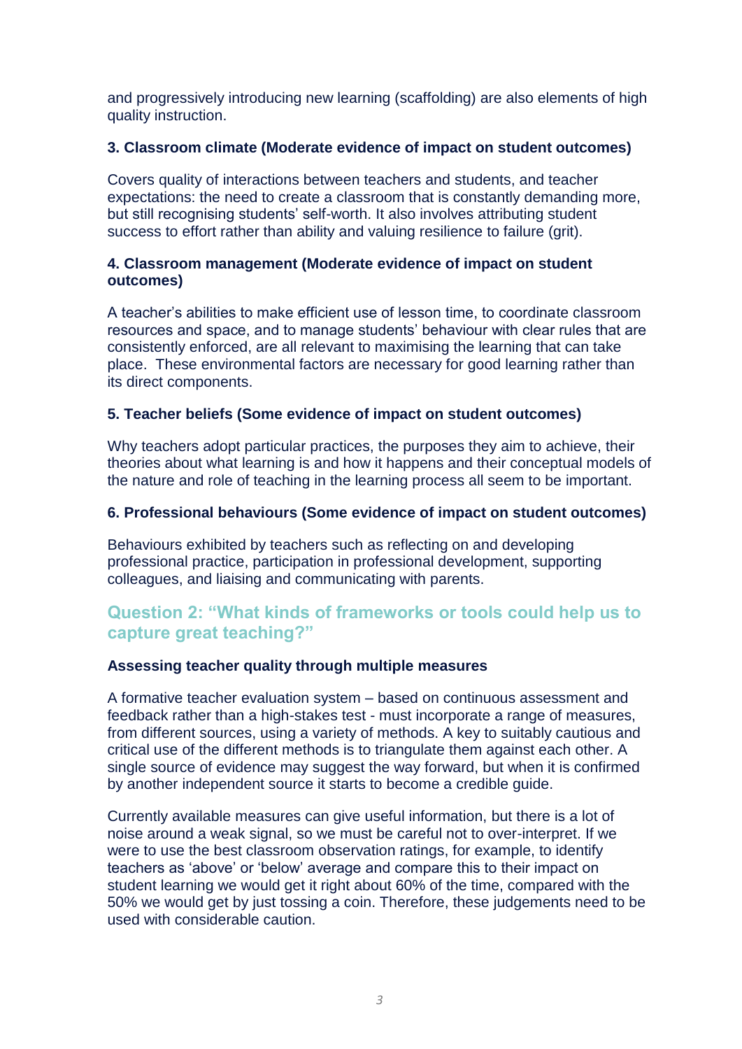and progressively introducing new learning (scaffolding) are also elements of high quality instruction.

**3. Classroom climate (Moderate evidence of impact on student outcomes)**

Covers quality of interactions between teachers and students, and teacher expectations: the need to create a classroom that is constantly demanding more, but still recognising students' self-worth. It also involves attributing student success to effort rather than ability and valuing resilience to failure (grit).

**4. Classroom management (Moderate evidence of impact on student outcomes)**

A teacher's abilities to make efficient use of lesson time, to coordinate classroom resources and space, and to manage students' behaviour with clear rules that are consistently enforced, are all relevant to maximising the learning that can take place. These environmental factors are necessary for good learning rather than its direct components.

**5. Teacher beliefs (Some evidence of impact on student outcomes)**

Why teachers adopt particular practices, the purposes they aim to achieve, their theories about what learning is and how it happens and their conceptual models of the nature and role of teaching in the learning process all seem to be important.

**6. Professional behaviours (Some evidence of impact on student outcomes)**

Behaviours exhibited by teachers such as reflecting on and developing professional practice, participation in professional development, supporting colleagues, and liaising and communicating with parents.

## Question 2: "What kinds of frameworks or tools could help us to capture great teaching?"

**Assessing teacher quality through multiple measures**

A formative teacher evaluation system – based on continuous assessment and feedback rather than a high-stakes test - must incorporate a range of measures, from different sources, using a variety of methods. A key to suitably cautious and critical use of the different methods is to triangulate them against each other. A single source of evidence may suggest the way forward, but when it is confirmed by another independent source it starts to become a credible guide.

Currently available measures can give useful information, but there is a lot of noise around a weak signal, so we must be careful not to over-interpret. If we were to use the best classroom observation ratings, for example, to identify teachers as 'above' or 'below' average and compare this to their impact on student learning we would get it right about 60% of the time, compared with the 50% we would get by just tossing a coin. Therefore, these judgements need to be used with considerable caution.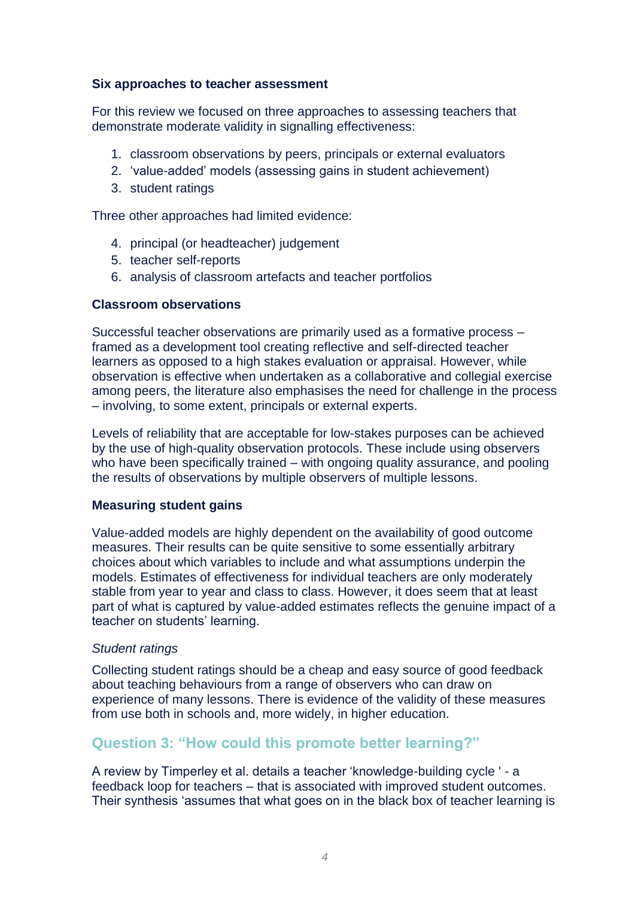### Six approaches to teacher assessment

For this review we focused on three approaches to assessing teachers that demonstrate moderate validity in signalling effectiveness:

1. classroom observations by peers, principals or external evaluators
2. 'value-added' models (assessing gains in student achievement)
3. student ratings

Three other approaches had limited evidence:

4. principal (or headteacher) judgement
5. teacher self-reports
6. analysis of classroom artefacts and teacher portfolios

### Classroom observations

Successful teacher observations are primarily used as a formative process – framed as a development tool creating reflective and self-directed teacher learners as opposed to a high stakes evaluation or appraisal. However, while observation is effective when undertaken as a collaborative and collegial exercise among peers, the literature also emphasises the need for challenge in the process – involving, to some extent, principals or external experts.

Levels of reliability that are acceptable for low-stakes purposes can be achieved by the use of high-quality observation protocols. These include using observers who have been specifically trained – with ongoing quality assurance, and pooling the results of observations by multiple observers of multiple lessons.

### Measuring student gains

Value-added models are highly dependent on the availability of good outcome measures. Their results can be quite sensitive to some essentially arbitrary choices about which variables to include and what assumptions underpin the models. Estimates of effectiveness for individual teachers are only moderately stable from year to year and class to class. However, it does seem that at least part of what is captured by value-added estimates reflects the genuine impact of a teacher on students' learning.

*Student ratings*

Collecting student ratings should be a cheap and easy source of good feedback about teaching behaviours from a range of observers who can draw on experience of many lessons. There is evidence of the validity of these measures from use both in schools and, more widely, in higher education.

## Question 3: "How could this promote better learning?"

A review by Timperley et al. details a teacher 'knowledge-building cycle ' - a feedback loop for teachers – that is associated with improved student outcomes. Their synthesis 'assumes that what goes on in the black box of teacher learning is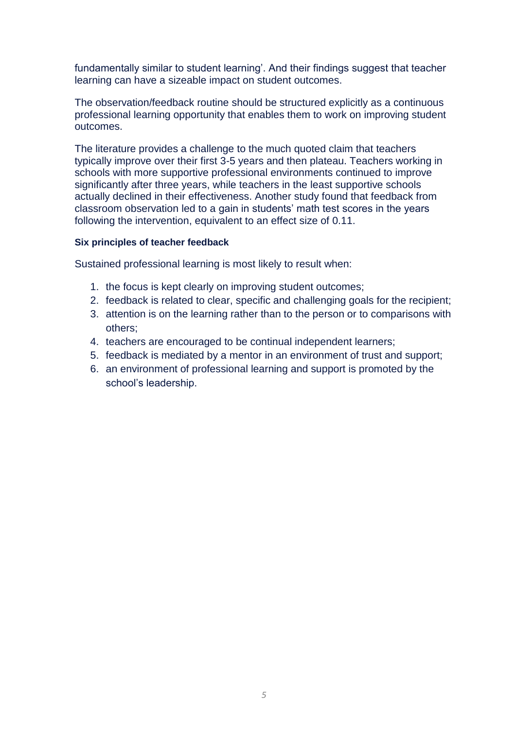fundamentally similar to student learning'. And their findings suggest that teacher learning can have a sizeable impact on student outcomes.

The observation/feedback routine should be structured explicitly as a continuous professional learning opportunity that enables them to work on improving student outcomes.

The literature provides a challenge to the much quoted claim that teachers typically improve over their first 3-5 years and then plateau. Teachers working in schools with more supportive professional environments continued to improve significantly after three years, while teachers in the least supportive schools actually declined in their effectiveness. Another study found that feedback from classroom observation led to a gain in students' math test scores in the years following the intervention, equivalent to an effect size of 0.11.

#### Six principles of teacher feedback

Sustained professional learning is most likely to result when:

1. the focus is kept clearly on improving student outcomes;
2. feedback is related to clear, specific and challenging goals for the recipient;
3. attention is on the learning rather than to the person or to comparisons with others;
4. teachers are encouraged to be continual independent learners;
5. feedback is mediated by a mentor in an environment of trust and support;
6. an environment of professional learning and support is promoted by the school's leadership.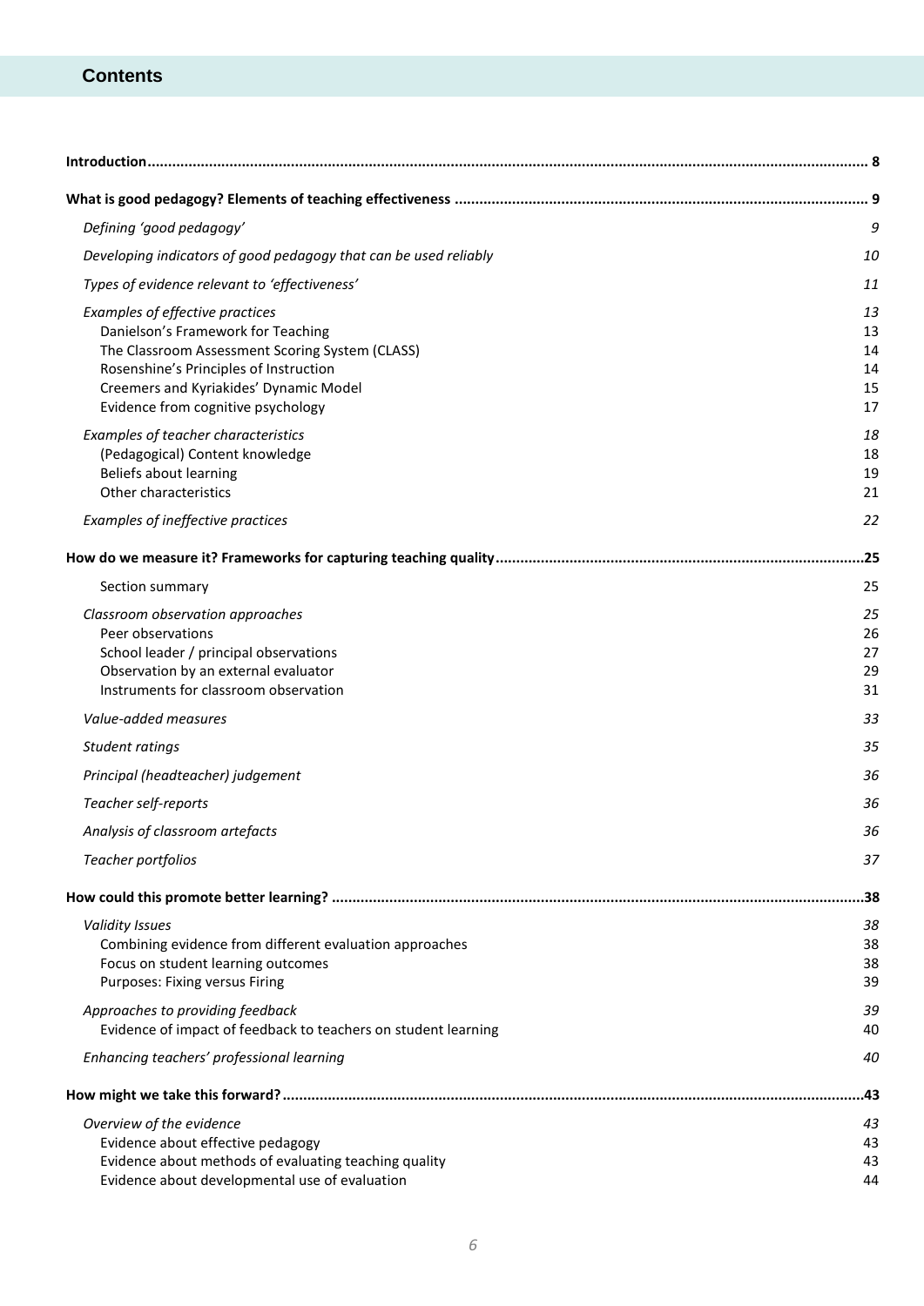## Contents

**Introduction** ........ 8

**What is good pedagogy? Elements of teaching effectiveness** ........ 9

- *Defining 'good pedagogy'* 9
- *Developing indicators of good pedagogy that can be used reliably* 10
- *Types of evidence relevant to 'effectiveness'* 11
- *Examples of effective practices* 13
  - Danielson's Framework for Teaching 13
  - The Classroom Assessment Scoring System (CLASS) 14
  - Rosenshine's Principles of Instruction 14
  - Creemers and Kyriakides' Dynamic Model 15
  - Evidence from cognitive psychology 17
- *Examples of teacher characteristics* 18
  - (Pedagogical) Content knowledge 18
  - Beliefs about learning 19
  - Other characteristics 21
- *Examples of ineffective practices* 22

**How do we measure it? Frameworks for capturing teaching quality** ........ 25

- Section summary 25
- *Classroom observation approaches* 25
  - Peer observations 26
  - School leader / principal observations 27
  - Observation by an external evaluator 29
  - Instruments for classroom observation 31
- *Value-added measures* 33
- *Student ratings* 35
- *Principal (headteacher) judgement* 36
- *Teacher self-reports* 36
- *Analysis of classroom artefacts* 36
- *Teacher portfolios* 37

**How could this promote better learning?** ........ 38

- *Validity Issues* 38
  - Combining evidence from different evaluation approaches 38
  - Focus on student learning outcomes 38
  - Purposes: Fixing versus Firing 39
- *Approaches to providing feedback* 39
  - Evidence of impact of feedback to teachers on student learning 40
- *Enhancing teachers' professional learning* 40

**How might we take this forward?** ........ 43

- *Overview of the evidence* 43
  - Evidence about effective pedagogy 43
  - Evidence about methods of evaluating teaching quality 43
  - Evidence about developmental use of evaluation 44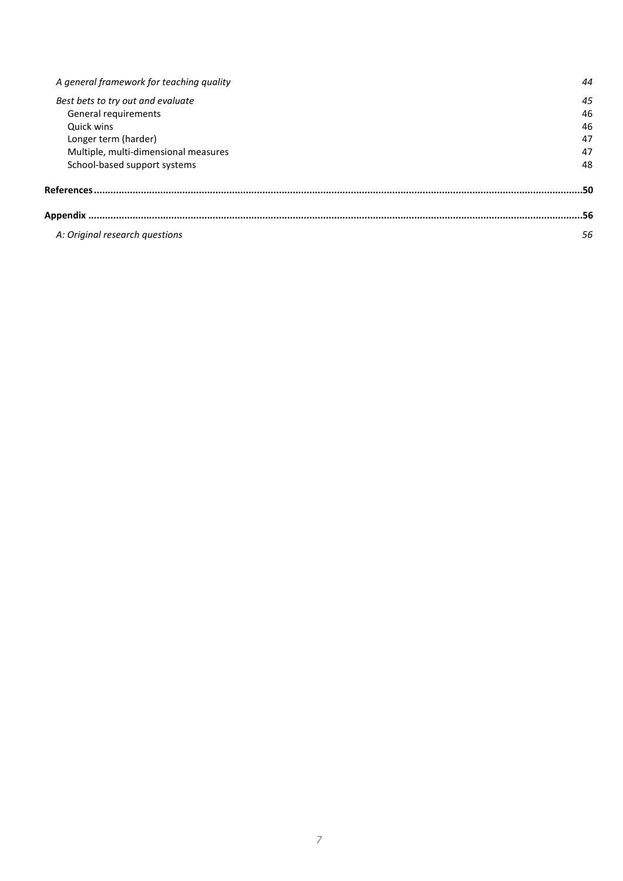*A general framework for teaching quality* 44

*Best bets to try out and evaluate* 45

General requirements 46

Quick wins 46

Longer term (harder) 47

Multiple, multi-dimensional measures 47

School-based support systems 48

**References** 50

**Appendix** 56

*A: Original research questions* 56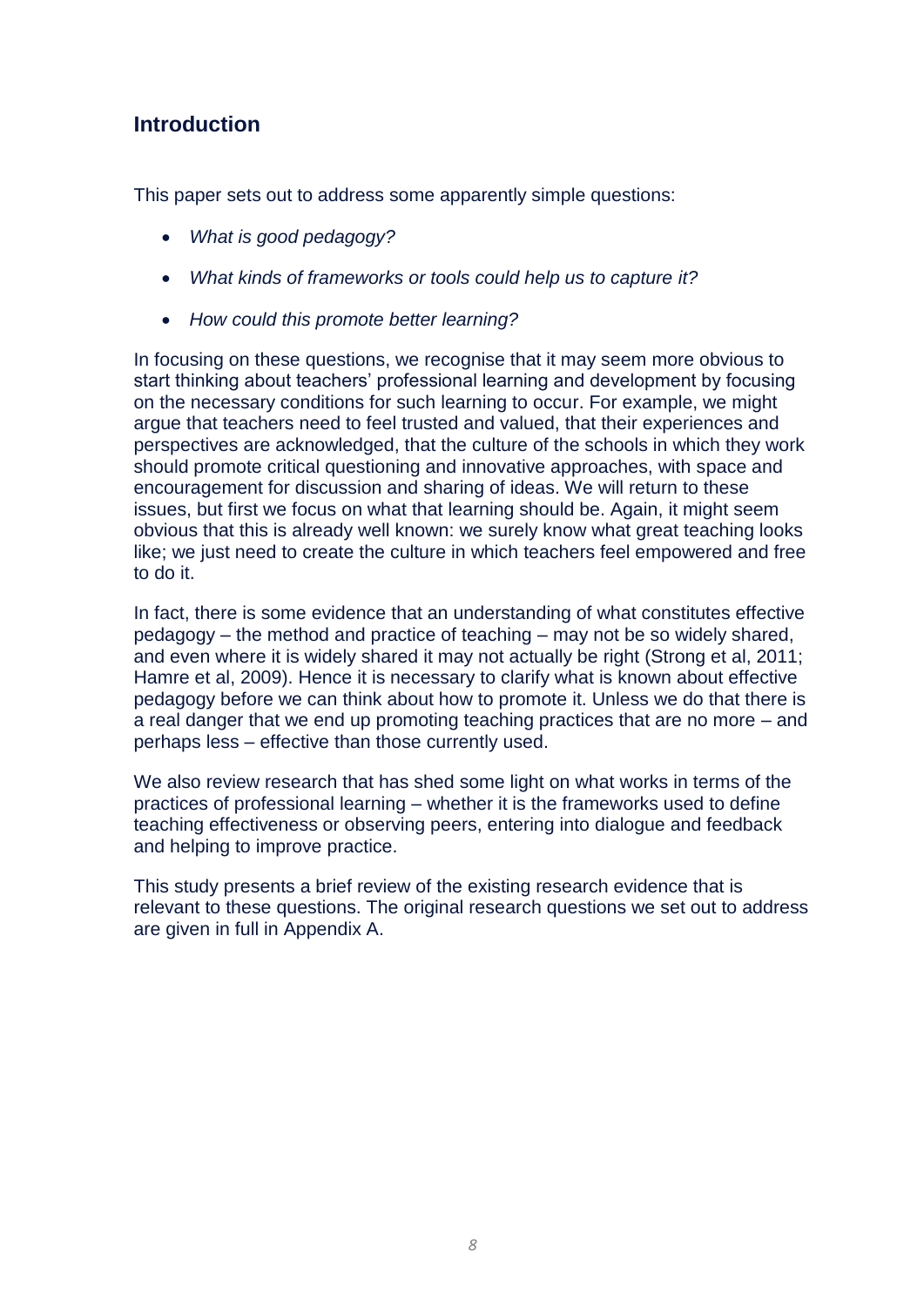## Introduction

This paper sets out to address some apparently simple questions:

- *What is good pedagogy?*
- *What kinds of frameworks or tools could help us to capture it?*
- *How could this promote better learning?*

In focusing on these questions, we recognise that it may seem more obvious to start thinking about teachers' professional learning and development by focusing on the necessary conditions for such learning to occur. For example, we might argue that teachers need to feel trusted and valued, that their experiences and perspectives are acknowledged, that the culture of the schools in which they work should promote critical questioning and innovative approaches, with space and encouragement for discussion and sharing of ideas. We will return to these issues, but first we focus on what that learning should be. Again, it might seem obvious that this is already well known: we surely know what great teaching looks like; we just need to create the culture in which teachers feel empowered and free to do it.

In fact, there is some evidence that an understanding of what constitutes effective pedagogy – the method and practice of teaching – may not be so widely shared, and even where it is widely shared it may not actually be right (Strong et al, 2011; Hamre et al, 2009). Hence it is necessary to clarify what is known about effective pedagogy before we can think about how to promote it. Unless we do that there is a real danger that we end up promoting teaching practices that are no more – and perhaps less – effective than those currently used.

We also review research that has shed some light on what works in terms of the practices of professional learning – whether it is the frameworks used to define teaching effectiveness or observing peers, entering into dialogue and feedback and helping to improve practice.

This study presents a brief review of the existing research evidence that is relevant to these questions. The original research questions we set out to address are given in full in Appendix A.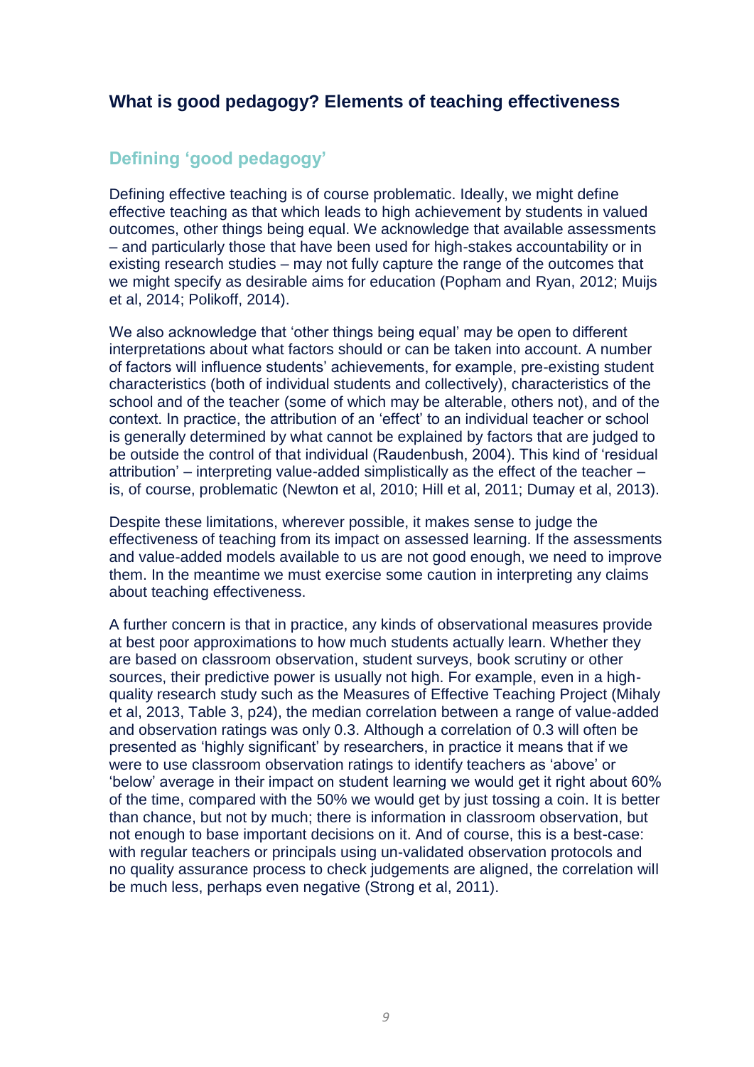## What is good pedagogy? Elements of teaching effectiveness

### Defining 'good pedagogy'

Defining effective teaching is of course problematic. Ideally, we might define effective teaching as that which leads to high achievement by students in valued outcomes, other things being equal. We acknowledge that available assessments – and particularly those that have been used for high-stakes accountability or in existing research studies – may not fully capture the range of the outcomes that we might specify as desirable aims for education (Popham and Ryan, 2012; Muijs et al, 2014; Polikoff, 2014).

We also acknowledge that 'other things being equal' may be open to different interpretations about what factors should or can be taken into account. A number of factors will influence students' achievements, for example, pre-existing student characteristics (both of individual students and collectively), characteristics of the school and of the teacher (some of which may be alterable, others not), and of the context. In practice, the attribution of an 'effect' to an individual teacher or school is generally determined by what cannot be explained by factors that are judged to be outside the control of that individual (Raudenbush, 2004). This kind of 'residual attribution' – interpreting value-added simplistically as the effect of the teacher – is, of course, problematic (Newton et al, 2010; Hill et al, 2011; Dumay et al, 2013).

Despite these limitations, wherever possible, it makes sense to judge the effectiveness of teaching from its impact on assessed learning. If the assessments and value-added models available to us are not good enough, we need to improve them. In the meantime we must exercise some caution in interpreting any claims about teaching effectiveness.

A further concern is that in practice, any kinds of observational measures provide at best poor approximations to how much students actually learn. Whether they are based on classroom observation, student surveys, book scrutiny or other sources, their predictive power is usually not high. For example, even in a high-quality research study such as the Measures of Effective Teaching Project (Mihaly et al, 2013, Table 3, p24), the median correlation between a range of value-added and observation ratings was only 0.3. Although a correlation of 0.3 will often be presented as 'highly significant' by researchers, in practice it means that if we were to use classroom observation ratings to identify teachers as 'above' or 'below' average in their impact on student learning we would get it right about 60% of the time, compared with the 50% we would get by just tossing a coin. It is better than chance, but not by much; there is information in classroom observation, but not enough to base important decisions on it. And of course, this is a best-case: with regular teachers or principals using un-validated observation protocols and no quality assurance process to check judgements are aligned, the correlation will be much less, perhaps even negative (Strong et al, 2011).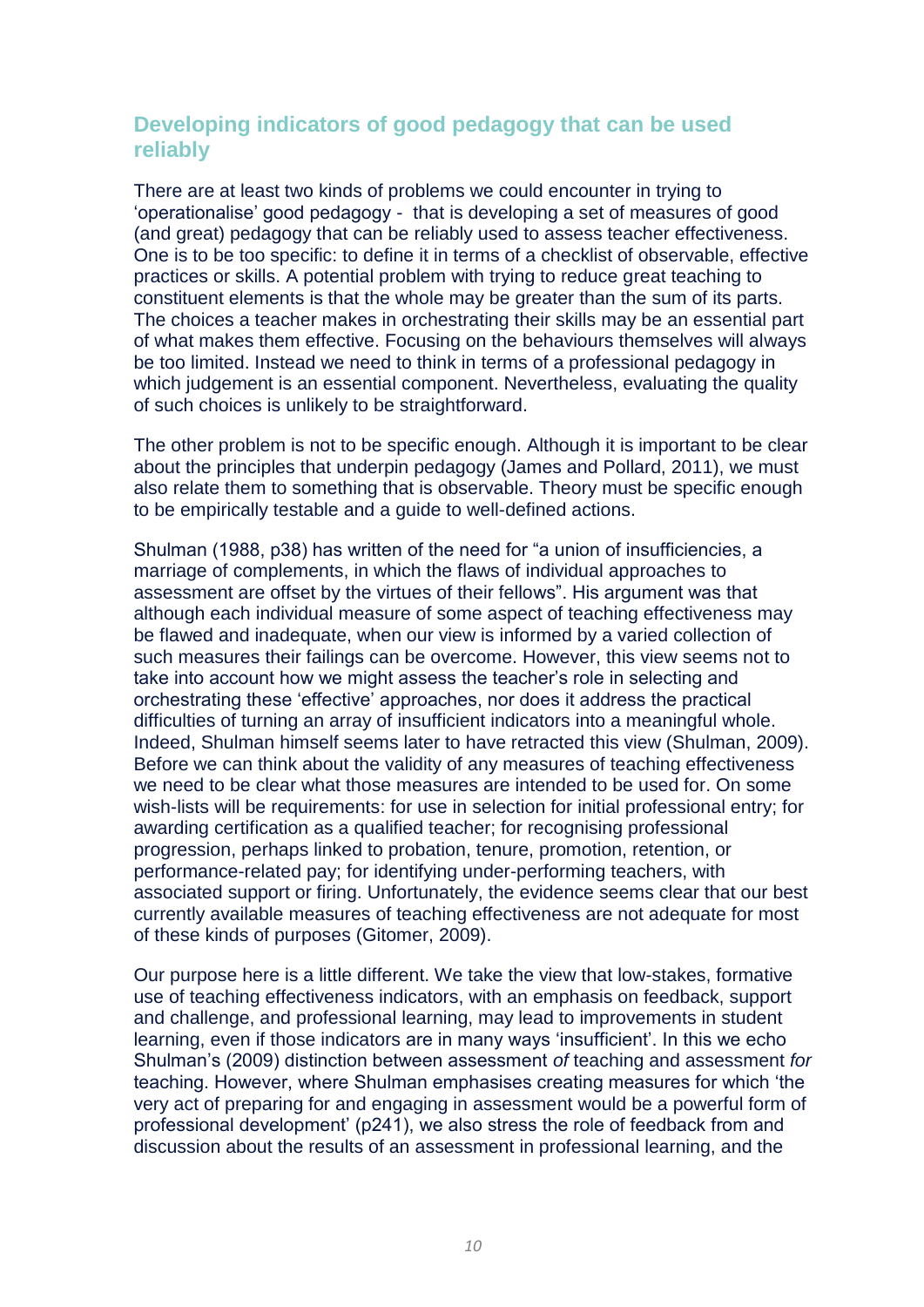## Developing indicators of good pedagogy that can be used reliably

There are at least two kinds of problems we could encounter in trying to 'operationalise' good pedagogy - that is developing a set of measures of good (and great) pedagogy that can be reliably used to assess teacher effectiveness. One is to be too specific: to define it in terms of a checklist of observable, effective practices or skills. A potential problem with trying to reduce great teaching to constituent elements is that the whole may be greater than the sum of its parts. The choices a teacher makes in orchestrating their skills may be an essential part of what makes them effective. Focusing on the behaviours themselves will always be too limited. Instead we need to think in terms of a professional pedagogy in which judgement is an essential component. Nevertheless, evaluating the quality of such choices is unlikely to be straightforward.

The other problem is not to be specific enough. Although it is important to be clear about the principles that underpin pedagogy (James and Pollard, 2011), we must also relate them to something that is observable. Theory must be specific enough to be empirically testable and a guide to well-defined actions.

Shulman (1988, p38) has written of the need for "a union of insufficiencies, a marriage of complements, in which the flaws of individual approaches to assessment are offset by the virtues of their fellows". His argument was that although each individual measure of some aspect of teaching effectiveness may be flawed and inadequate, when our view is informed by a varied collection of such measures their failings can be overcome. However, this view seems not to take into account how we might assess the teacher's role in selecting and orchestrating these 'effective' approaches, nor does it address the practical difficulties of turning an array of insufficient indicators into a meaningful whole. Indeed, Shulman himself seems later to have retracted this view (Shulman, 2009). Before we can think about the validity of any measures of teaching effectiveness we need to be clear what those measures are intended to be used for. On some wish-lists will be requirements: for use in selection for initial professional entry; for awarding certification as a qualified teacher; for recognising professional progression, perhaps linked to probation, tenure, promotion, retention, or performance-related pay; for identifying under-performing teachers, with associated support or firing. Unfortunately, the evidence seems clear that our best currently available measures of teaching effectiveness are not adequate for most of these kinds of purposes (Gitomer, 2009).

Our purpose here is a little different. We take the view that low-stakes, formative use of teaching effectiveness indicators, with an emphasis on feedback, support and challenge, and professional learning, may lead to improvements in student learning, even if those indicators are in many ways 'insufficient'. In this we echo Shulman's (2009) distinction between assessment *of* teaching and assessment *for* teaching. However, where Shulman emphasises creating measures for which 'the very act of preparing for and engaging in assessment would be a powerful form of professional development' (p241), we also stress the role of feedback from and discussion about the results of an assessment in professional learning, and the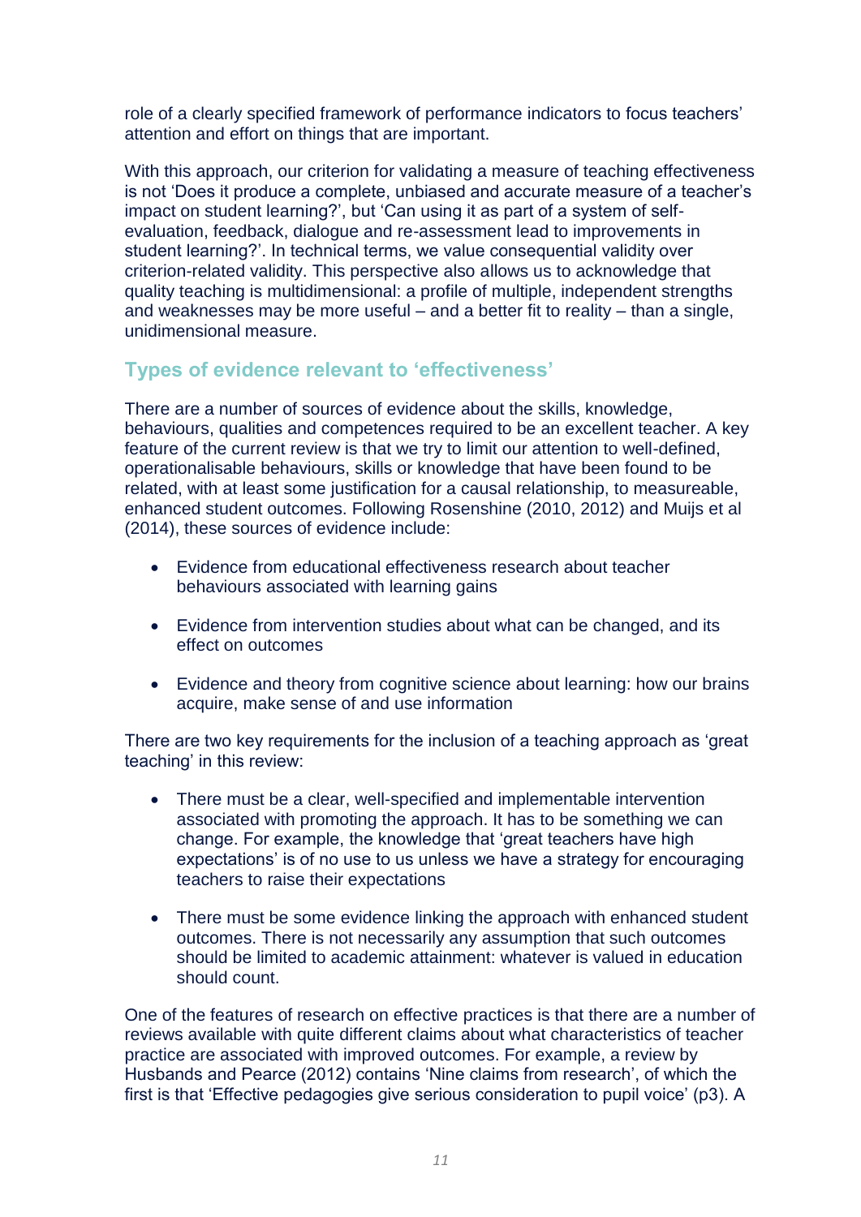role of a clearly specified framework of performance indicators to focus teachers' attention and effort on things that are important.

With this approach, our criterion for validating a measure of teaching effectiveness is not 'Does it produce a complete, unbiased and accurate measure of a teacher's impact on student learning?', but 'Can using it as part of a system of self-evaluation, feedback, dialogue and re-assessment lead to improvements in student learning?'. In technical terms, we value consequential validity over criterion-related validity. This perspective also allows us to acknowledge that quality teaching is multidimensional: a profile of multiple, independent strengths and weaknesses may be more useful – and a better fit to reality – than a single, unidimensional measure.

## Types of evidence relevant to 'effectiveness'

There are a number of sources of evidence about the skills, knowledge, behaviours, qualities and competences required to be an excellent teacher. A key feature of the current review is that we try to limit our attention to well-defined, operationalisable behaviours, skills or knowledge that have been found to be related, with at least some justification for a causal relationship, to measureable, enhanced student outcomes. Following Rosenshine (2010, 2012) and Muijs et al (2014), these sources of evidence include:

- Evidence from educational effectiveness research about teacher behaviours associated with learning gains
- Evidence from intervention studies about what can be changed, and its effect on outcomes
- Evidence and theory from cognitive science about learning: how our brains acquire, make sense of and use information

There are two key requirements for the inclusion of a teaching approach as 'great teaching' in this review:

- There must be a clear, well-specified and implementable intervention associated with promoting the approach. It has to be something we can change. For example, the knowledge that 'great teachers have high expectations' is of no use to us unless we have a strategy for encouraging teachers to raise their expectations
- There must be some evidence linking the approach with enhanced student outcomes. There is not necessarily any assumption that such outcomes should be limited to academic attainment: whatever is valued in education should count.

One of the features of research on effective practices is that there are a number of reviews available with quite different claims about what characteristics of teacher practice are associated with improved outcomes. For example, a review by Husbands and Pearce (2012) contains 'Nine claims from research', of which the first is that 'Effective pedagogies give serious consideration to pupil voice' (p3). A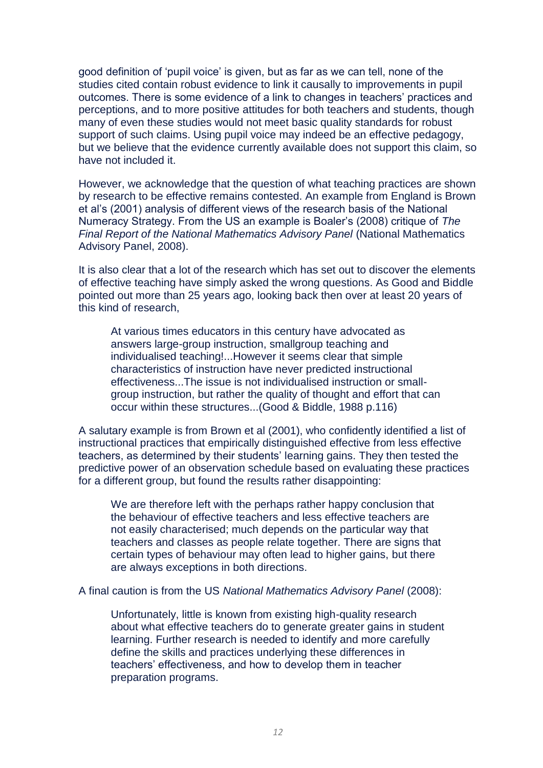good definition of 'pupil voice' is given, but as far as we can tell, none of the studies cited contain robust evidence to link it causally to improvements in pupil outcomes. There is some evidence of a link to changes in teachers' practices and perceptions, and to more positive attitudes for both teachers and students, though many of even these studies would not meet basic quality standards for robust support of such claims. Using pupil voice may indeed be an effective pedagogy, but we believe that the evidence currently available does not support this claim, so have not included it.

However, we acknowledge that the question of what teaching practices are shown by research to be effective remains contested. An example from England is Brown et al's (2001) analysis of different views of the research basis of the National Numeracy Strategy. From the US an example is Boaler's (2008) critique of *The Final Report of the National Mathematics Advisory Panel* (National Mathematics Advisory Panel, 2008).

It is also clear that a lot of the research which has set out to discover the elements of effective teaching have simply asked the wrong questions. As Good and Biddle pointed out more than 25 years ago, looking back then over at least 20 years of this kind of research,

> At various times educators in this century have advocated as answers large-group instruction, smallgroup teaching and individualised teaching!...However it seems clear that simple characteristics of instruction have never predicted instructional effectiveness...The issue is not individualised instruction or small-group instruction, but rather the quality of thought and effort that can occur within these structures...(Good & Biddle, 1988 p.116)

A salutary example is from Brown et al (2001), who confidently identified a list of instructional practices that empirically distinguished effective from less effective teachers, as determined by their students' learning gains. They then tested the predictive power of an observation schedule based on evaluating these practices for a different group, but found the results rather disappointing:

> We are therefore left with the perhaps rather happy conclusion that the behaviour of effective teachers and less effective teachers are not easily characterised; much depends on the particular way that teachers and classes as people relate together. There are signs that certain types of behaviour may often lead to higher gains, but there are always exceptions in both directions.

A final caution is from the US *National Mathematics Advisory Panel* (2008):

> Unfortunately, little is known from existing high-quality research about what effective teachers do to generate greater gains in student learning. Further research is needed to identify and more carefully define the skills and practices underlying these differences in teachers' effectiveness, and how to develop them in teacher preparation programs.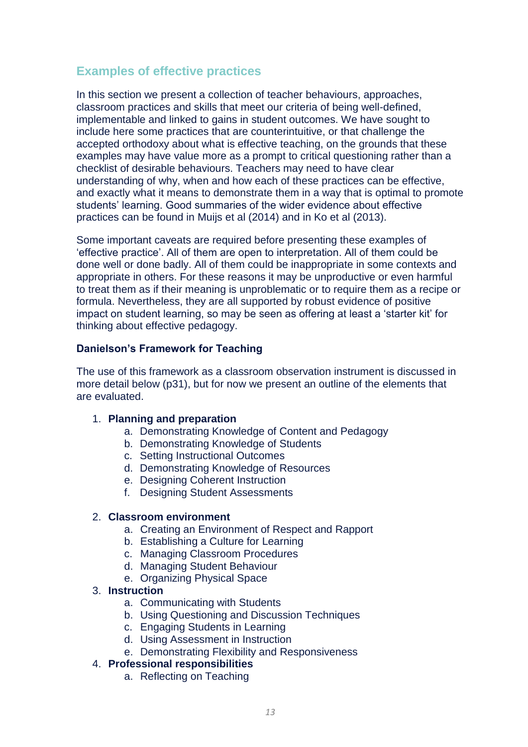## Examples of effective practices

In this section we present a collection of teacher behaviours, approaches, classroom practices and skills that meet our criteria of being well-defined, implementable and linked to gains in student outcomes. We have sought to include here some practices that are counterintuitive, or that challenge the accepted orthodoxy about what is effective teaching, on the grounds that these examples may have value more as a prompt to critical questioning rather than a checklist of desirable behaviours. Teachers may need to have clear understanding of why, when and how each of these practices can be effective, and exactly what it means to demonstrate them in a way that is optimal to promote students' learning. Good summaries of the wider evidence about effective practices can be found in Muijs et al (2014) and in Ko et al (2013).

Some important caveats are required before presenting these examples of 'effective practice'. All of them are open to interpretation. All of them could be done well or done badly. All of them could be inappropriate in some contexts and appropriate in others. For these reasons it may be unproductive or even harmful to treat them as if their meaning is unproblematic or to require them as a recipe or formula. Nevertheless, they are all supported by robust evidence of positive impact on student learning, so may be seen as offering at least a 'starter kit' for thinking about effective pedagogy.

### Danielson's Framework for Teaching

The use of this framework as a classroom observation instrument is discussed in more detail below (p31), but for now we present an outline of the elements that are evaluated.

1. **Planning and preparation**
    a. Demonstrating Knowledge of Content and Pedagogy
    b. Demonstrating Knowledge of Students
    c. Setting Instructional Outcomes
    d. Demonstrating Knowledge of Resources
    e. Designing Coherent Instruction
    f. Designing Student Assessments
2. **Classroom environment**
    a. Creating an Environment of Respect and Rapport
    b. Establishing a Culture for Learning
    c. Managing Classroom Procedures
    d. Managing Student Behaviour
    e. Organizing Physical Space
3. **Instruction**
    a. Communicating with Students
    b. Using Questioning and Discussion Techniques
    c. Engaging Students in Learning
    d. Using Assessment in Instruction
    e. Demonstrating Flexibility and Responsiveness
4. **Professional responsibilities**
    a. Reflecting on Teaching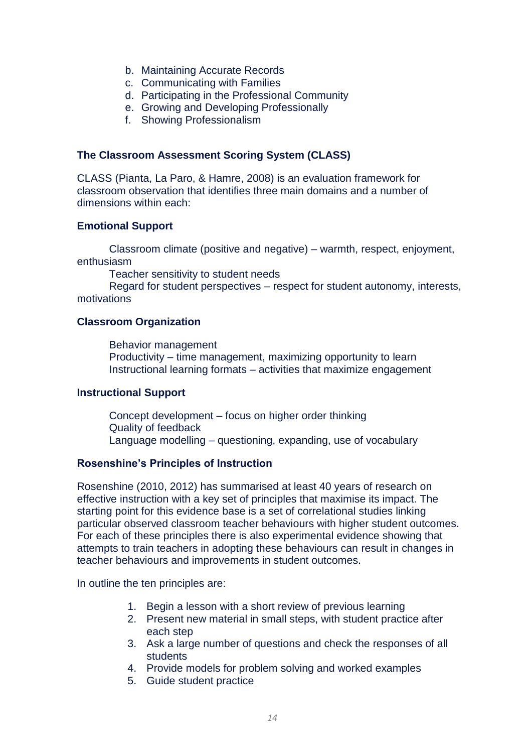b. Maintaining Accurate Records
c. Communicating with Families
d. Participating in the Professional Community
e. Growing and Developing Professionally
f. Showing Professionalism

### The Classroom Assessment Scoring System (CLASS)

CLASS (Pianta, La Paro, & Hamre, 2008) is an evaluation framework for classroom observation that identifies three main domains and a number of dimensions within each:

#### Emotional Support

Classroom climate (positive and negative) – warmth, respect, enjoyment, enthusiasm
Teacher sensitivity to student needs
Regard for student perspectives – respect for student autonomy, interests, motivations

#### Classroom Organization

Behavior management
Productivity – time management, maximizing opportunity to learn
Instructional learning formats – activities that maximize engagement

#### Instructional Support

Concept development – focus on higher order thinking
Quality of feedback
Language modelling – questioning, expanding, use of vocabulary

### Rosenshine's Principles of Instruction

Rosenshine (2010, 2012) has summarised at least 40 years of research on effective instruction with a key set of principles that maximise its impact. The starting point for this evidence base is a set of correlational studies linking particular observed classroom teacher behaviours with higher student outcomes. For each of these principles there is also experimental evidence showing that attempts to train teachers in adopting these behaviours can result in changes in teacher behaviours and improvements in student outcomes.

In outline the ten principles are:

1. Begin a lesson with a short review of previous learning
2. Present new material in small steps, with student practice after each step
3. Ask a large number of questions and check the responses of all students
4. Provide models for problem solving and worked examples
5. Guide student practice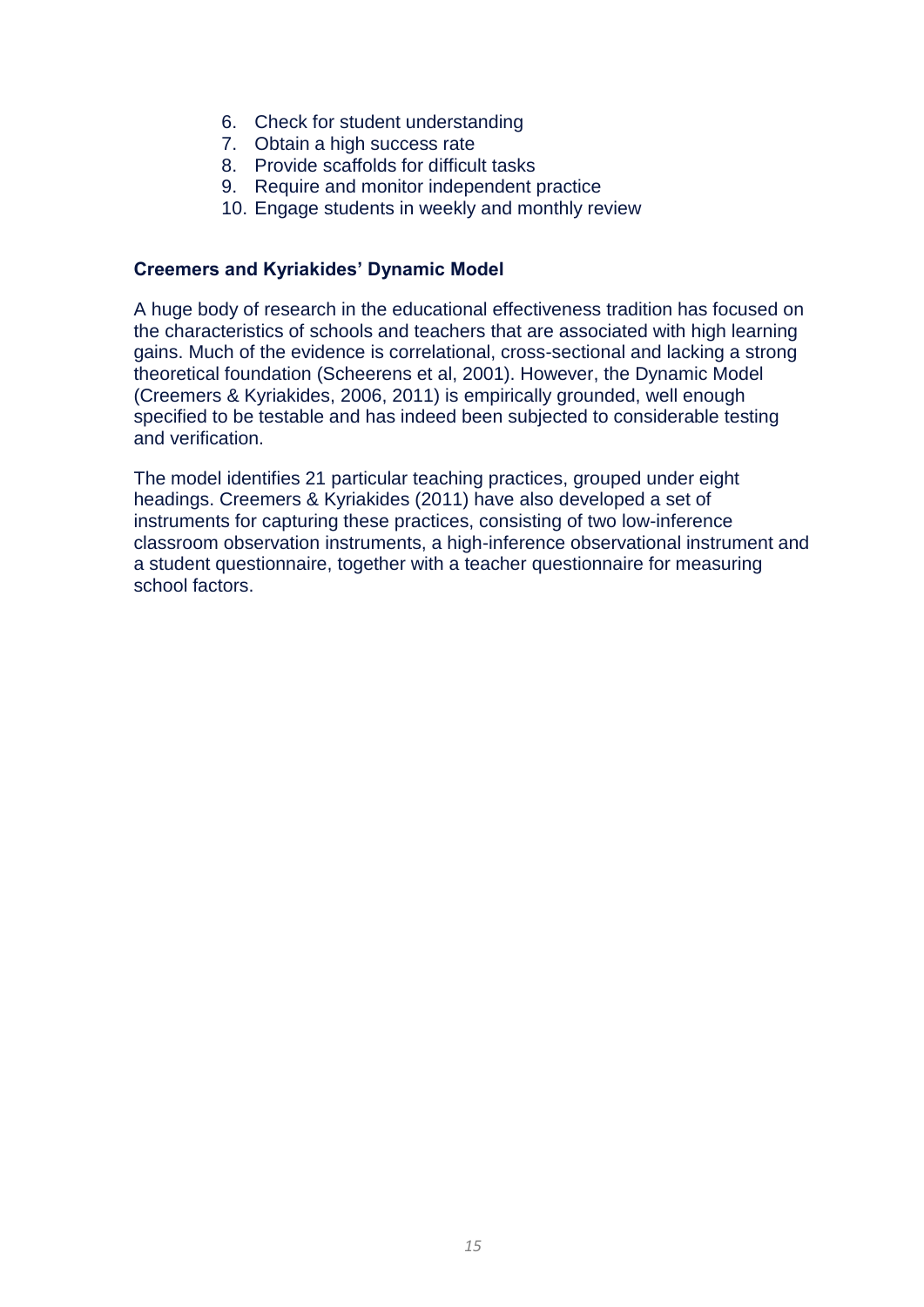6. Check for student understanding
7. Obtain a high success rate
8. Provide scaffolds for difficult tasks
9. Require and monitor independent practice
10. Engage students in weekly and monthly review

**Creemers and Kyriakides' Dynamic Model**

A huge body of research in the educational effectiveness tradition has focused on the characteristics of schools and teachers that are associated with high learning gains. Much of the evidence is correlational, cross-sectional and lacking a strong theoretical foundation (Scheerens et al, 2001). However, the Dynamic Model (Creemers & Kyriakides, 2006, 2011) is empirically grounded, well enough specified to be testable and has indeed been subjected to considerable testing and verification.

The model identifies 21 particular teaching practices, grouped under eight headings. Creemers & Kyriakides (2011) have also developed a set of instruments for capturing these practices, consisting of two low-inference classroom observation instruments, a high-inference observational instrument and a student questionnaire, together with a teacher questionnaire for measuring school factors.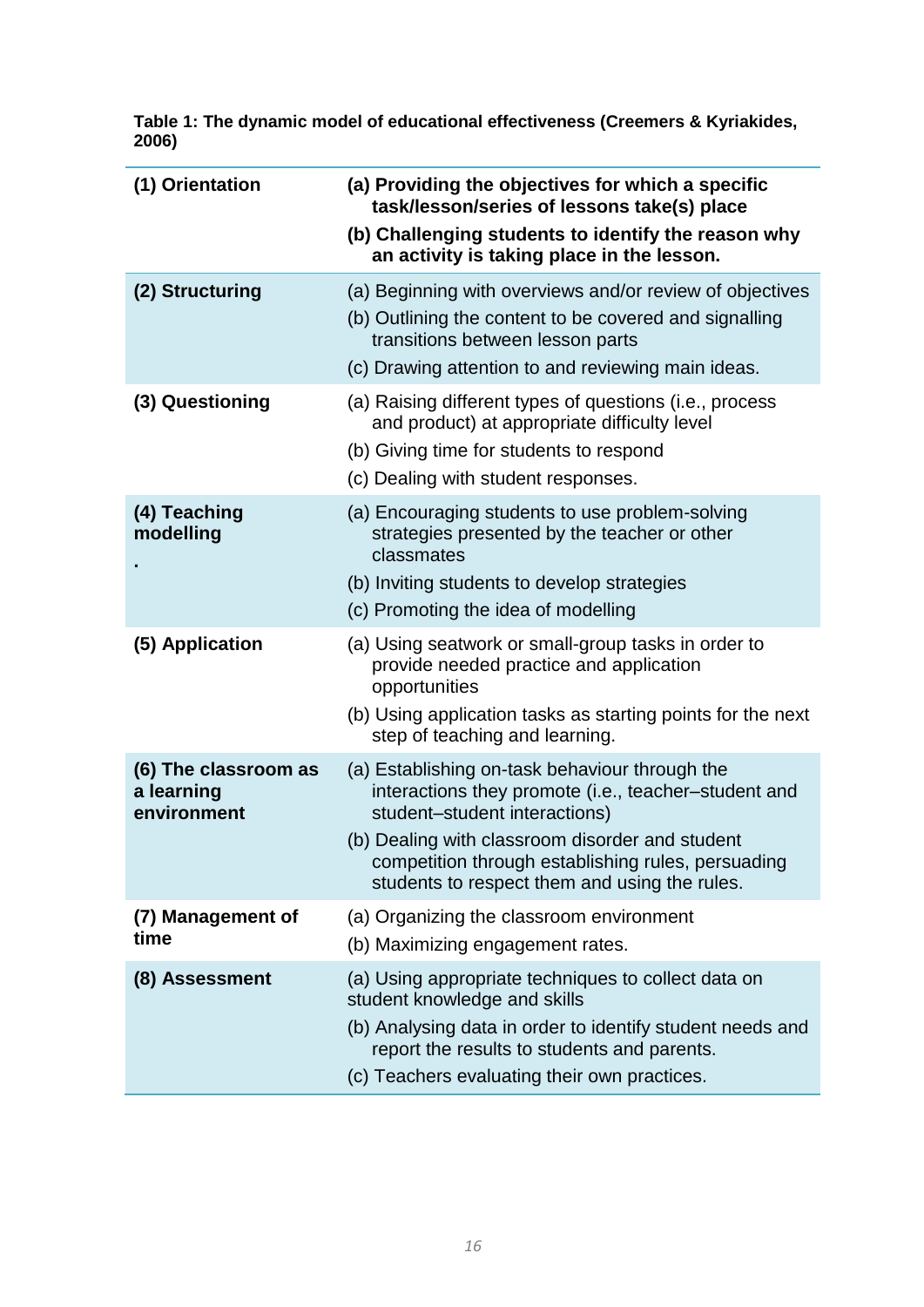**Table 1: The dynamic model of educational effectiveness (Creemers & Kyriakides, 2006)**

| | |
|---|---|
| **(1) Orientation** | **(a) Providing the objectives for which a specific task/lesson/series of lessons take(s) place**<br>**(b) Challenging students to identify the reason why an activity is taking place in the lesson.** |
| **(2) Structuring** | (a) Beginning with overviews and/or review of objectives<br>(b) Outlining the content to be covered and signalling transitions between lesson parts<br>(c) Drawing attention to and reviewing main ideas. |
| **(3) Questioning** | (a) Raising different types of questions (i.e., process and product) at appropriate difficulty level<br>(b) Giving time for students to respond<br>(c) Dealing with student responses. |
| **(4) Teaching modelling** **.** | (a) Encouraging students to use problem-solving strategies presented by the teacher or other classmates<br>(b) Inviting students to develop strategies<br>(c) Promoting the idea of modelling |
| **(5) Application** | (a) Using seatwork or small-group tasks in order to provide needed practice and application opportunities<br>(b) Using application tasks as starting points for the next step of teaching and learning. |
| **(6) The classroom as a learning environment** | (a) Establishing on-task behaviour through the interactions they promote (i.e., teacher–student and student–student interactions)<br>(b) Dealing with classroom disorder and student competition through establishing rules, persuading students to respect them and using the rules. |
| **(7) Management of time** | (a) Organizing the classroom environment<br>(b) Maximizing engagement rates. |
| **(8) Assessment** | (a) Using appropriate techniques to collect data on student knowledge and skills<br>(b) Analysing data in order to identify student needs and report the results to students and parents.<br>(c) Teachers evaluating their own practices. |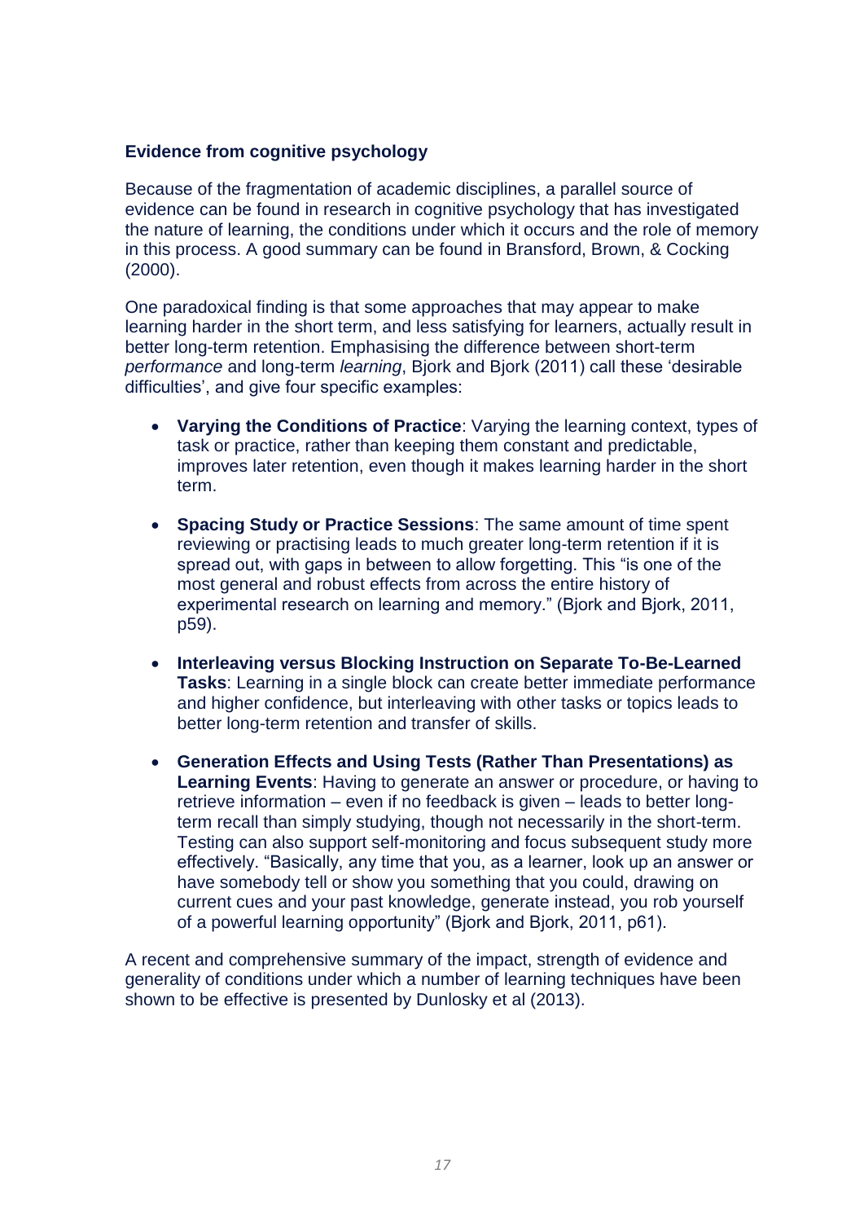**Evidence from cognitive psychology**

Because of the fragmentation of academic disciplines, a parallel source of evidence can be found in research in cognitive psychology that has investigated the nature of learning, the conditions under which it occurs and the role of memory in this process. A good summary can be found in Bransford, Brown, & Cocking (2000).

One paradoxical finding is that some approaches that may appear to make learning harder in the short term, and less satisfying for learners, actually result in better long-term retention. Emphasising the difference between short-term *performance* and long-term *learning*, Bjork and Bjork (2011) call these 'desirable difficulties', and give four specific examples:

- **Varying the Conditions of Practice**: Varying the learning context, types of task or practice, rather than keeping them constant and predictable, improves later retention, even though it makes learning harder in the short term.
- **Spacing Study or Practice Sessions**: The same amount of time spent reviewing or practising leads to much greater long-term retention if it is spread out, with gaps in between to allow forgetting. This "is one of the most general and robust effects from across the entire history of experimental research on learning and memory." (Bjork and Bjork, 2011, p59).
- **Interleaving versus Blocking Instruction on Separate To-Be-Learned Tasks**: Learning in a single block can create better immediate performance and higher confidence, but interleaving with other tasks or topics leads to better long-term retention and transfer of skills.
- **Generation Effects and Using Tests (Rather Than Presentations) as Learning Events**: Having to generate an answer or procedure, or having to retrieve information – even if no feedback is given – leads to better long-term recall than simply studying, though not necessarily in the short-term. Testing can also support self-monitoring and focus subsequent study more effectively. "Basically, any time that you, as a learner, look up an answer or have somebody tell or show you something that you could, drawing on current cues and your past knowledge, generate instead, you rob yourself of a powerful learning opportunity" (Bjork and Bjork, 2011, p61).

A recent and comprehensive summary of the impact, strength of evidence and generality of conditions under which a number of learning techniques have been shown to be effective is presented by Dunlosky et al (2013).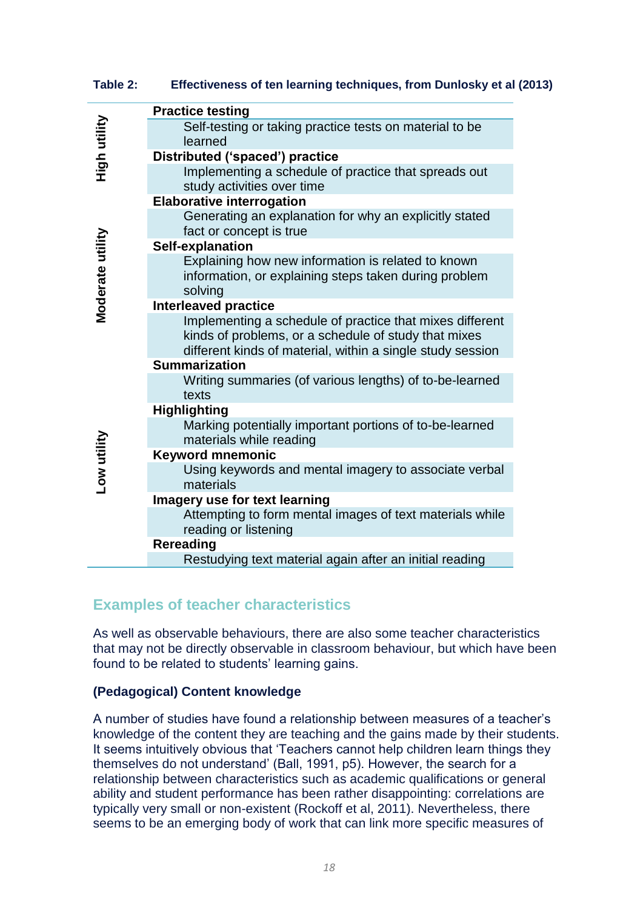**Table 2: Effectiveness of ten learning techniques, from Dunlosky et al (2013)**

| Utility | Technique | Description |
|---|---|---|
| High utility | **Practice testing** | Self-testing or taking practice tests on material to be learned |
| High utility | **Distributed ('spaced') practice** | Implementing a schedule of practice that spreads out study activities over time |
| Moderate utility | **Elaborative interrogation** | Generating an explanation for why an explicitly stated fact or concept is true |
| Moderate utility | **Self-explanation** | Explaining how new information is related to known information, or explaining steps taken during problem solving |
| Moderate utility | **Interleaved practice** | Implementing a schedule of practice that mixes different kinds of problems, or a schedule of study that mixes different kinds of material, within a single study session |
| Low utility | **Summarization** | Writing summaries (of various lengths) of to-be-learned texts |
| Low utility | **Highlighting** | Marking potentially important portions of to-be-learned materials while reading |
| Low utility | **Keyword mnemonic** | Using keywords and mental imagery to associate verbal materials |
| Low utility | **Imagery use for text learning** | Attempting to form mental images of text materials while reading or listening |
| Low utility | **Rereading** | Restudying text material again after an initial reading |

## Examples of teacher characteristics

As well as observable behaviours, there are also some teacher characteristics that may not be directly observable in classroom behaviour, but which have been found to be related to students' learning gains.

### (Pedagogical) Content knowledge

A number of studies have found a relationship between measures of a teacher's knowledge of the content they are teaching and the gains made by their students. It seems intuitively obvious that 'Teachers cannot help children learn things they themselves do not understand' (Ball, 1991, p5). However, the search for a relationship between characteristics such as academic qualifications or general ability and student performance has been rather disappointing: correlations are typically very small or non-existent (Rockoff et al, 2011). Nevertheless, there seems to be an emerging body of work that can link more specific measures of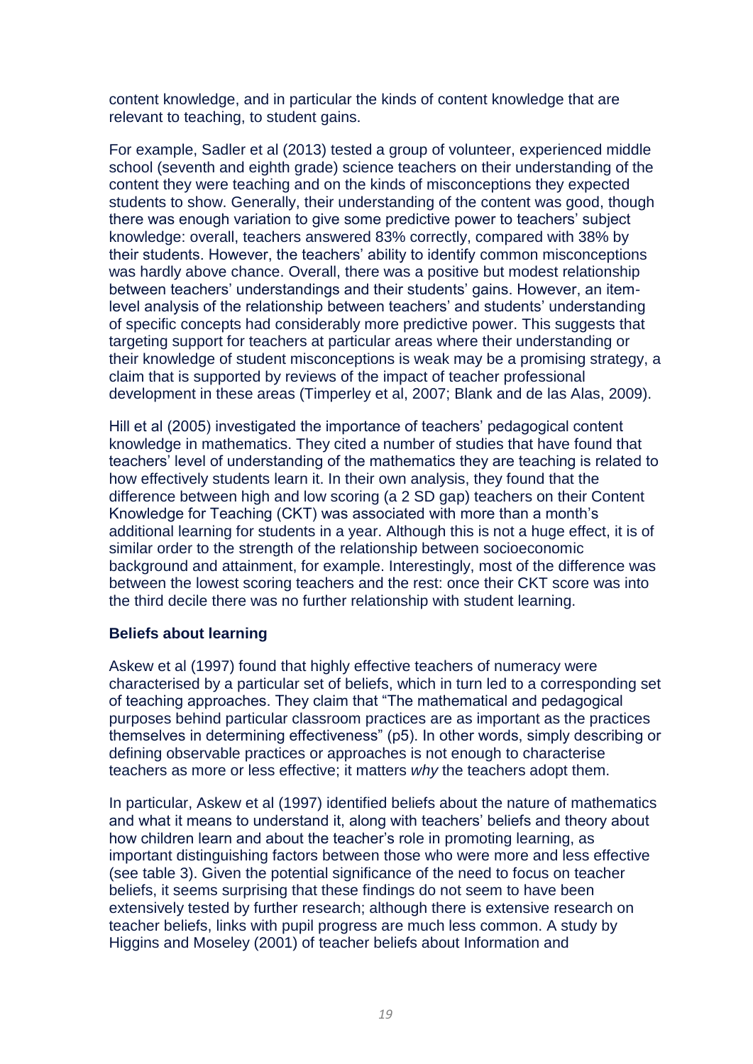content knowledge, and in particular the kinds of content knowledge that are relevant to teaching, to student gains.

For example, Sadler et al (2013) tested a group of volunteer, experienced middle school (seventh and eighth grade) science teachers on their understanding of the content they were teaching and on the kinds of misconceptions they expected students to show. Generally, their understanding of the content was good, though there was enough variation to give some predictive power to teachers' subject knowledge: overall, teachers answered 83% correctly, compared with 38% by their students. However, the teachers' ability to identify common misconceptions was hardly above chance. Overall, there was a positive but modest relationship between teachers' understandings and their students' gains. However, an item-level analysis of the relationship between teachers' and students' understanding of specific concepts had considerably more predictive power. This suggests that targeting support for teachers at particular areas where their understanding or their knowledge of student misconceptions is weak may be a promising strategy, a claim that is supported by reviews of the impact of teacher professional development in these areas (Timperley et al, 2007; Blank and de las Alas, 2009).

Hill et al (2005) investigated the importance of teachers' pedagogical content knowledge in mathematics. They cited a number of studies that have found that teachers' level of understanding of the mathematics they are teaching is related to how effectively students learn it. In their own analysis, they found that the difference between high and low scoring (a 2 SD gap) teachers on their Content Knowledge for Teaching (CKT) was associated with more than a month's additional learning for students in a year. Although this is not a huge effect, it is of similar order to the strength of the relationship between socioeconomic background and attainment, for example. Interestingly, most of the difference was between the lowest scoring teachers and the rest: once their CKT score was into the third decile there was no further relationship with student learning.

**Beliefs about learning**

Askew et al (1997) found that highly effective teachers of numeracy were characterised by a particular set of beliefs, which in turn led to a corresponding set of teaching approaches. They claim that "The mathematical and pedagogical purposes behind particular classroom practices are as important as the practices themselves in determining effectiveness" (p5). In other words, simply describing or defining observable practices or approaches is not enough to characterise teachers as more or less effective; it matters *why* the teachers adopt them.

In particular, Askew et al (1997) identified beliefs about the nature of mathematics and what it means to understand it, along with teachers' beliefs and theory about how children learn and about the teacher's role in promoting learning, as important distinguishing factors between those who were more and less effective (see table 3). Given the potential significance of the need to focus on teacher beliefs, it seems surprising that these findings do not seem to have been extensively tested by further research; although there is extensive research on teacher beliefs, links with pupil progress are much less common. A study by Higgins and Moseley (2001) of teacher beliefs about Information and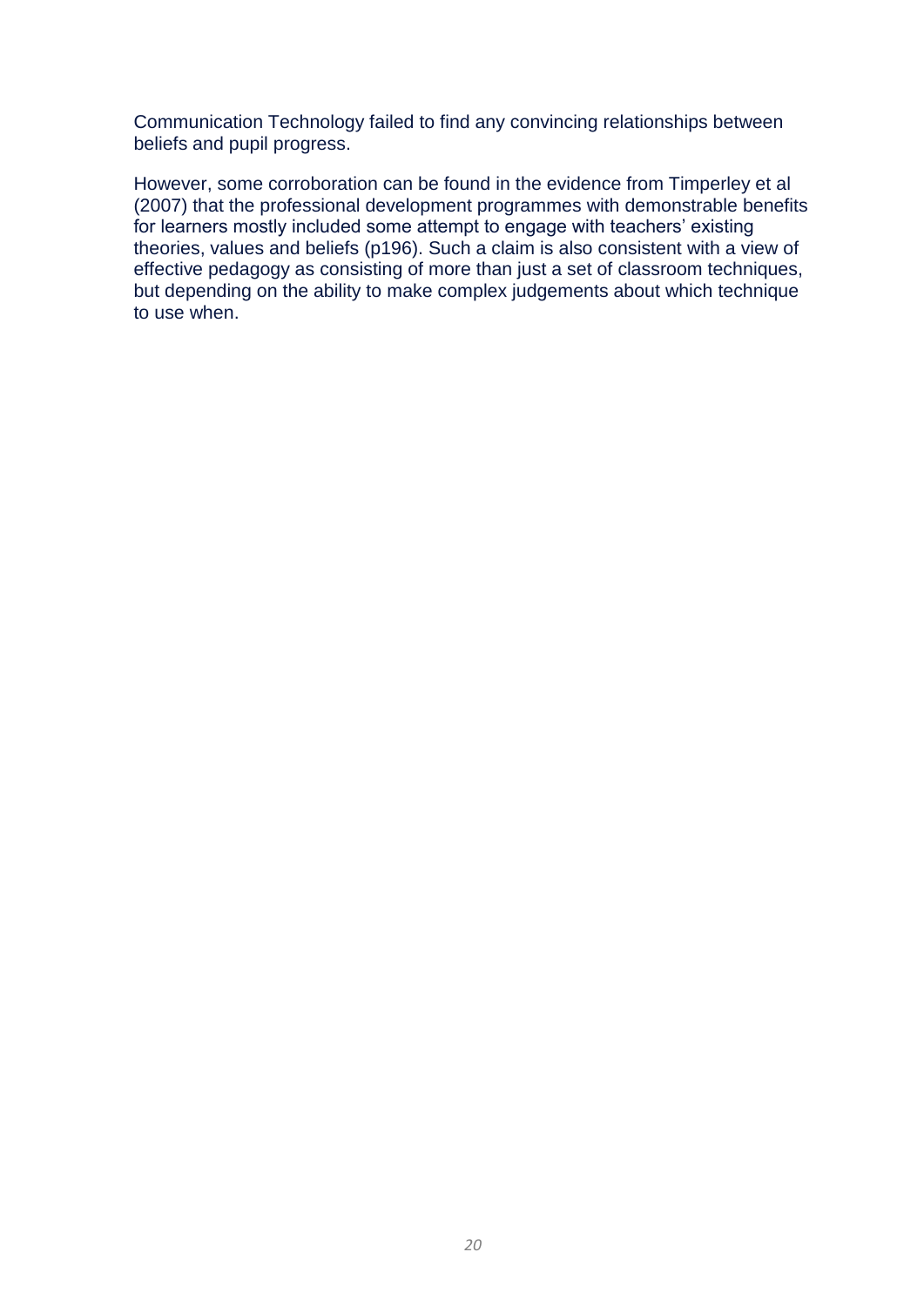Communication Technology failed to find any convincing relationships between beliefs and pupil progress.

However, some corroboration can be found in the evidence from Timperley et al (2007) that the professional development programmes with demonstrable benefits for learners mostly included some attempt to engage with teachers' existing theories, values and beliefs (p196). Such a claim is also consistent with a view of effective pedagogy as consisting of more than just a set of classroom techniques, but depending on the ability to make complex judgements about which technique to use when.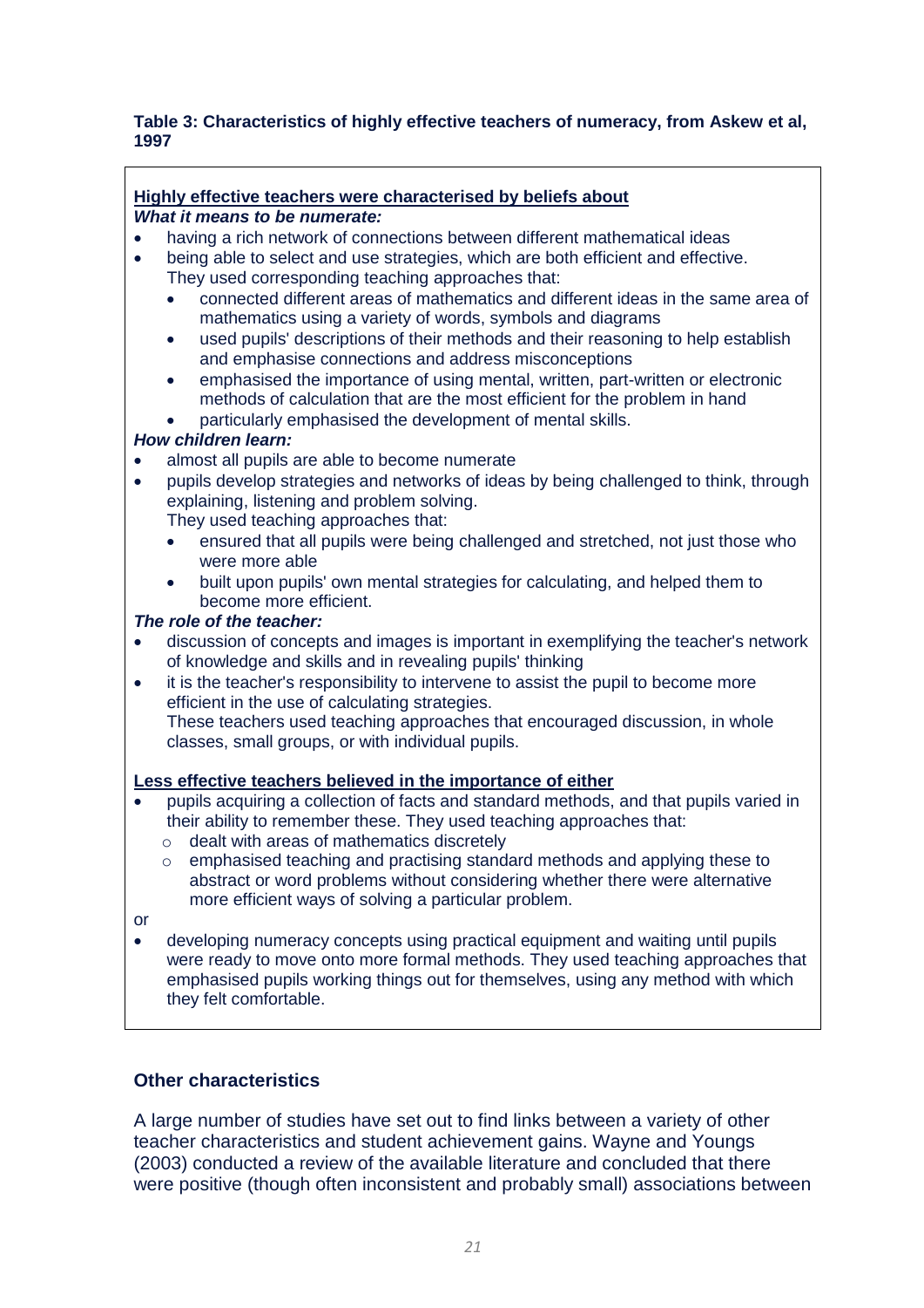**Table 3: Characteristics of highly effective teachers of numeracy, from Askew et al, 1997**

**Highly effective teachers were characterised by beliefs about**

***What it means to be numerate:***

- having a rich network of connections between different mathematical ideas
- being able to select and use strategies, which are both efficient and effective. They used corresponding teaching approaches that:
  - connected different areas of mathematics and different ideas in the same area of mathematics using a variety of words, symbols and diagrams
  - used pupils' descriptions of their methods and their reasoning to help establish and emphasise connections and address misconceptions
  - emphasised the importance of using mental, written, part-written or electronic methods of calculation that are the most efficient for the problem in hand
  - particularly emphasised the development of mental skills.

***How children learn:***

- almost all pupils are able to become numerate
- pupils develop strategies and networks of ideas by being challenged to think, through explaining, listening and problem solving. They used teaching approaches that:
  - ensured that all pupils were being challenged and stretched, not just those who were more able
  - built upon pupils' own mental strategies for calculating, and helped them to become more efficient.

***The role of the teacher:***

- discussion of concepts and images is important in exemplifying the teacher's network of knowledge and skills and in revealing pupils' thinking
- it is the teacher's responsibility to intervene to assist the pupil to become more efficient in the use of calculating strategies. These teachers used teaching approaches that encouraged discussion, in whole classes, small groups, or with individual pupils.

**Less effective teachers believed in the importance of either**

- pupils acquiring a collection of facts and standard methods, and that pupils varied in their ability to remember these. They used teaching approaches that:
  - dealt with areas of mathematics discretely
  - emphasised teaching and practising standard methods and applying these to abstract or word problems without considering whether there were alternative more efficient ways of solving a particular problem.

or

- developing numeracy concepts using practical equipment and waiting until pupils were ready to move onto more formal methods. They used teaching approaches that emphasised pupils working things out for themselves, using any method with which they felt comfortable.

## Other characteristics

A large number of studies have set out to find links between a variety of other teacher characteristics and student achievement gains. Wayne and Youngs (2003) conducted a review of the available literature and concluded that there were positive (though often inconsistent and probably small) associations between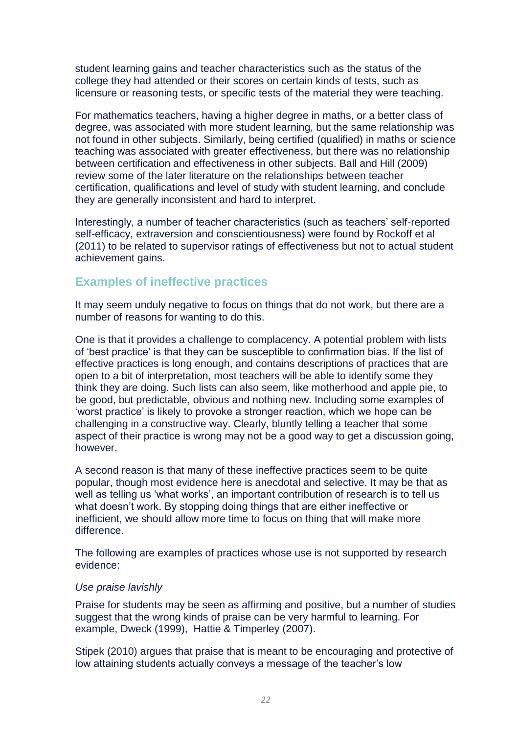student learning gains and teacher characteristics such as the status of the college they had attended or their scores on certain kinds of tests, such as licensure or reasoning tests, or specific tests of the material they were teaching.

For mathematics teachers, having a higher degree in maths, or a better class of degree, was associated with more student learning, but the same relationship was not found in other subjects. Similarly, being certified (qualified) in maths or science teaching was associated with greater effectiveness, but there was no relationship between certification and effectiveness in other subjects. Ball and Hill (2009) review some of the later literature on the relationships between teacher certification, qualifications and level of study with student learning, and conclude they are generally inconsistent and hard to interpret.

Interestingly, a number of teacher characteristics (such as teachers' self-reported self-efficacy, extraversion and conscientiousness) were found by Rockoff et al (2011) to be related to supervisor ratings of effectiveness but not to actual student achievement gains.

## Examples of ineffective practices

It may seem unduly negative to focus on things that do not work, but there are a number of reasons for wanting to do this.

One is that it provides a challenge to complacency. A potential problem with lists of 'best practice' is that they can be susceptible to confirmation bias. If the list of effective practices is long enough, and contains descriptions of practices that are open to a bit of interpretation, most teachers will be able to identify some they think they are doing. Such lists can also seem, like motherhood and apple pie, to be good, but predictable, obvious and nothing new. Including some examples of 'worst practice' is likely to provoke a stronger reaction, which we hope can be challenging in a constructive way. Clearly, bluntly telling a teacher that some aspect of their practice is wrong may not be a good way to get a discussion going, however.

A second reason is that many of these ineffective practices seem to be quite popular, though most evidence here is anecdotal and selective. It may be that as well as telling us 'what works', an important contribution of research is to tell us what doesn't work. By stopping doing things that are either ineffective or inefficient, we should allow more time to focus on thing that will make more difference.

The following are examples of practices whose use is not supported by research evidence:

*Use praise lavishly*

Praise for students may be seen as affirming and positive, but a number of studies suggest that the wrong kinds of praise can be very harmful to learning. For example, Dweck (1999), Hattie & Timperley (2007).

Stipek (2010) argues that praise that is meant to be encouraging and protective of low attaining students actually conveys a message of the teacher's low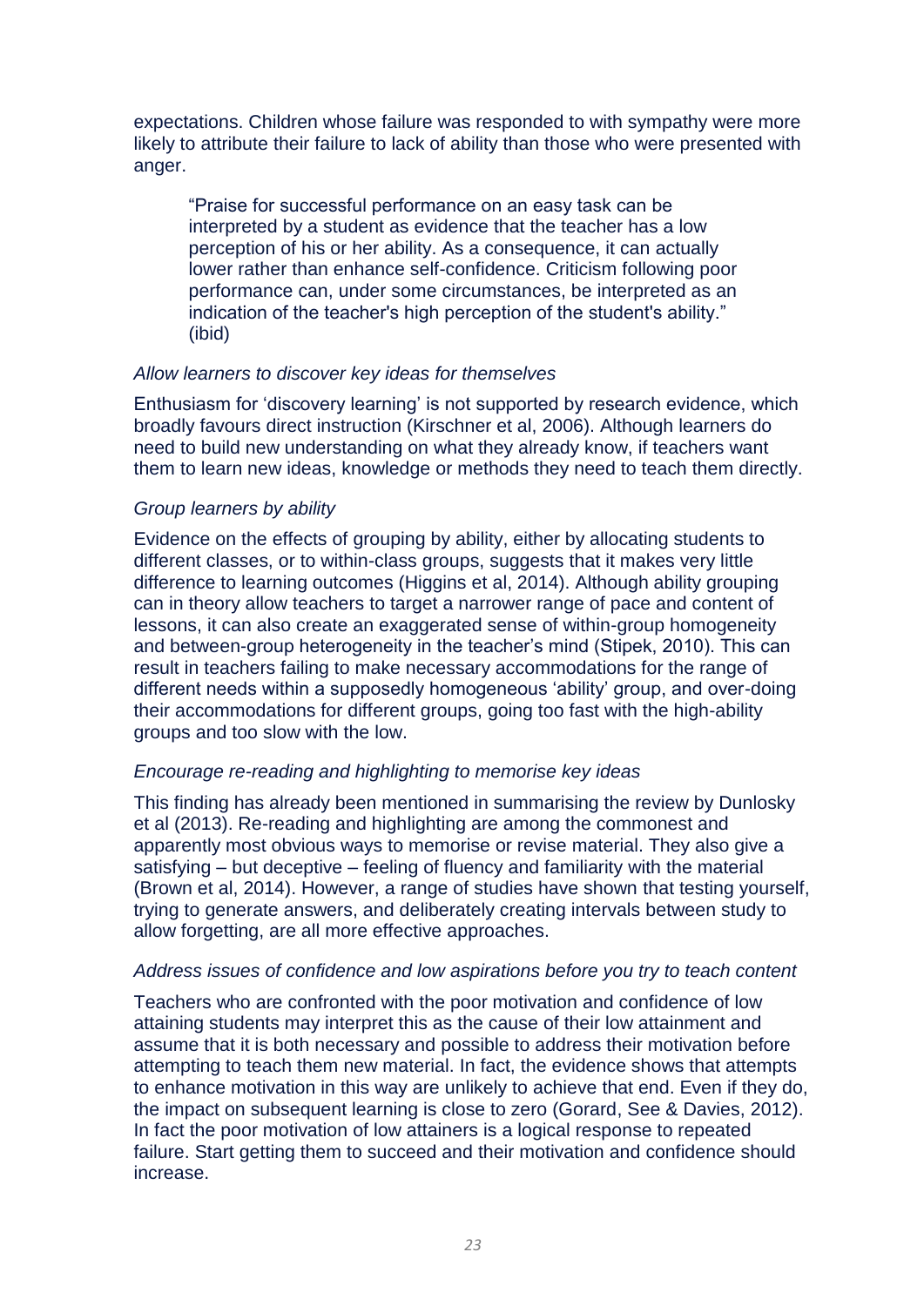expectations. Children whose failure was responded to with sympathy were more likely to attribute their failure to lack of ability than those who were presented with anger.

> "Praise for successful performance on an easy task can be interpreted by a student as evidence that the teacher has a low perception of his or her ability. As a consequence, it can actually lower rather than enhance self-confidence. Criticism following poor performance can, under some circumstances, be interpreted as an indication of the teacher's high perception of the student's ability." (ibid)

*Allow learners to discover key ideas for themselves*

Enthusiasm for 'discovery learning' is not supported by research evidence, which broadly favours direct instruction (Kirschner et al, 2006). Although learners do need to build new understanding on what they already know, if teachers want them to learn new ideas, knowledge or methods they need to teach them directly.

*Group learners by ability*

Evidence on the effects of grouping by ability, either by allocating students to different classes, or to within-class groups, suggests that it makes very little difference to learning outcomes (Higgins et al, 2014). Although ability grouping can in theory allow teachers to target a narrower range of pace and content of lessons, it can also create an exaggerated sense of within-group homogeneity and between-group heterogeneity in the teacher's mind (Stipek, 2010). This can result in teachers failing to make necessary accommodations for the range of different needs within a supposedly homogeneous 'ability' group, and over-doing their accommodations for different groups, going too fast with the high-ability groups and too slow with the low.

*Encourage re-reading and highlighting to memorise key ideas*

This finding has already been mentioned in summarising the review by Dunlosky et al (2013). Re-reading and highlighting are among the commonest and apparently most obvious ways to memorise or revise material. They also give a satisfying – but deceptive – feeling of fluency and familiarity with the material (Brown et al, 2014). However, a range of studies have shown that testing yourself, trying to generate answers, and deliberately creating intervals between study to allow forgetting, are all more effective approaches.

*Address issues of confidence and low aspirations before you try to teach content*

Teachers who are confronted with the poor motivation and confidence of low attaining students may interpret this as the cause of their low attainment and assume that it is both necessary and possible to address their motivation before attempting to teach them new material. In fact, the evidence shows that attempts to enhance motivation in this way are unlikely to achieve that end. Even if they do, the impact on subsequent learning is close to zero (Gorard, See & Davies, 2012). In fact the poor motivation of low attainers is a logical response to repeated failure. Start getting them to succeed and their motivation and confidence should increase.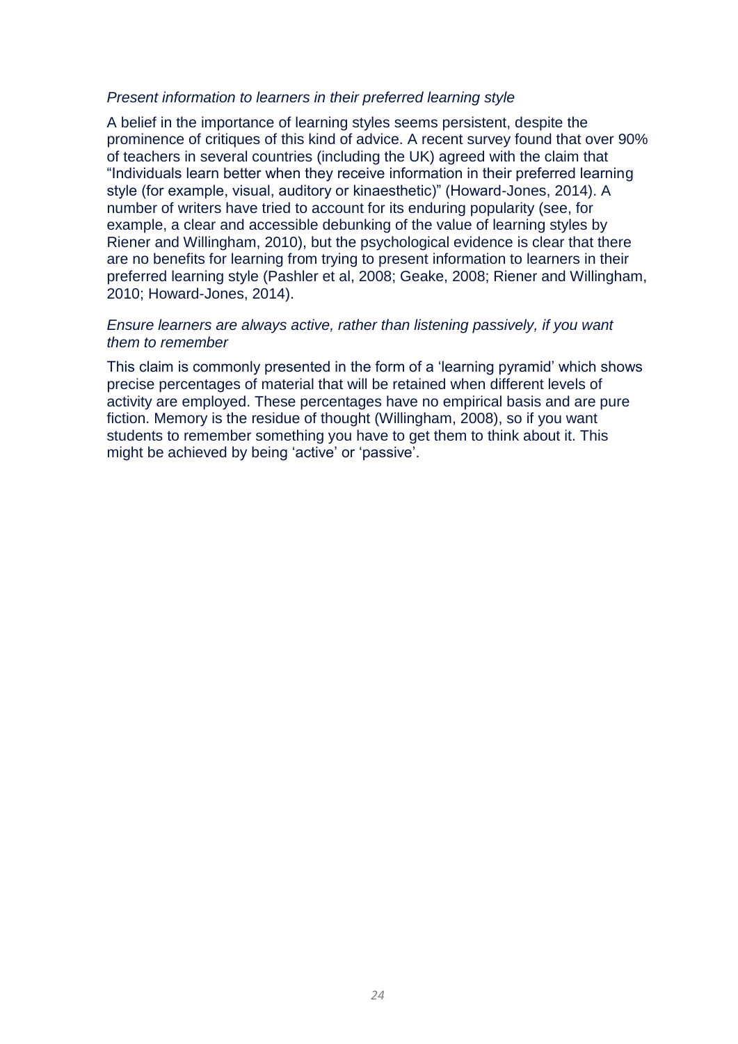*Present information to learners in their preferred learning style*

A belief in the importance of learning styles seems persistent, despite the prominence of critiques of this kind of advice. A recent survey found that over 90% of teachers in several countries (including the UK) agreed with the claim that "Individuals learn better when they receive information in their preferred learning style (for example, visual, auditory or kinaesthetic)" (Howard-Jones, 2014). A number of writers have tried to account for its enduring popularity (see, for example, a clear and accessible debunking of the value of learning styles by Riener and Willingham, 2010), but the psychological evidence is clear that there are no benefits for learning from trying to present information to learners in their preferred learning style (Pashler et al, 2008; Geake, 2008; Riener and Willingham, 2010; Howard-Jones, 2014).

*Ensure learners are always active, rather than listening passively, if you want them to remember*

This claim is commonly presented in the form of a 'learning pyramid' which shows precise percentages of material that will be retained when different levels of activity are employed. These percentages have no empirical basis and are pure fiction. Memory is the residue of thought (Willingham, 2008), so if you want students to remember something you have to get them to think about it. This might be achieved by being 'active' or 'passive'.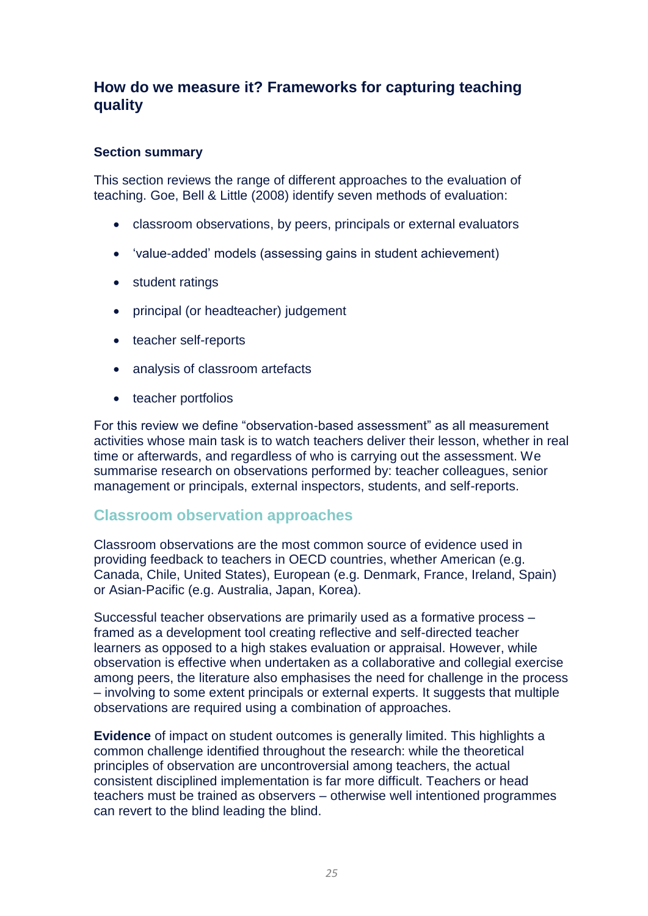## How do we measure it? Frameworks for capturing teaching quality

### Section summary

This section reviews the range of different approaches to the evaluation of teaching. Goe, Bell & Little (2008) identify seven methods of evaluation:

- classroom observations, by peers, principals or external evaluators
- 'value-added' models (assessing gains in student achievement)
- student ratings
- principal (or headteacher) judgement
- teacher self-reports
- analysis of classroom artefacts
- teacher portfolios

For this review we define "observation-based assessment" as all measurement activities whose main task is to watch teachers deliver their lesson, whether in real time or afterwards, and regardless of who is carrying out the assessment. We summarise research on observations performed by: teacher colleagues, senior management or principals, external inspectors, students, and self-reports.

### Classroom observation approaches

Classroom observations are the most common source of evidence used in providing feedback to teachers in OECD countries, whether American (e.g. Canada, Chile, United States), European (e.g. Denmark, France, Ireland, Spain) or Asian-Pacific (e.g. Australia, Japan, Korea).

Successful teacher observations are primarily used as a formative process – framed as a development tool creating reflective and self-directed teacher learners as opposed to a high stakes evaluation or appraisal. However, while observation is effective when undertaken as a collaborative and collegial exercise among peers, the literature also emphasises the need for challenge in the process – involving to some extent principals or external experts. It suggests that multiple observations are required using a combination of approaches.

**Evidence** of impact on student outcomes is generally limited. This highlights a common challenge identified throughout the research: while the theoretical principles of observation are uncontroversial among teachers, the actual consistent disciplined implementation is far more difficult. Teachers or head teachers must be trained as observers – otherwise well intentioned programmes can revert to the blind leading the blind.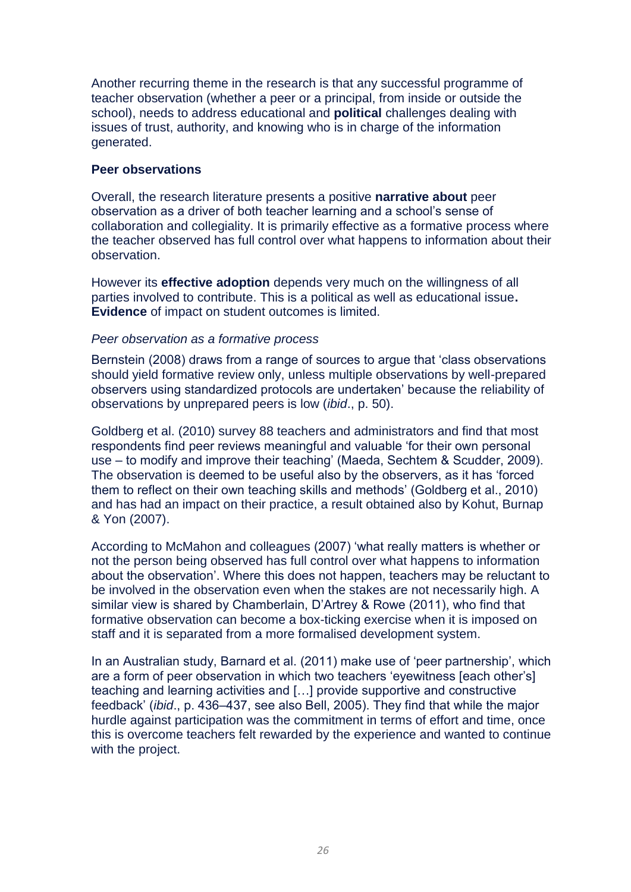Another recurring theme in the research is that any successful programme of teacher observation (whether a peer or a principal, from inside or outside the school), needs to address educational and **political** challenges dealing with issues of trust, authority, and knowing who is in charge of the information generated.

**Peer observations**

Overall, the research literature presents a positive **narrative about** peer observation as a driver of both teacher learning and a school's sense of collaboration and collegiality. It is primarily effective as a formative process where the teacher observed has full control over what happens to information about their observation.

However its **effective adoption** depends very much on the willingness of all parties involved to contribute. This is a political as well as educational issue**. Evidence** of impact on student outcomes is limited.

*Peer observation as a formative process*

Bernstein (2008) draws from a range of sources to argue that 'class observations should yield formative review only, unless multiple observations by well-prepared observers using standardized protocols are undertaken' because the reliability of observations by unprepared peers is low (*ibid*., p. 50).

Goldberg et al. (2010) survey 88 teachers and administrators and find that most respondents find peer reviews meaningful and valuable 'for their own personal use – to modify and improve their teaching' (Maeda, Sechtem & Scudder, 2009). The observation is deemed to be useful also by the observers, as it has 'forced them to reflect on their own teaching skills and methods' (Goldberg et al., 2010) and has had an impact on their practice, a result obtained also by Kohut, Burnap & Yon (2007).

According to McMahon and colleagues (2007) 'what really matters is whether or not the person being observed has full control over what happens to information about the observation'. Where this does not happen, teachers may be reluctant to be involved in the observation even when the stakes are not necessarily high. A similar view is shared by Chamberlain, D'Artrey & Rowe (2011), who find that formative observation can become a box-ticking exercise when it is imposed on staff and it is separated from a more formalised development system.

In an Australian study, Barnard et al. (2011) make use of 'peer partnership', which are a form of peer observation in which two teachers 'eyewitness [each other's] teaching and learning activities and […] provide supportive and constructive feedback' (*ibid*., p. 436–437, see also Bell, 2005). They find that while the major hurdle against participation was the commitment in terms of effort and time, once this is overcome teachers felt rewarded by the experience and wanted to continue with the project.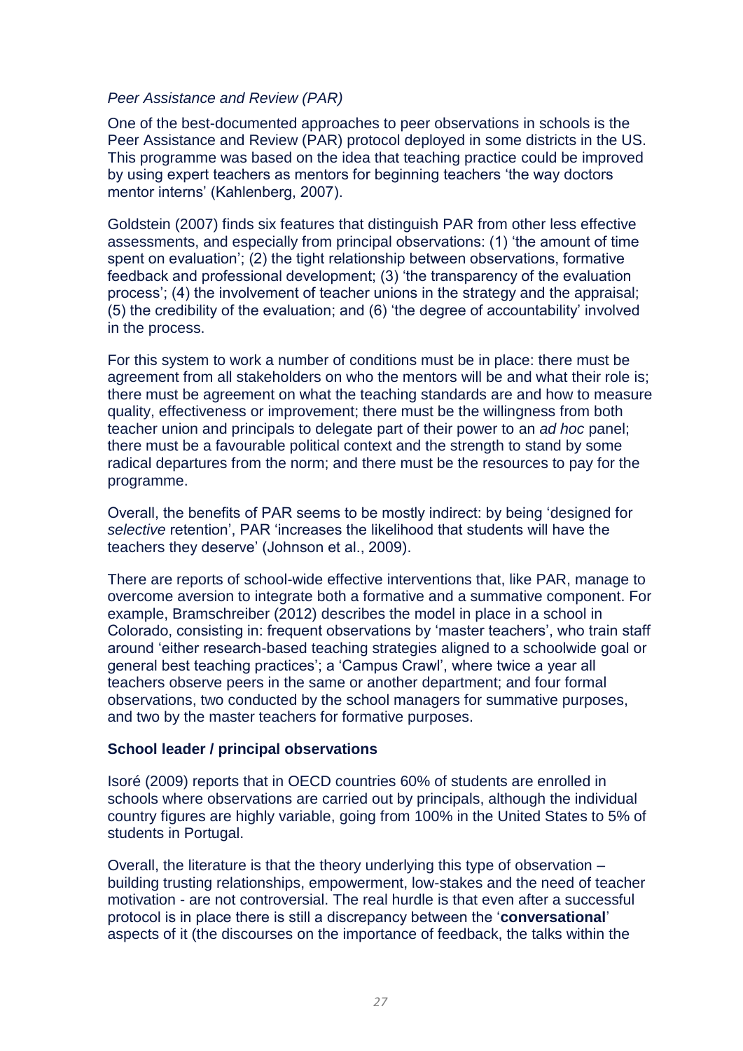*Peer Assistance and Review (PAR)*

One of the best-documented approaches to peer observations in schools is the Peer Assistance and Review (PAR) protocol deployed in some districts in the US. This programme was based on the idea that teaching practice could be improved by using expert teachers as mentors for beginning teachers 'the way doctors mentor interns' (Kahlenberg, 2007).

Goldstein (2007) finds six features that distinguish PAR from other less effective assessments, and especially from principal observations: (1) 'the amount of time spent on evaluation'; (2) the tight relationship between observations, formative feedback and professional development; (3) 'the transparency of the evaluation process'; (4) the involvement of teacher unions in the strategy and the appraisal; (5) the credibility of the evaluation; and (6) 'the degree of accountability' involved in the process.

For this system to work a number of conditions must be in place: there must be agreement from all stakeholders on who the mentors will be and what their role is; there must be agreement on what the teaching standards are and how to measure quality, effectiveness or improvement; there must be the willingness from both teacher union and principals to delegate part of their power to an *ad hoc* panel; there must be a favourable political context and the strength to stand by some radical departures from the norm; and there must be the resources to pay for the programme.

Overall, the benefits of PAR seems to be mostly indirect: by being 'designed for *selective* retention', PAR 'increases the likelihood that students will have the teachers they deserve' (Johnson et al., 2009).

There are reports of school-wide effective interventions that, like PAR, manage to overcome aversion to integrate both a formative and a summative component. For example, Bramschreiber (2012) describes the model in place in a school in Colorado, consisting in: frequent observations by 'master teachers', who train staff around 'either research-based teaching strategies aligned to a schoolwide goal or general best teaching practices'; a 'Campus Crawl', where twice a year all teachers observe peers in the same or another department; and four formal observations, two conducted by the school managers for summative purposes, and two by the master teachers for formative purposes.

**School leader / principal observations**

Isoré (2009) reports that in OECD countries 60% of students are enrolled in schools where observations are carried out by principals, although the individual country figures are highly variable, going from 100% in the United States to 5% of students in Portugal.

Overall, the literature is that the theory underlying this type of observation – building trusting relationships, empowerment, low-stakes and the need of teacher motivation - are not controversial. The real hurdle is that even after a successful protocol is in place there is still a discrepancy between the '**conversational**' aspects of it (the discourses on the importance of feedback, the talks within the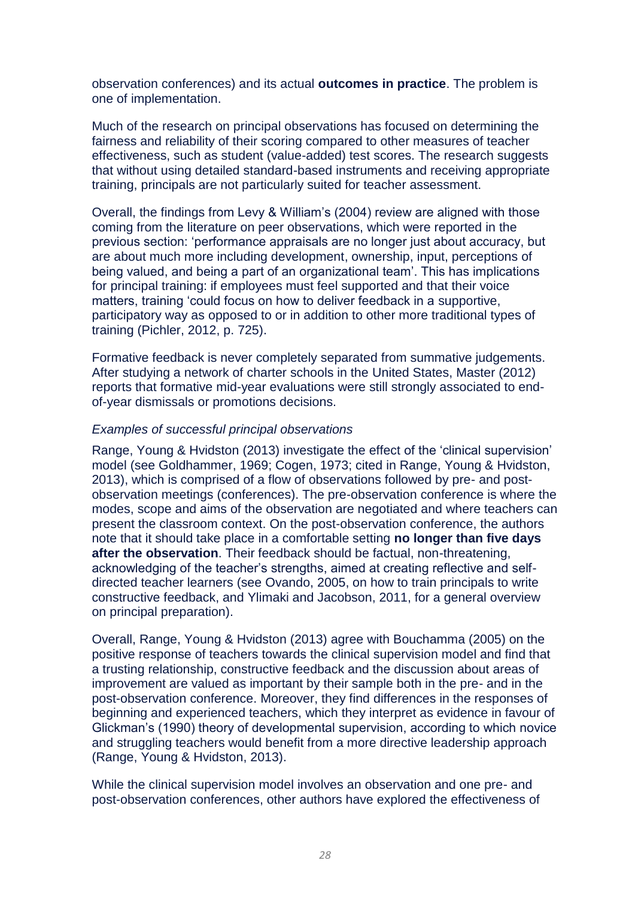observation conferences) and its actual **outcomes in practice**. The problem is one of implementation.

Much of the research on principal observations has focused on determining the fairness and reliability of their scoring compared to other measures of teacher effectiveness, such as student (value-added) test scores. The research suggests that without using detailed standard-based instruments and receiving appropriate training, principals are not particularly suited for teacher assessment.

Overall, the findings from Levy & William's (2004) review are aligned with those coming from the literature on peer observations, which were reported in the previous section: 'performance appraisals are no longer just about accuracy, but are about much more including development, ownership, input, perceptions of being valued, and being a part of an organizational team'. This has implications for principal training: if employees must feel supported and that their voice matters, training 'could focus on how to deliver feedback in a supportive, participatory way as opposed to or in addition to other more traditional types of training (Pichler, 2012, p. 725).

Formative feedback is never completely separated from summative judgements. After studying a network of charter schools in the United States, Master (2012) reports that formative mid-year evaluations were still strongly associated to end-of-year dismissals or promotions decisions.

*Examples of successful principal observations*

Range, Young & Hvidston (2013) investigate the effect of the 'clinical supervision' model (see Goldhammer, 1969; Cogen, 1973; cited in Range, Young & Hvidston, 2013), which is comprised of a flow of observations followed by pre- and post-observation meetings (conferences). The pre-observation conference is where the modes, scope and aims of the observation are negotiated and where teachers can present the classroom context. On the post-observation conference, the authors note that it should take place in a comfortable setting **no longer than five days after the observation**. Their feedback should be factual, non-threatening, acknowledging of the teacher's strengths, aimed at creating reflective and self-directed teacher learners (see Ovando, 2005, on how to train principals to write constructive feedback, and Ylimaki and Jacobson, 2011, for a general overview on principal preparation).

Overall, Range, Young & Hvidston (2013) agree with Bouchamma (2005) on the positive response of teachers towards the clinical supervision model and find that a trusting relationship, constructive feedback and the discussion about areas of improvement are valued as important by their sample both in the pre- and in the post-observation conference. Moreover, they find differences in the responses of beginning and experienced teachers, which they interpret as evidence in favour of Glickman's (1990) theory of developmental supervision, according to which novice and struggling teachers would benefit from a more directive leadership approach (Range, Young & Hvidston, 2013).

While the clinical supervision model involves an observation and one pre- and post-observation conferences, other authors have explored the effectiveness of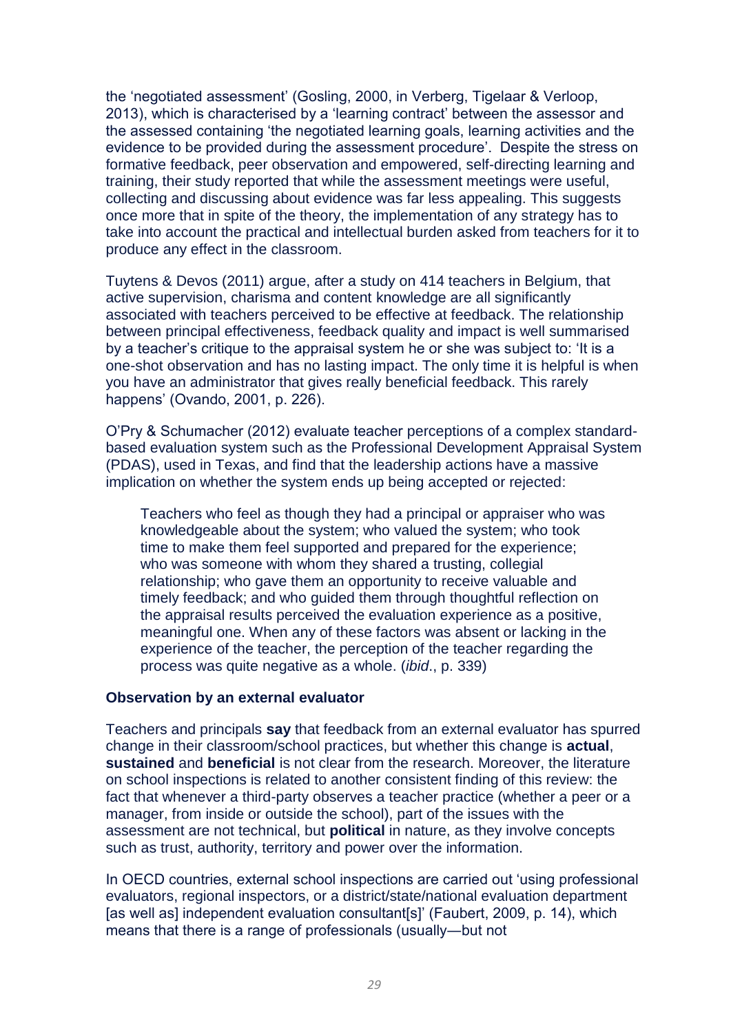the 'negotiated assessment' (Gosling, 2000, in Verberg, Tigelaar & Verloop, 2013), which is characterised by a 'learning contract' between the assessor and the assessed containing 'the negotiated learning goals, learning activities and the evidence to be provided during the assessment procedure'. Despite the stress on formative feedback, peer observation and empowered, self-directing learning and training, their study reported that while the assessment meetings were useful, collecting and discussing about evidence was far less appealing. This suggests once more that in spite of the theory, the implementation of any strategy has to take into account the practical and intellectual burden asked from teachers for it to produce any effect in the classroom.

Tuytens & Devos (2011) argue, after a study on 414 teachers in Belgium, that active supervision, charisma and content knowledge are all significantly associated with teachers perceived to be effective at feedback. The relationship between principal effectiveness, feedback quality and impact is well summarised by a teacher's critique to the appraisal system he or she was subject to: 'It is a one-shot observation and has no lasting impact. The only time it is helpful is when you have an administrator that gives really beneficial feedback. This rarely happens' (Ovando, 2001, p. 226).

O'Pry & Schumacher (2012) evaluate teacher perceptions of a complex standard-based evaluation system such as the Professional Development Appraisal System (PDAS), used in Texas, and find that the leadership actions have a massive implication on whether the system ends up being accepted or rejected:

> Teachers who feel as though they had a principal or appraiser who was knowledgeable about the system; who valued the system; who took time to make them feel supported and prepared for the experience; who was someone with whom they shared a trusting, collegial relationship; who gave them an opportunity to receive valuable and timely feedback; and who guided them through thoughtful reflection on the appraisal results perceived the evaluation experience as a positive, meaningful one. When any of these factors was absent or lacking in the experience of the teacher, the perception of the teacher regarding the process was quite negative as a whole. (*ibid*., p. 339)

**Observation by an external evaluator**

Teachers and principals **say** that feedback from an external evaluator has spurred change in their classroom/school practices, but whether this change is **actual**, **sustained** and **beneficial** is not clear from the research. Moreover, the literature on school inspections is related to another consistent finding of this review: the fact that whenever a third-party observes a teacher practice (whether a peer or a manager, from inside or outside the school), part of the issues with the assessment are not technical, but **political** in nature, as they involve concepts such as trust, authority, territory and power over the information.

In OECD countries, external school inspections are carried out 'using professional evaluators, regional inspectors, or a district/state/national evaluation department [as well as] independent evaluation consultant[s]' (Faubert, 2009, p. 14), which means that there is a range of professionals (usually—but not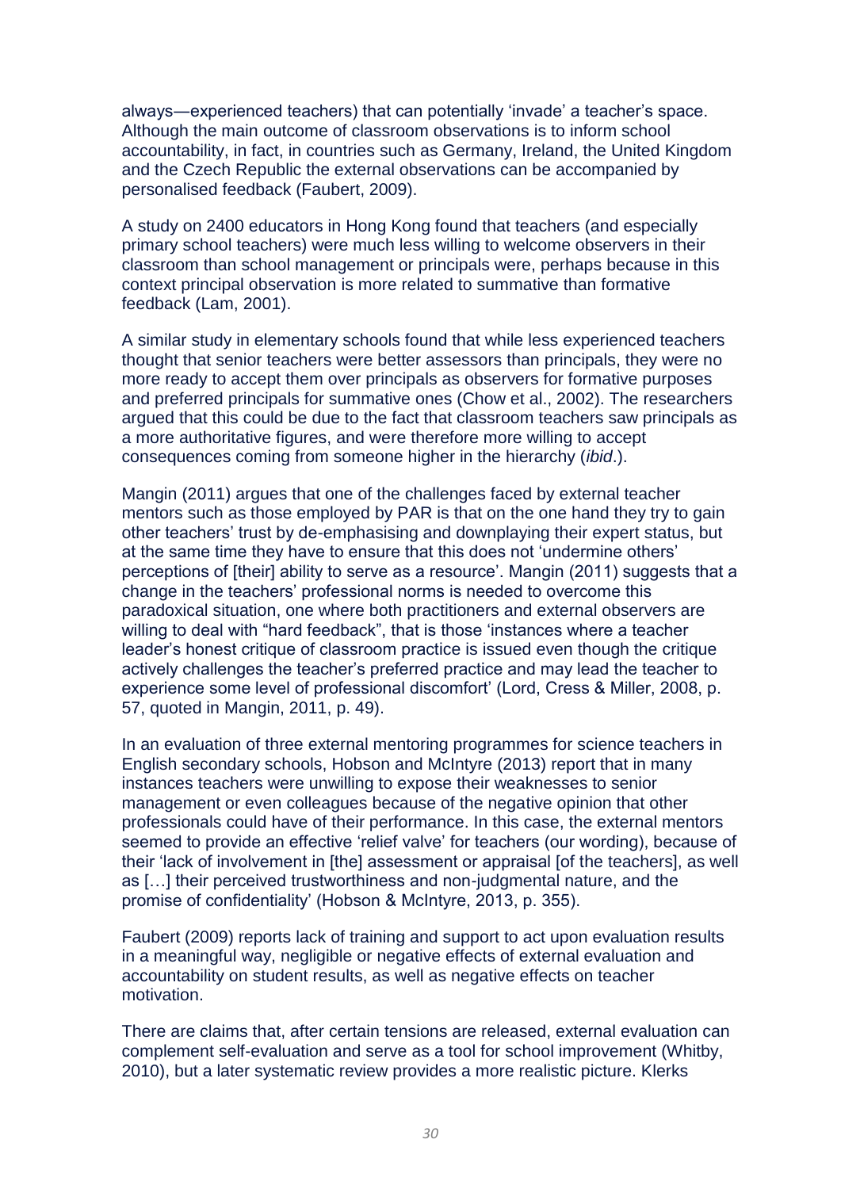always—experienced teachers) that can potentially 'invade' a teacher's space. Although the main outcome of classroom observations is to inform school accountability, in fact, in countries such as Germany, Ireland, the United Kingdom and the Czech Republic the external observations can be accompanied by personalised feedback (Faubert, 2009).

A study on 2400 educators in Hong Kong found that teachers (and especially primary school teachers) were much less willing to welcome observers in their classroom than school management or principals were, perhaps because in this context principal observation is more related to summative than formative feedback (Lam, 2001).

A similar study in elementary schools found that while less experienced teachers thought that senior teachers were better assessors than principals, they were no more ready to accept them over principals as observers for formative purposes and preferred principals for summative ones (Chow et al., 2002). The researchers argued that this could be due to the fact that classroom teachers saw principals as a more authoritative figures, and were therefore more willing to accept consequences coming from someone higher in the hierarchy (*ibid*.).

Mangin (2011) argues that one of the challenges faced by external teacher mentors such as those employed by PAR is that on the one hand they try to gain other teachers' trust by de-emphasising and downplaying their expert status, but at the same time they have to ensure that this does not 'undermine others' perceptions of [their] ability to serve as a resource'. Mangin (2011) suggests that a change in the teachers' professional norms is needed to overcome this paradoxical situation, one where both practitioners and external observers are willing to deal with "hard feedback", that is those 'instances where a teacher leader's honest critique of classroom practice is issued even though the critique actively challenges the teacher's preferred practice and may lead the teacher to experience some level of professional discomfort' (Lord, Cress & Miller, 2008, p. 57, quoted in Mangin, 2011, p. 49).

In an evaluation of three external mentoring programmes for science teachers in English secondary schools, Hobson and McIntyre (2013) report that in many instances teachers were unwilling to expose their weaknesses to senior management or even colleagues because of the negative opinion that other professionals could have of their performance. In this case, the external mentors seemed to provide an effective 'relief valve' for teachers (our wording), because of their 'lack of involvement in [the] assessment or appraisal [of the teachers], as well as […] their perceived trustworthiness and non-judgmental nature, and the promise of confidentiality' (Hobson & McIntyre, 2013, p. 355).

Faubert (2009) reports lack of training and support to act upon evaluation results in a meaningful way, negligible or negative effects of external evaluation and accountability on student results, as well as negative effects on teacher motivation.

There are claims that, after certain tensions are released, external evaluation can complement self-evaluation and serve as a tool for school improvement (Whitby, 2010), but a later systematic review provides a more realistic picture. Klerks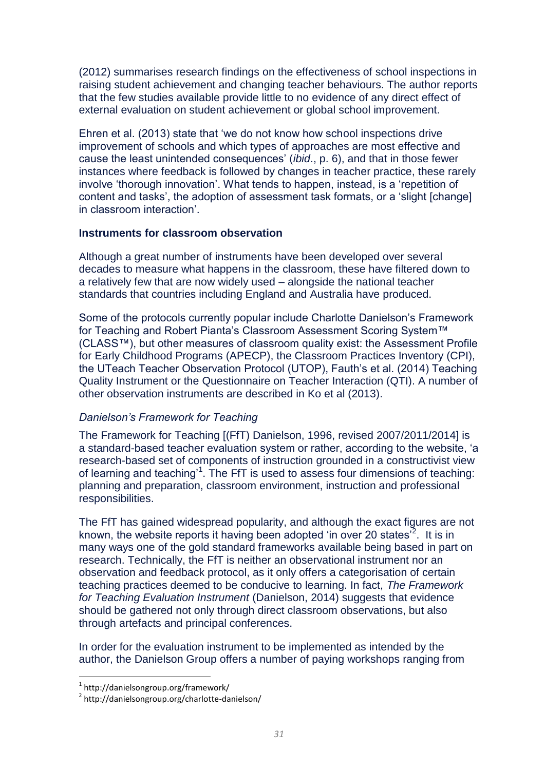(2012) summarises research findings on the effectiveness of school inspections in raising student achievement and changing teacher behaviours. The author reports that the few studies available provide little to no evidence of any direct effect of external evaluation on student achievement or global school improvement.

Ehren et al. (2013) state that 'we do not know how school inspections drive improvement of schools and which types of approaches are most effective and cause the least unintended consequences' (*ibid*., p. 6), and that in those fewer instances where feedback is followed by changes in teacher practice, these rarely involve 'thorough innovation'. What tends to happen, instead, is a 'repetition of content and tasks', the adoption of assessment task formats, or a 'slight [change] in classroom interaction'.

**Instruments for classroom observation**

Although a great number of instruments have been developed over several decades to measure what happens in the classroom, these have filtered down to a relatively few that are now widely used – alongside the national teacher standards that countries including England and Australia have produced.

Some of the protocols currently popular include Charlotte Danielson's Framework for Teaching and Robert Pianta's Classroom Assessment Scoring System™ (CLASS™), but other measures of classroom quality exist: the Assessment Profile for Early Childhood Programs (APECP), the Classroom Practices Inventory (CPI), the UTeach Teacher Observation Protocol (UTOP), Fauth's et al. (2014) Teaching Quality Instrument or the Questionnaire on Teacher Interaction (QTI). A number of other observation instruments are described in Ko et al (2013).

*Danielson's Framework for Teaching*

The Framework for Teaching [(FfT) Danielson, 1996, revised 2007/2011/2014] is a standard-based teacher evaluation system or rather, according to the website, 'a research-based set of components of instruction grounded in a constructivist view of learning and teaching'[1]. The FfT is used to assess four dimensions of teaching: planning and preparation, classroom environment, instruction and professional responsibilities.

The FfT has gained widespread popularity, and although the exact figures are not known, the website reports it having been adopted 'in over 20 states'[2]. It is in many ways one of the gold standard frameworks available being based in part on research. Technically, the FfT is neither an observational instrument nor an observation and feedback protocol, as it only offers a categorisation of certain teaching practices deemed to be conducive to learning. In fact, *The Framework for Teaching Evaluation Instrument* (Danielson, 2014) suggests that evidence should be gathered not only through direct classroom observations, but also through artefacts and principal conferences.

In order for the evaluation instrument to be implemented as intended by the author, the Danielson Group offers a number of paying workshops ranging from

[1] http://danielsongroup.org/framework/

[2] http://danielsongroup.org/charlotte-danielson/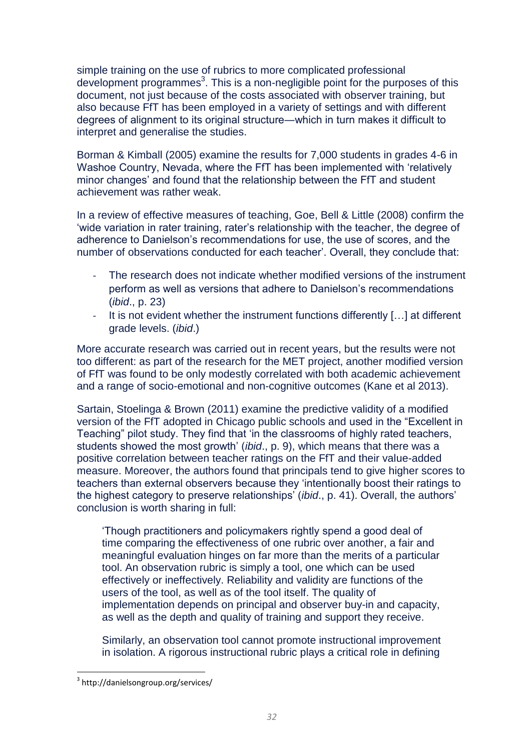simple training on the use of rubrics to more complicated professional development programmes[3]. This is a non-negligible point for the purposes of this document, not just because of the costs associated with observer training, but also because FfT has been employed in a variety of settings and with different degrees of alignment to its original structure—which in turn makes it difficult to interpret and generalise the studies.

Borman & Kimball (2005) examine the results for 7,000 students in grades 4-6 in Washoe Country, Nevada, where the FfT has been implemented with 'relatively minor changes' and found that the relationship between the FfT and student achievement was rather weak.

In a review of effective measures of teaching, Goe, Bell & Little (2008) confirm the 'wide variation in rater training, rater's relationship with the teacher, the degree of adherence to Danielson's recommendations for use, the use of scores, and the number of observations conducted for each teacher'. Overall, they conclude that:

- The research does not indicate whether modified versions of the instrument perform as well as versions that adhere to Danielson's recommendations (*ibid*., p. 23)
- It is not evident whether the instrument functions differently […] at different grade levels. (*ibid*.)

More accurate research was carried out in recent years, but the results were not too different: as part of the research for the MET project, another modified version of FfT was found to be only modestly correlated with both academic achievement and a range of socio-emotional and non-cognitive outcomes (Kane et al 2013).

Sartain, Stoelinga & Brown (2011) examine the predictive validity of a modified version of the FfT adopted in Chicago public schools and used in the "Excellent in Teaching" pilot study. They find that 'in the classrooms of highly rated teachers, students showed the most growth' (*ibid*., p. 9), which means that there was a positive correlation between teacher ratings on the FfT and their value-added measure. Moreover, the authors found that principals tend to give higher scores to teachers than external observers because they 'intentionally boost their ratings to the highest category to preserve relationships' (*ibid*., p. 41). Overall, the authors' conclusion is worth sharing in full:

> 'Though practitioners and policymakers rightly spend a good deal of time comparing the effectiveness of one rubric over another, a fair and meaningful evaluation hinges on far more than the merits of a particular tool. An observation rubric is simply a tool, one which can be used effectively or ineffectively. Reliability and validity are functions of the users of the tool, as well as of the tool itself. The quality of implementation depends on principal and observer buy-in and capacity, as well as the depth and quality of training and support they receive.
>
> Similarly, an observation tool cannot promote instructional improvement in isolation. A rigorous instructional rubric plays a critical role in defining

[3] http://danielsongroup.org/services/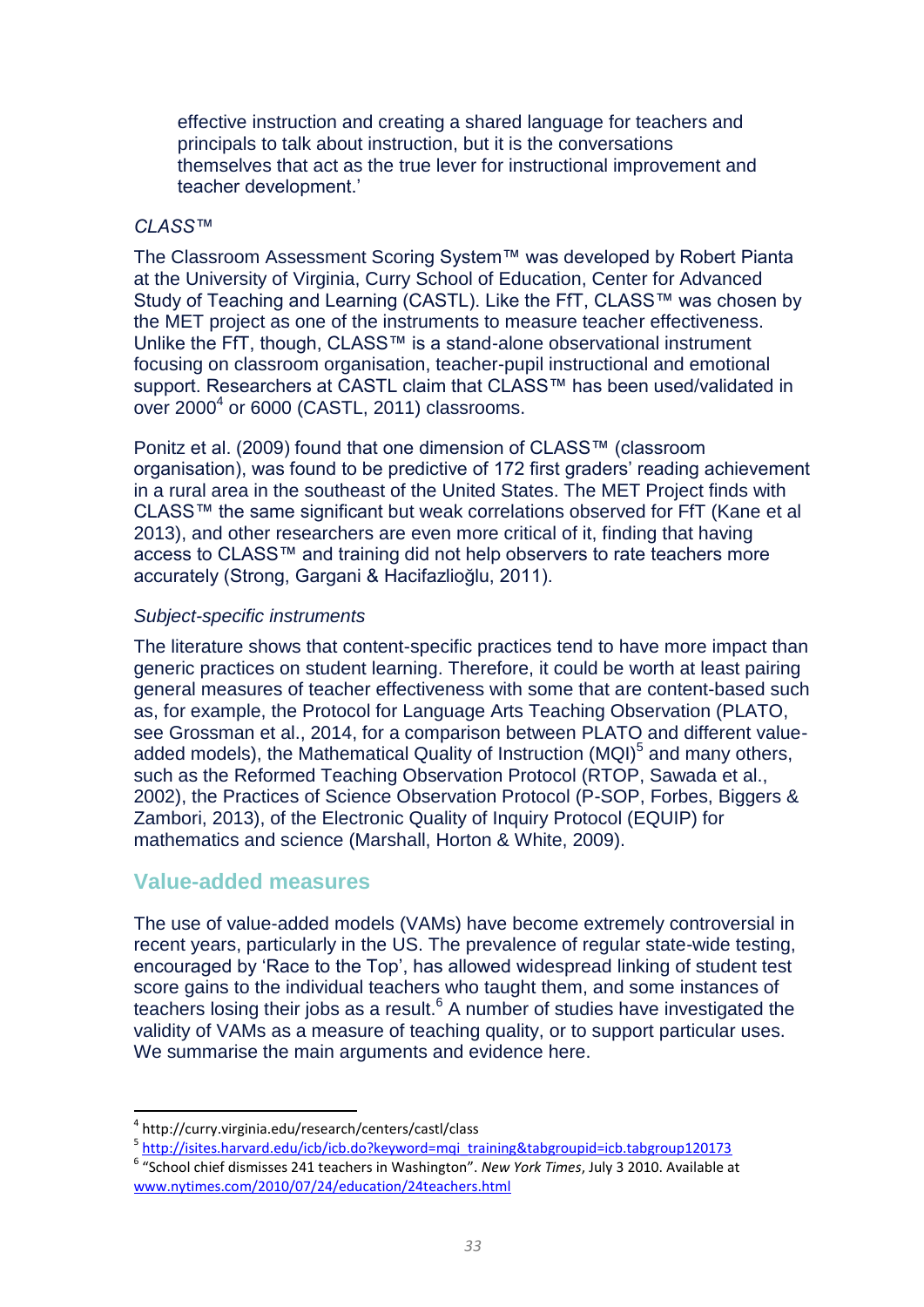effective instruction and creating a shared language for teachers and principals to talk about instruction, but it is the conversations themselves that act as the true lever for instructional improvement and teacher development.'

*CLASS™*

The Classroom Assessment Scoring System™ was developed by Robert Pianta at the University of Virginia, Curry School of Education, Center for Advanced Study of Teaching and Learning (CASTL). Like the FfT, CLASS™ was chosen by the MET project as one of the instruments to measure teacher effectiveness. Unlike the FfT, though, CLASS™ is a stand-alone observational instrument focusing on classroom organisation, teacher-pupil instructional and emotional support. Researchers at CASTL claim that CLASS™ has been used/validated in over 2000[4] or 6000 (CASTL, 2011) classrooms.

Ponitz et al. (2009) found that one dimension of CLASS™ (classroom organisation), was found to be predictive of 172 first graders' reading achievement in a rural area in the southeast of the United States. The MET Project finds with CLASS™ the same significant but weak correlations observed for FfT (Kane et al 2013), and other researchers are even more critical of it, finding that having access to CLASS™ and training did not help observers to rate teachers more accurately (Strong, Gargani & Hacifazlioğlu, 2011).

*Subject-specific instruments*

The literature shows that content-specific practices tend to have more impact than generic practices on student learning. Therefore, it could be worth at least pairing general measures of teacher effectiveness with some that are content-based such as, for example, the Protocol for Language Arts Teaching Observation (PLATO, see Grossman et al., 2014, for a comparison between PLATO and different value-added models), the Mathematical Quality of Instruction (MQI)[5] and many others, such as the Reformed Teaching Observation Protocol (RTOP, Sawada et al., 2002), the Practices of Science Observation Protocol (P-SOP, Forbes, Biggers & Zambori, 2013), of the Electronic Quality of Inquiry Protocol (EQUIP) for mathematics and science (Marshall, Horton & White, 2009).

## Value-added measures

The use of value-added models (VAMs) have become extremely controversial in recent years, particularly in the US. The prevalence of regular state-wide testing, encouraged by 'Race to the Top', has allowed widespread linking of student test score gains to the individual teachers who taught them, and some instances of teachers losing their jobs as a result.[6] A number of studies have investigated the validity of VAMs as a measure of teaching quality, or to support particular uses. We summarise the main arguments and evidence here.

---

[4] http://curry.virginia.edu/research/centers/castl/class

[5] http://isites.harvard.edu/icb/icb.do?keyword=mqi_training&tabgroupid=icb.tabgroup120173

[6] "School chief dismisses 241 teachers in Washington". *New York Times*, July 3 2010. Available at www.nytimes.com/2010/07/24/education/24teachers.html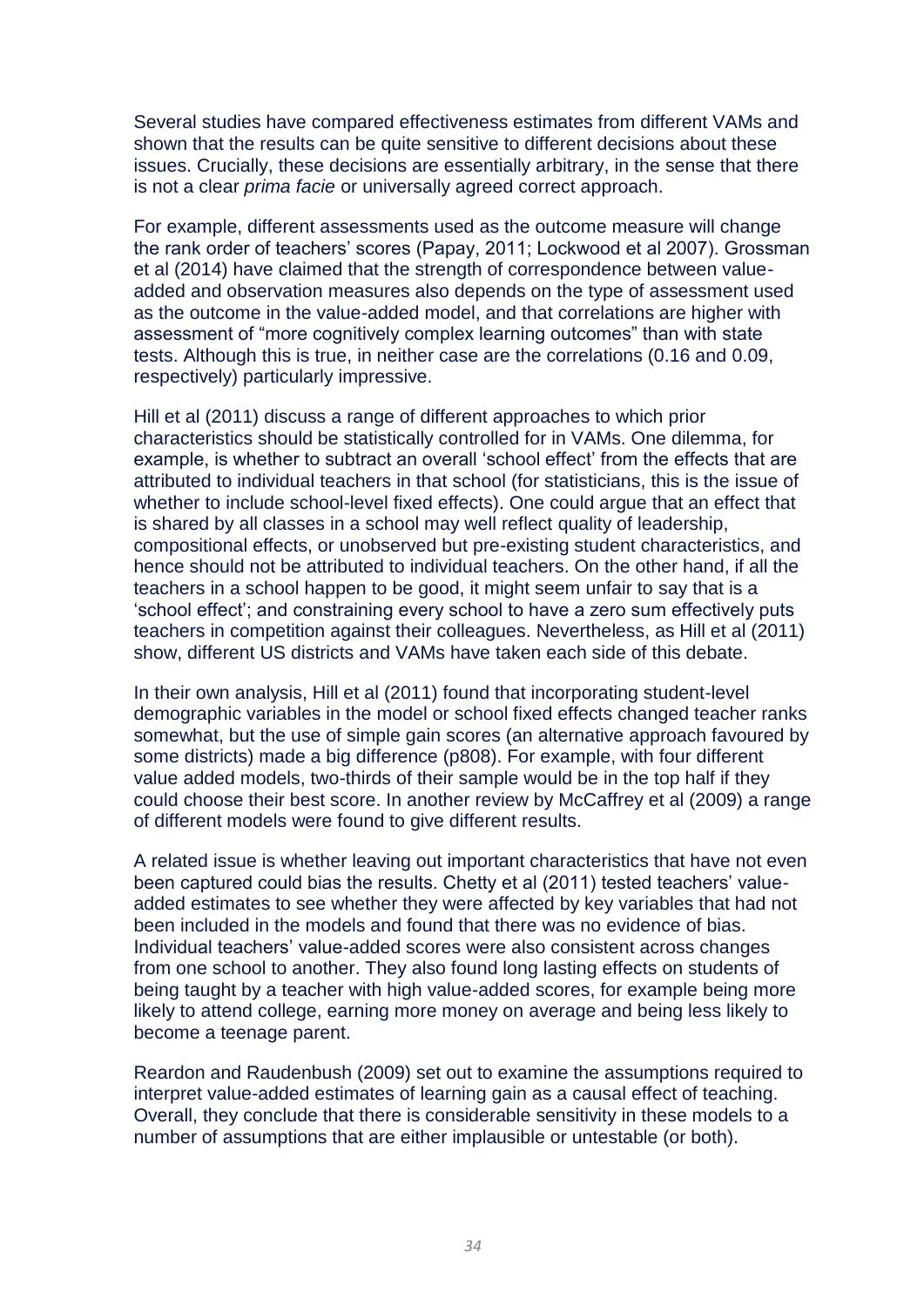Several studies have compared effectiveness estimates from different VAMs and shown that the results can be quite sensitive to different decisions about these issues. Crucially, these decisions are essentially arbitrary, in the sense that there is not a clear *prima facie* or universally agreed correct approach.

For example, different assessments used as the outcome measure will change the rank order of teachers' scores (Papay, 2011; Lockwood et al 2007). Grossman et al (2014) have claimed that the strength of correspondence between value-added and observation measures also depends on the type of assessment used as the outcome in the value-added model, and that correlations are higher with assessment of "more cognitively complex learning outcomes" than with state tests. Although this is true, in neither case are the correlations (0.16 and 0.09, respectively) particularly impressive.

Hill et al (2011) discuss a range of different approaches to which prior characteristics should be statistically controlled for in VAMs. One dilemma, for example, is whether to subtract an overall 'school effect' from the effects that are attributed to individual teachers in that school (for statisticians, this is the issue of whether to include school-level fixed effects). One could argue that an effect that is shared by all classes in a school may well reflect quality of leadership, compositional effects, or unobserved but pre-existing student characteristics, and hence should not be attributed to individual teachers. On the other hand, if all the teachers in a school happen to be good, it might seem unfair to say that is a 'school effect'; and constraining every school to have a zero sum effectively puts teachers in competition against their colleagues. Nevertheless, as Hill et al (2011) show, different US districts and VAMs have taken each side of this debate.

In their own analysis, Hill et al (2011) found that incorporating student-level demographic variables in the model or school fixed effects changed teacher ranks somewhat, but the use of simple gain scores (an alternative approach favoured by some districts) made a big difference (p808). For example, with four different value added models, two-thirds of their sample would be in the top half if they could choose their best score. In another review by McCaffrey et al (2009) a range of different models were found to give different results.

A related issue is whether leaving out important characteristics that have not even been captured could bias the results. Chetty et al (2011) tested teachers' value-added estimates to see whether they were affected by key variables that had not been included in the models and found that there was no evidence of bias. Individual teachers' value-added scores were also consistent across changes from one school to another. They also found long lasting effects on students of being taught by a teacher with high value-added scores, for example being more likely to attend college, earning more money on average and being less likely to become a teenage parent.

Reardon and Raudenbush (2009) set out to examine the assumptions required to interpret value-added estimates of learning gain as a causal effect of teaching. Overall, they conclude that there is considerable sensitivity in these models to a number of assumptions that are either implausible or untestable (or both).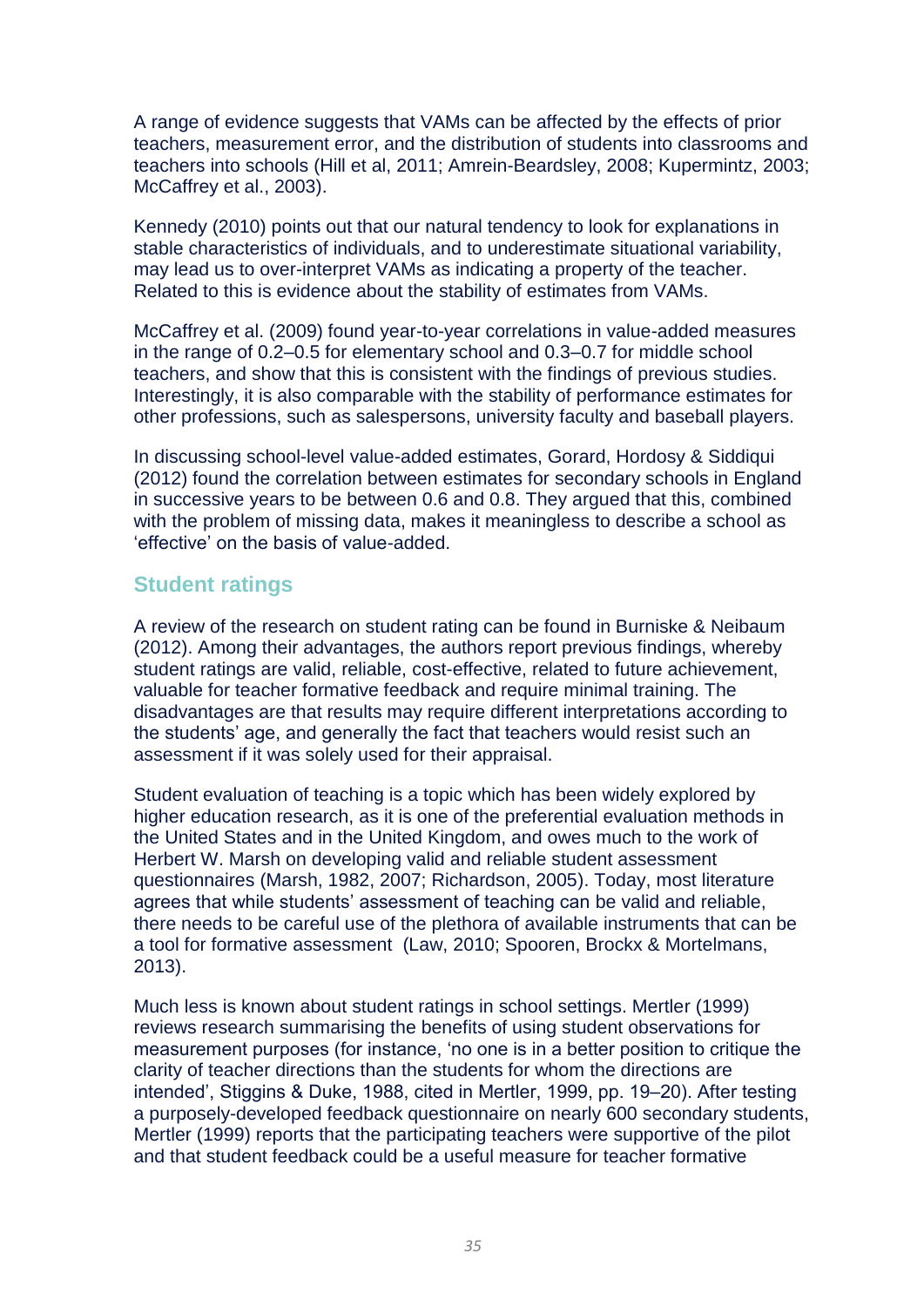A range of evidence suggests that VAMs can be affected by the effects of prior teachers, measurement error, and the distribution of students into classrooms and teachers into schools (Hill et al, 2011; Amrein-Beardsley, 2008; Kupermintz, 2003; McCaffrey et al., 2003).

Kennedy (2010) points out that our natural tendency to look for explanations in stable characteristics of individuals, and to underestimate situational variability, may lead us to over-interpret VAMs as indicating a property of the teacher. Related to this is evidence about the stability of estimates from VAMs.

McCaffrey et al. (2009) found year-to-year correlations in value-added measures in the range of 0.2–0.5 for elementary school and 0.3–0.7 for middle school teachers, and show that this is consistent with the findings of previous studies. Interestingly, it is also comparable with the stability of performance estimates for other professions, such as salespersons, university faculty and baseball players.

In discussing school-level value-added estimates, Gorard, Hordosy & Siddiqui (2012) found the correlation between estimates for secondary schools in England in successive years to be between 0.6 and 0.8. They argued that this, combined with the problem of missing data, makes it meaningless to describe a school as 'effective' on the basis of value-added.

## Student ratings

A review of the research on student rating can be found in Burniske & Neibaum (2012). Among their advantages, the authors report previous findings, whereby student ratings are valid, reliable, cost-effective, related to future achievement, valuable for teacher formative feedback and require minimal training. The disadvantages are that results may require different interpretations according to the students' age, and generally the fact that teachers would resist such an assessment if it was solely used for their appraisal.

Student evaluation of teaching is a topic which has been widely explored by higher education research, as it is one of the preferential evaluation methods in the United States and in the United Kingdom, and owes much to the work of Herbert W. Marsh on developing valid and reliable student assessment questionnaires (Marsh, 1982, 2007; Richardson, 2005). Today, most literature agrees that while students' assessment of teaching can be valid and reliable, there needs to be careful use of the plethora of available instruments that can be a tool for formative assessment (Law, 2010; Spooren, Brockx & Mortelmans, 2013).

Much less is known about student ratings in school settings. Mertler (1999) reviews research summarising the benefits of using student observations for measurement purposes (for instance, 'no one is in a better position to critique the clarity of teacher directions than the students for whom the directions are intended', Stiggins & Duke, 1988, cited in Mertler, 1999, pp. 19–20). After testing a purposely-developed feedback questionnaire on nearly 600 secondary students, Mertler (1999) reports that the participating teachers were supportive of the pilot and that student feedback could be a useful measure for teacher formative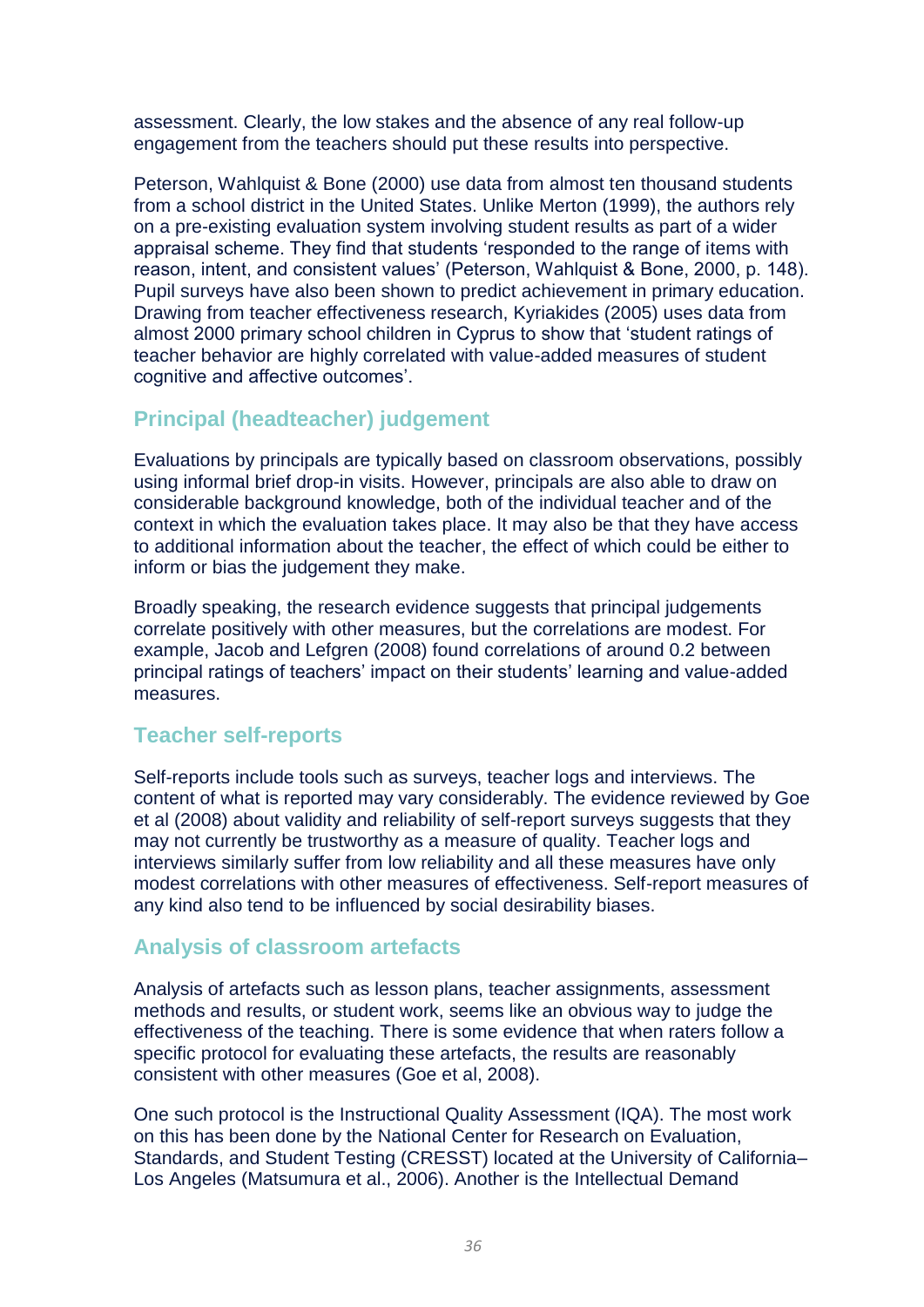assessment. Clearly, the low stakes and the absence of any real follow-up engagement from the teachers should put these results into perspective.

Peterson, Wahlquist & Bone (2000) use data from almost ten thousand students from a school district in the United States. Unlike Merton (1999), the authors rely on a pre-existing evaluation system involving student results as part of a wider appraisal scheme. They find that students 'responded to the range of items with reason, intent, and consistent values' (Peterson, Wahlquist & Bone, 2000, p. 148). Pupil surveys have also been shown to predict achievement in primary education. Drawing from teacher effectiveness research, Kyriakides (2005) uses data from almost 2000 primary school children in Cyprus to show that 'student ratings of teacher behavior are highly correlated with value-added measures of student cognitive and affective outcomes'.

### Principal (headteacher) judgement

Evaluations by principals are typically based on classroom observations, possibly using informal brief drop-in visits. However, principals are also able to draw on considerable background knowledge, both of the individual teacher and of the context in which the evaluation takes place. It may also be that they have access to additional information about the teacher, the effect of which could be either to inform or bias the judgement they make.

Broadly speaking, the research evidence suggests that principal judgements correlate positively with other measures, but the correlations are modest. For example, Jacob and Lefgren (2008) found correlations of around 0.2 between principal ratings of teachers' impact on their students' learning and value-added measures.

### Teacher self-reports

Self-reports include tools such as surveys, teacher logs and interviews. The content of what is reported may vary considerably. The evidence reviewed by Goe et al (2008) about validity and reliability of self-report surveys suggests that they may not currently be trustworthy as a measure of quality. Teacher logs and interviews similarly suffer from low reliability and all these measures have only modest correlations with other measures of effectiveness. Self-report measures of any kind also tend to be influenced by social desirability biases.

### Analysis of classroom artefacts

Analysis of artefacts such as lesson plans, teacher assignments, assessment methods and results, or student work, seems like an obvious way to judge the effectiveness of the teaching. There is some evidence that when raters follow a specific protocol for evaluating these artefacts, the results are reasonably consistent with other measures (Goe et al, 2008).

One such protocol is the Instructional Quality Assessment (IQA). The most work on this has been done by the National Center for Research on Evaluation, Standards, and Student Testing (CRESST) located at the University of California–Los Angeles (Matsumura et al., 2006). Another is the Intellectual Demand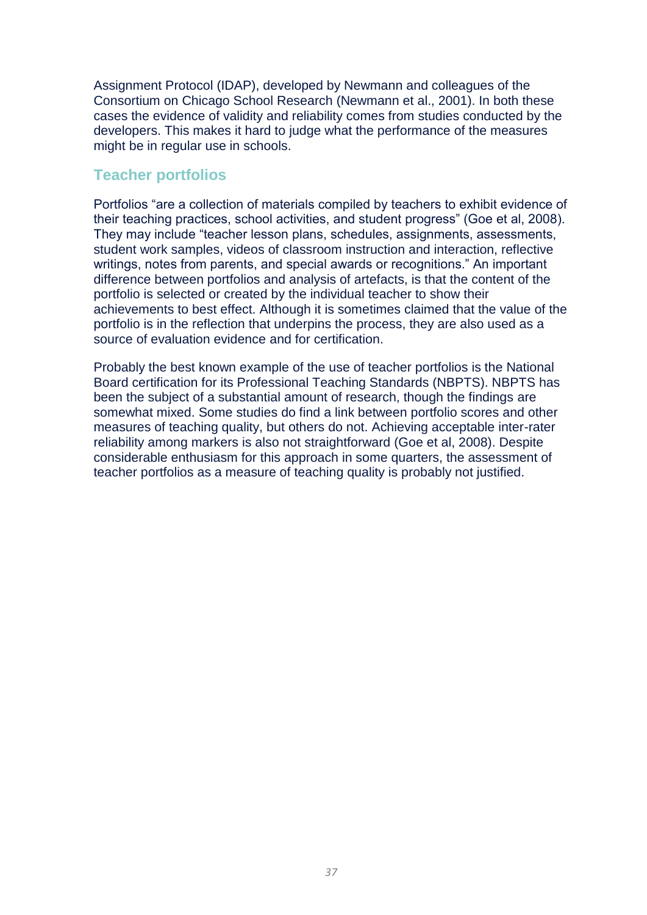Assignment Protocol (IDAP), developed by Newmann and colleagues of the Consortium on Chicago School Research (Newmann et al., 2001). In both these cases the evidence of validity and reliability comes from studies conducted by the developers. This makes it hard to judge what the performance of the measures might be in regular use in schools.

## Teacher portfolios

Portfolios "are a collection of materials compiled by teachers to exhibit evidence of their teaching practices, school activities, and student progress" (Goe et al, 2008). They may include "teacher lesson plans, schedules, assignments, assessments, student work samples, videos of classroom instruction and interaction, reflective writings, notes from parents, and special awards or recognitions." An important difference between portfolios and analysis of artefacts, is that the content of the portfolio is selected or created by the individual teacher to show their achievements to best effect. Although it is sometimes claimed that the value of the portfolio is in the reflection that underpins the process, they are also used as a source of evaluation evidence and for certification.

Probably the best known example of the use of teacher portfolios is the National Board certification for its Professional Teaching Standards (NBPTS). NBPTS has been the subject of a substantial amount of research, though the findings are somewhat mixed. Some studies do find a link between portfolio scores and other measures of teaching quality, but others do not. Achieving acceptable inter-rater reliability among markers is also not straightforward (Goe et al, 2008). Despite considerable enthusiasm for this approach in some quarters, the assessment of teacher portfolios as a measure of teaching quality is probably not justified.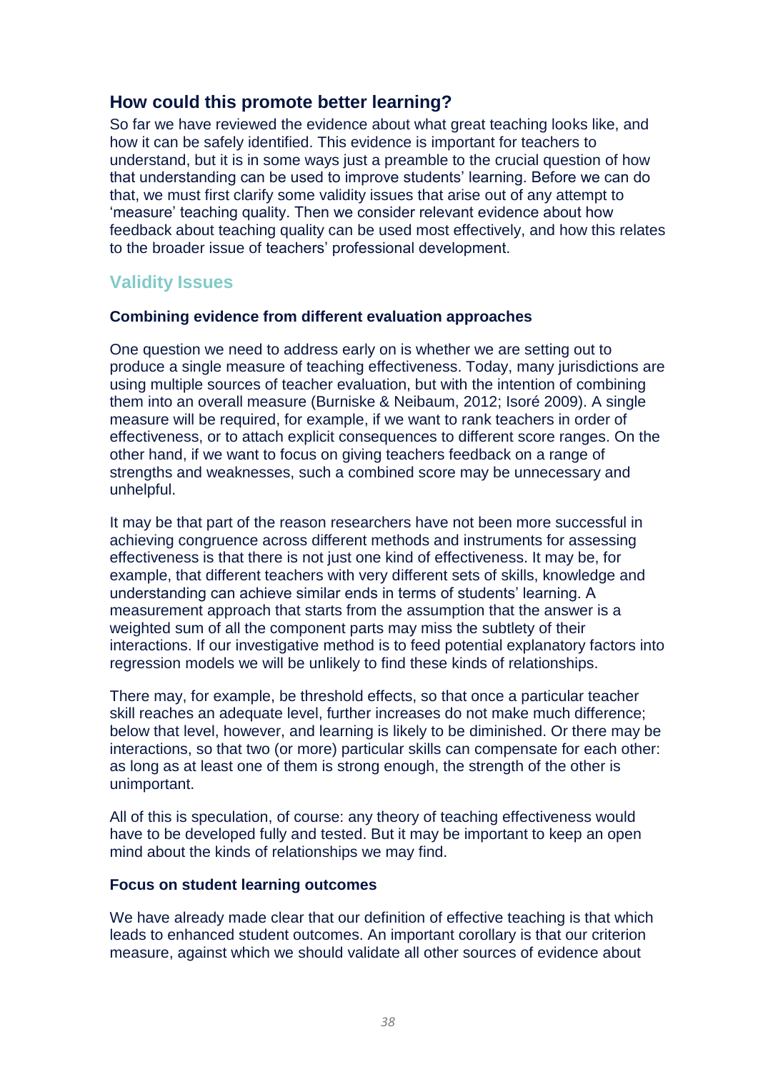## How could this promote better learning?

So far we have reviewed the evidence about what great teaching looks like, and how it can be safely identified. This evidence is important for teachers to understand, but it is in some ways just a preamble to the crucial question of how that understanding can be used to improve students' learning. Before we can do that, we must first clarify some validity issues that arise out of any attempt to 'measure' teaching quality. Then we consider relevant evidence about how feedback about teaching quality can be used most effectively, and how this relates to the broader issue of teachers' professional development.

### Validity Issues

#### Combining evidence from different evaluation approaches

One question we need to address early on is whether we are setting out to produce a single measure of teaching effectiveness. Today, many jurisdictions are using multiple sources of teacher evaluation, but with the intention of combining them into an overall measure (Burniske & Neibaum, 2012; Isoré 2009). A single measure will be required, for example, if we want to rank teachers in order of effectiveness, or to attach explicit consequences to different score ranges. On the other hand, if we want to focus on giving teachers feedback on a range of strengths and weaknesses, such a combined score may be unnecessary and unhelpful.

It may be that part of the reason researchers have not been more successful in achieving congruence across different methods and instruments for assessing effectiveness is that there is not just one kind of effectiveness. It may be, for example, that different teachers with very different sets of skills, knowledge and understanding can achieve similar ends in terms of students' learning. A measurement approach that starts from the assumption that the answer is a weighted sum of all the component parts may miss the subtlety of their interactions. If our investigative method is to feed potential explanatory factors into regression models we will be unlikely to find these kinds of relationships.

There may, for example, be threshold effects, so that once a particular teacher skill reaches an adequate level, further increases do not make much difference; below that level, however, and learning is likely to be diminished. Or there may be interactions, so that two (or more) particular skills can compensate for each other: as long as at least one of them is strong enough, the strength of the other is unimportant.

All of this is speculation, of course: any theory of teaching effectiveness would have to be developed fully and tested. But it may be important to keep an open mind about the kinds of relationships we may find.

#### Focus on student learning outcomes

We have already made clear that our definition of effective teaching is that which leads to enhanced student outcomes. An important corollary is that our criterion measure, against which we should validate all other sources of evidence about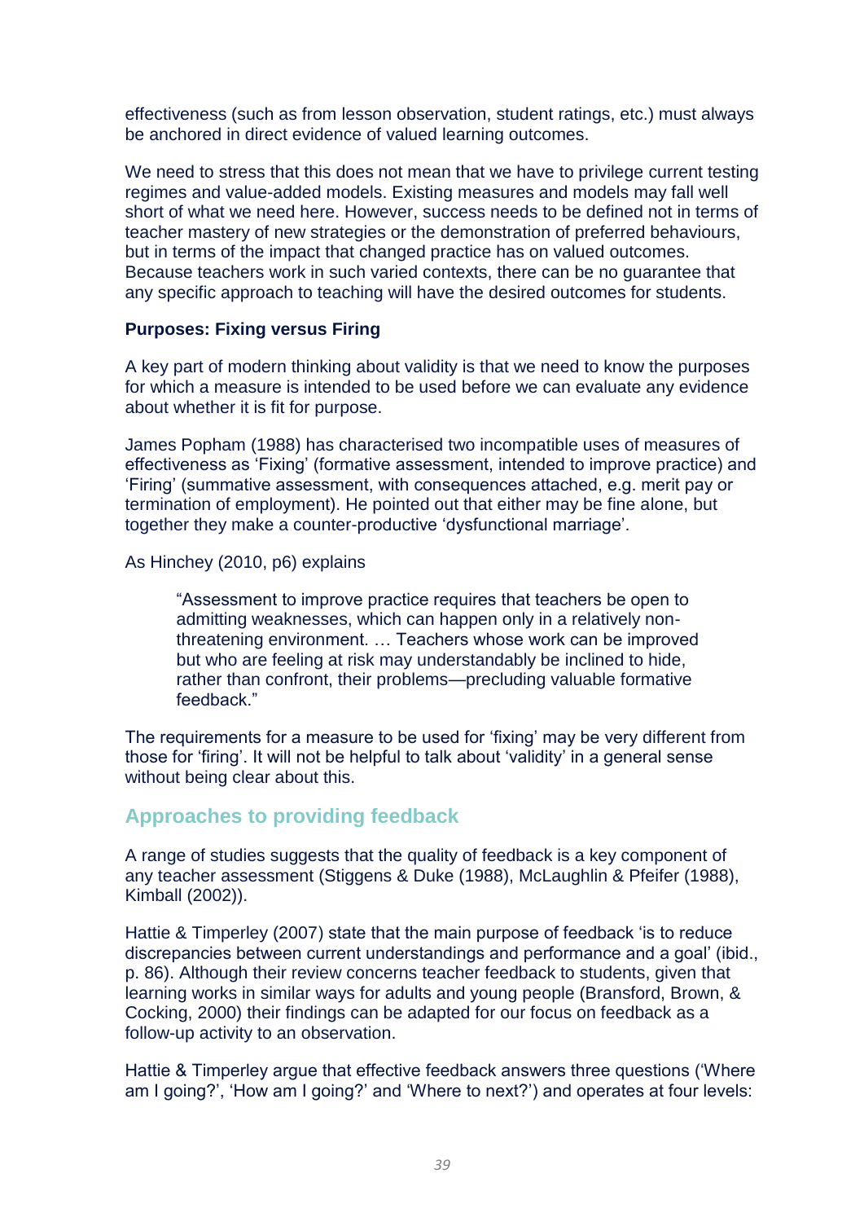effectiveness (such as from lesson observation, student ratings, etc.) must always be anchored in direct evidence of valued learning outcomes.

We need to stress that this does not mean that we have to privilege current testing regimes and value-added models. Existing measures and models may fall well short of what we need here. However, success needs to be defined not in terms of teacher mastery of new strategies or the demonstration of preferred behaviours, but in terms of the impact that changed practice has on valued outcomes. Because teachers work in such varied contexts, there can be no guarantee that any specific approach to teaching will have the desired outcomes for students.

### Purposes: Fixing versus Firing

A key part of modern thinking about validity is that we need to know the purposes for which a measure is intended to be used before we can evaluate any evidence about whether it is fit for purpose.

James Popham (1988) has characterised two incompatible uses of measures of effectiveness as 'Fixing' (formative assessment, intended to improve practice) and 'Firing' (summative assessment, with consequences attached, e.g. merit pay or termination of employment). He pointed out that either may be fine alone, but together they make a counter-productive 'dysfunctional marriage'.

As Hinchey (2010, p6) explains

> "Assessment to improve practice requires that teachers be open to admitting weaknesses, which can happen only in a relatively non-threatening environment. … Teachers whose work can be improved but who are feeling at risk may understandably be inclined to hide, rather than confront, their problems—precluding valuable formative feedback."

The requirements for a measure to be used for 'fixing' may be very different from those for 'firing'. It will not be helpful to talk about 'validity' in a general sense without being clear about this.

## Approaches to providing feedback

A range of studies suggests that the quality of feedback is a key component of any teacher assessment (Stiggens & Duke (1988), McLaughlin & Pfeifer (1988), Kimball (2002)).

Hattie & Timperley (2007) state that the main purpose of feedback 'is to reduce discrepancies between current understandings and performance and a goal' (ibid., p. 86). Although their review concerns teacher feedback to students, given that learning works in similar ways for adults and young people (Bransford, Brown, & Cocking, 2000) their findings can be adapted for our focus on feedback as a follow-up activity to an observation.

Hattie & Timperley argue that effective feedback answers three questions ('Where am I going?', 'How am I going?' and 'Where to next?') and operates at four levels: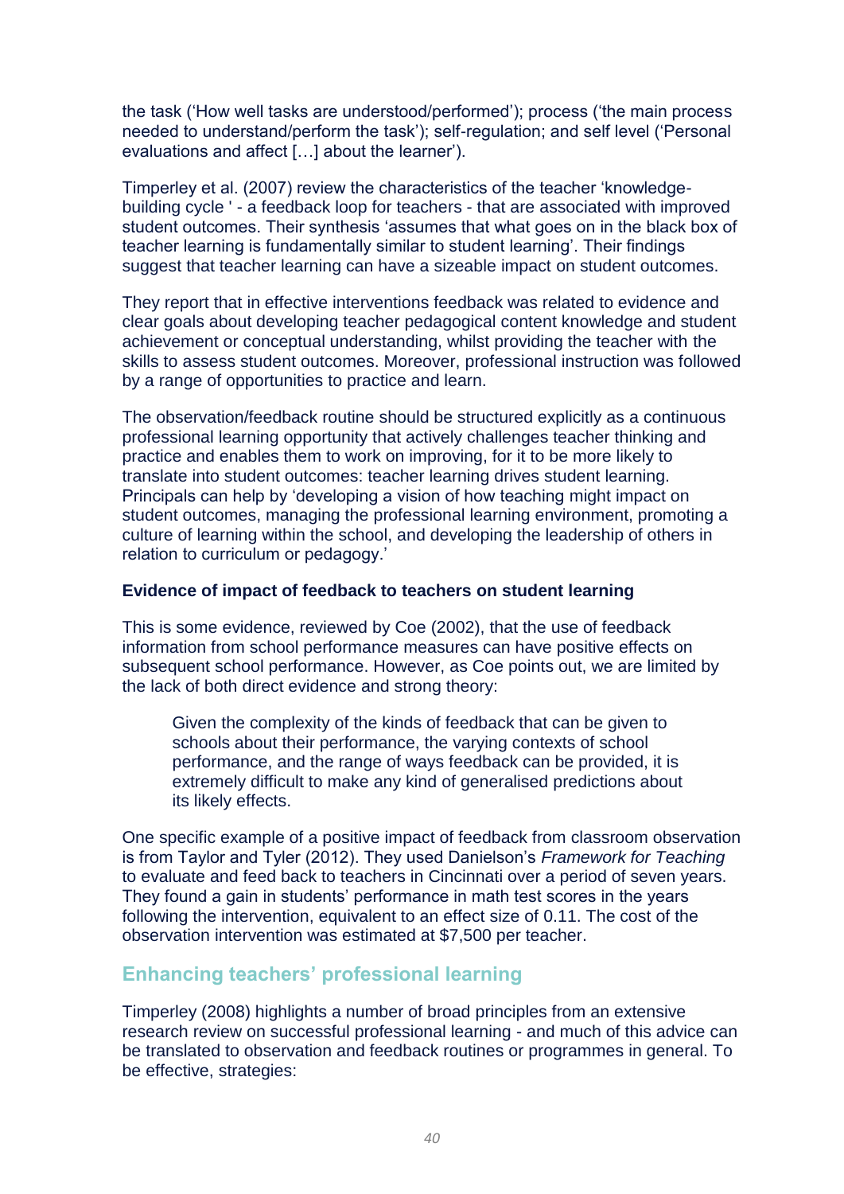the task ('How well tasks are understood/performed'); process ('the main process needed to understand/perform the task'); self-regulation; and self level ('Personal evaluations and affect […] about the learner').

Timperley et al. (2007) review the characteristics of the teacher 'knowledge-building cycle ' - a feedback loop for teachers - that are associated with improved student outcomes. Their synthesis 'assumes that what goes on in the black box of teacher learning is fundamentally similar to student learning'. Their findings suggest that teacher learning can have a sizeable impact on student outcomes.

They report that in effective interventions feedback was related to evidence and clear goals about developing teacher pedagogical content knowledge and student achievement or conceptual understanding, whilst providing the teacher with the skills to assess student outcomes. Moreover, professional instruction was followed by a range of opportunities to practice and learn.

The observation/feedback routine should be structured explicitly as a continuous professional learning opportunity that actively challenges teacher thinking and practice and enables them to work on improving, for it to be more likely to translate into student outcomes: teacher learning drives student learning. Principals can help by 'developing a vision of how teaching might impact on student outcomes, managing the professional learning environment, promoting a culture of learning within the school, and developing the leadership of others in relation to curriculum or pedagogy.'

**Evidence of impact of feedback to teachers on student learning**

This is some evidence, reviewed by Coe (2002), that the use of feedback information from school performance measures can have positive effects on subsequent school performance. However, as Coe points out, we are limited by the lack of both direct evidence and strong theory:

> Given the complexity of the kinds of feedback that can be given to schools about their performance, the varying contexts of school performance, and the range of ways feedback can be provided, it is extremely difficult to make any kind of generalised predictions about its likely effects.

One specific example of a positive impact of feedback from classroom observation is from Taylor and Tyler (2012). They used Danielson's *Framework for Teaching* to evaluate and feed back to teachers in Cincinnati over a period of seven years. They found a gain in students' performance in math test scores in the years following the intervention, equivalent to an effect size of 0.11. The cost of the observation intervention was estimated at $7,500 per teacher.

## Enhancing teachers' professional learning

Timperley (2008) highlights a number of broad principles from an extensive research review on successful professional learning - and much of this advice can be translated to observation and feedback routines or programmes in general. To be effective, strategies: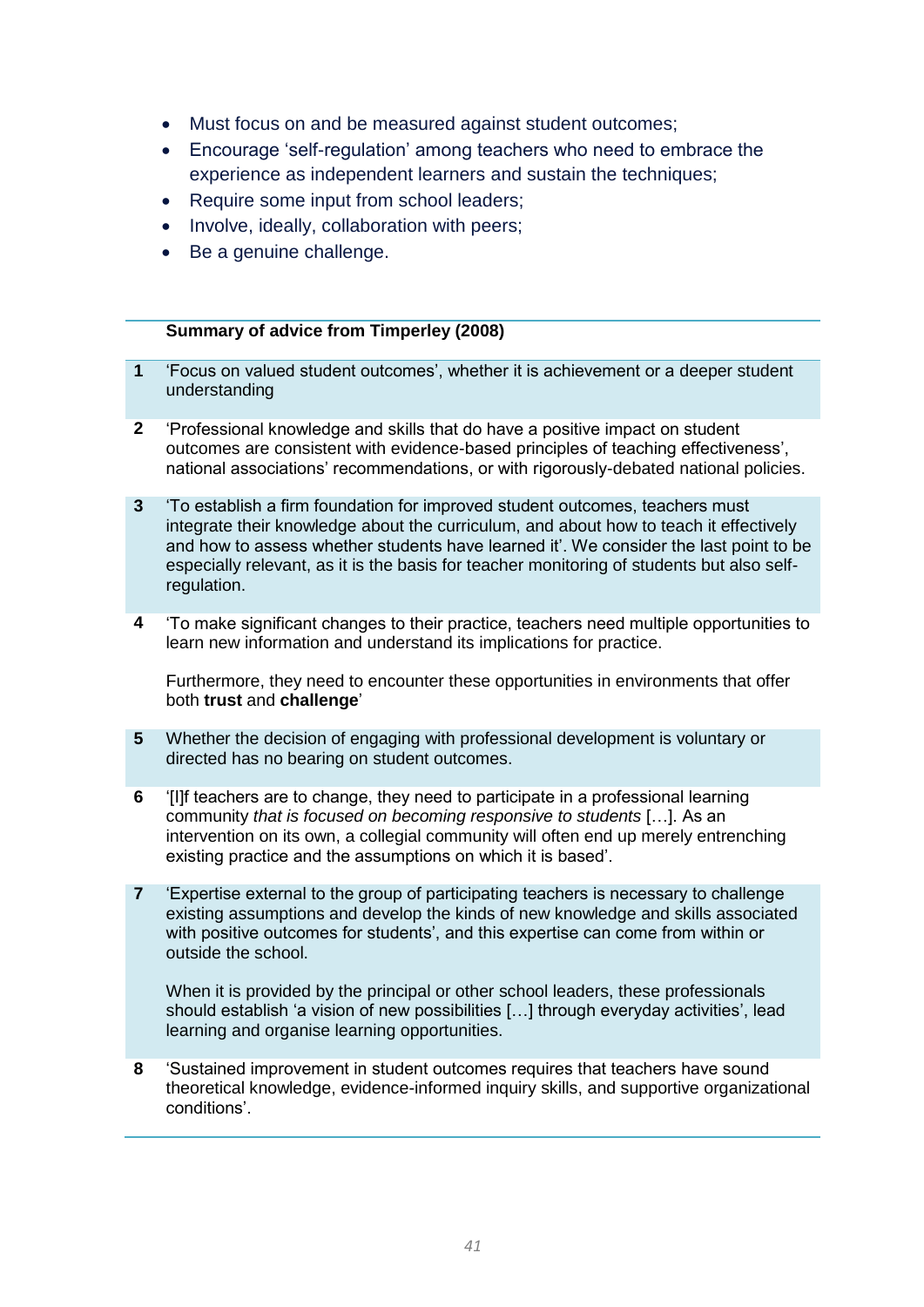- Must focus on and be measured against student outcomes;
- Encourage 'self-regulation' among teachers who need to embrace the experience as independent learners and sustain the techniques;
- Require some input from school leaders;
- Involve, ideally, collaboration with peers;
- Be a genuine challenge.

| | **Summary of advice from Timperley (2008)** |
|---|---|
| **1** | 'Focus on valued student outcomes', whether it is achievement or a deeper student understanding |
| **2** | 'Professional knowledge and skills that do have a positive impact on student outcomes are consistent with evidence-based principles of teaching effectiveness', national associations' recommendations, or with rigorously-debated national policies. |
| **3** | 'To establish a firm foundation for improved student outcomes, teachers must integrate their knowledge about the curriculum, and about how to teach it effectively and how to assess whether students have learned it'. We consider the last point to be especially relevant, as it is the basis for teacher monitoring of students but also self-regulation. |
| **4** | 'To make significant changes to their practice, teachers need multiple opportunities to learn new information and understand its implications for practice.<br><br>Furthermore, they need to encounter these opportunities in environments that offer both **trust** and **challenge**' |
| **5** | Whether the decision of engaging with professional development is voluntary or directed has no bearing on student outcomes. |
| **6** | '[I]f teachers are to change, they need to participate in a professional learning community *that is focused on becoming responsive to students* […]. As an intervention on its own, a collegial community will often end up merely entrenching existing practice and the assumptions on which it is based'. |
| **7** | 'Expertise external to the group of participating teachers is necessary to challenge existing assumptions and develop the kinds of new knowledge and skills associated with positive outcomes for students', and this expertise can come from within or outside the school.<br><br>When it is provided by the principal or other school leaders, these professionals should establish 'a vision of new possibilities […] through everyday activities', lead learning and organise learning opportunities. |
| **8** | 'Sustained improvement in student outcomes requires that teachers have sound theoretical knowledge, evidence-informed inquiry skills, and supportive organizational conditions'. |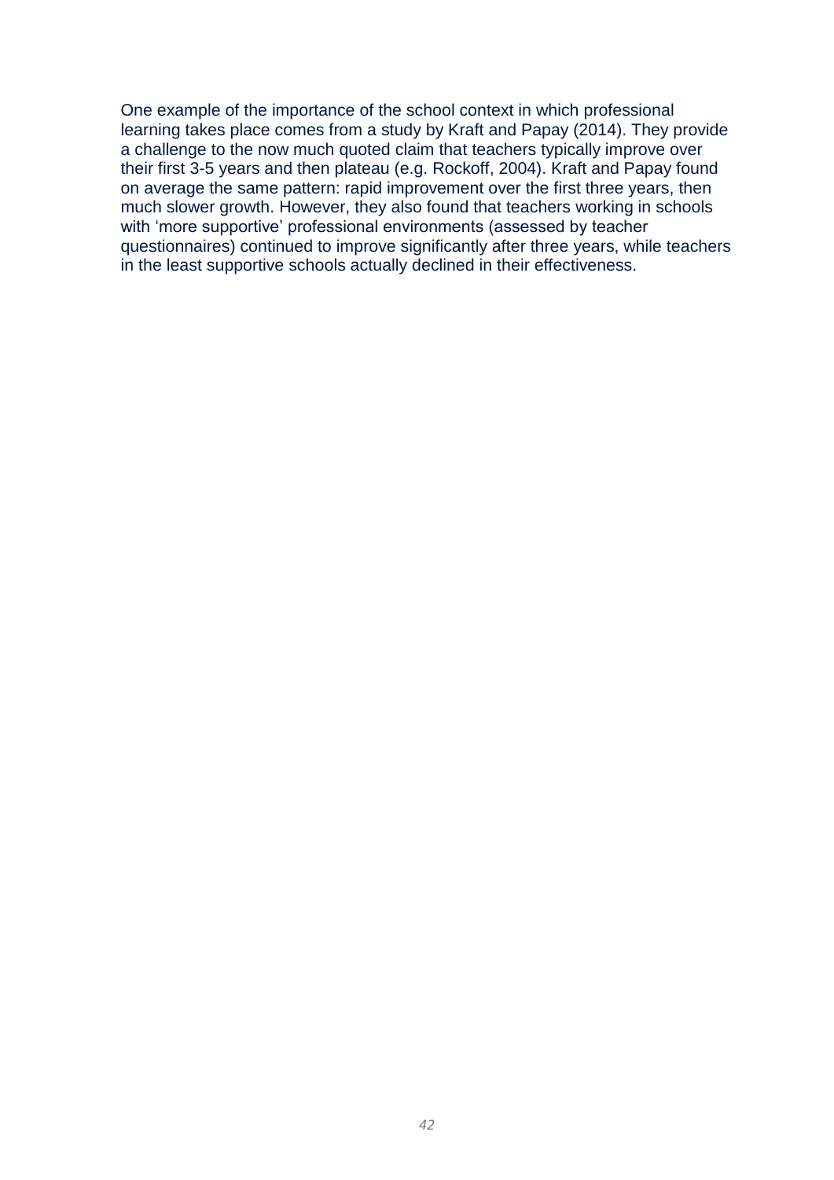One example of the importance of the school context in which professional learning takes place comes from a study by Kraft and Papay (2014). They provide a challenge to the now much quoted claim that teachers typically improve over their first 3-5 years and then plateau (e.g. Rockoff, 2004). Kraft and Papay found on average the same pattern: rapid improvement over the first three years, then much slower growth. However, they also found that teachers working in schools with 'more supportive' professional environments (assessed by teacher questionnaires) continued to improve significantly after three years, while teachers in the least supportive schools actually declined in their effectiveness.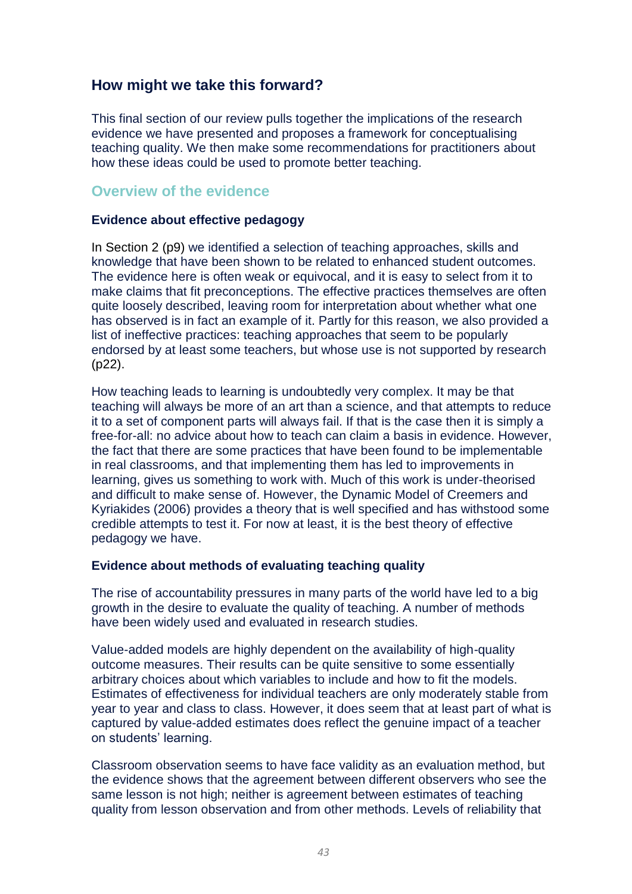## How might we take this forward?

This final section of our review pulls together the implications of the research evidence we have presented and proposes a framework for conceptualising teaching quality. We then make some recommendations for practitioners about how these ideas could be used to promote better teaching.

### Overview of the evidence

#### Evidence about effective pedagogy

In Section 2 (p9) we identified a selection of teaching approaches, skills and knowledge that have been shown to be related to enhanced student outcomes. The evidence here is often weak or equivocal, and it is easy to select from it to make claims that fit preconceptions. The effective practices themselves are often quite loosely described, leaving room for interpretation about whether what one has observed is in fact an example of it. Partly for this reason, we also provided a list of ineffective practices: teaching approaches that seem to be popularly endorsed by at least some teachers, but whose use is not supported by research (p22).

How teaching leads to learning is undoubtedly very complex. It may be that teaching will always be more of an art than a science, and that attempts to reduce it to a set of component parts will always fail. If that is the case then it is simply a free-for-all: no advice about how to teach can claim a basis in evidence. However, the fact that there are some practices that have been found to be implementable in real classrooms, and that implementing them has led to improvements in learning, gives us something to work with. Much of this work is under-theorised and difficult to make sense of. However, the Dynamic Model of Creemers and Kyriakides (2006) provides a theory that is well specified and has withstood some credible attempts to test it. For now at least, it is the best theory of effective pedagogy we have.

#### Evidence about methods of evaluating teaching quality

The rise of accountability pressures in many parts of the world have led to a big growth in the desire to evaluate the quality of teaching. A number of methods have been widely used and evaluated in research studies.

Value-added models are highly dependent on the availability of high-quality outcome measures. Their results can be quite sensitive to some essentially arbitrary choices about which variables to include and how to fit the models. Estimates of effectiveness for individual teachers are only moderately stable from year to year and class to class. However, it does seem that at least part of what is captured by value-added estimates does reflect the genuine impact of a teacher on students' learning.

Classroom observation seems to have face validity as an evaluation method, but the evidence shows that the agreement between different observers who see the same lesson is not high; neither is agreement between estimates of teaching quality from lesson observation and from other methods. Levels of reliability that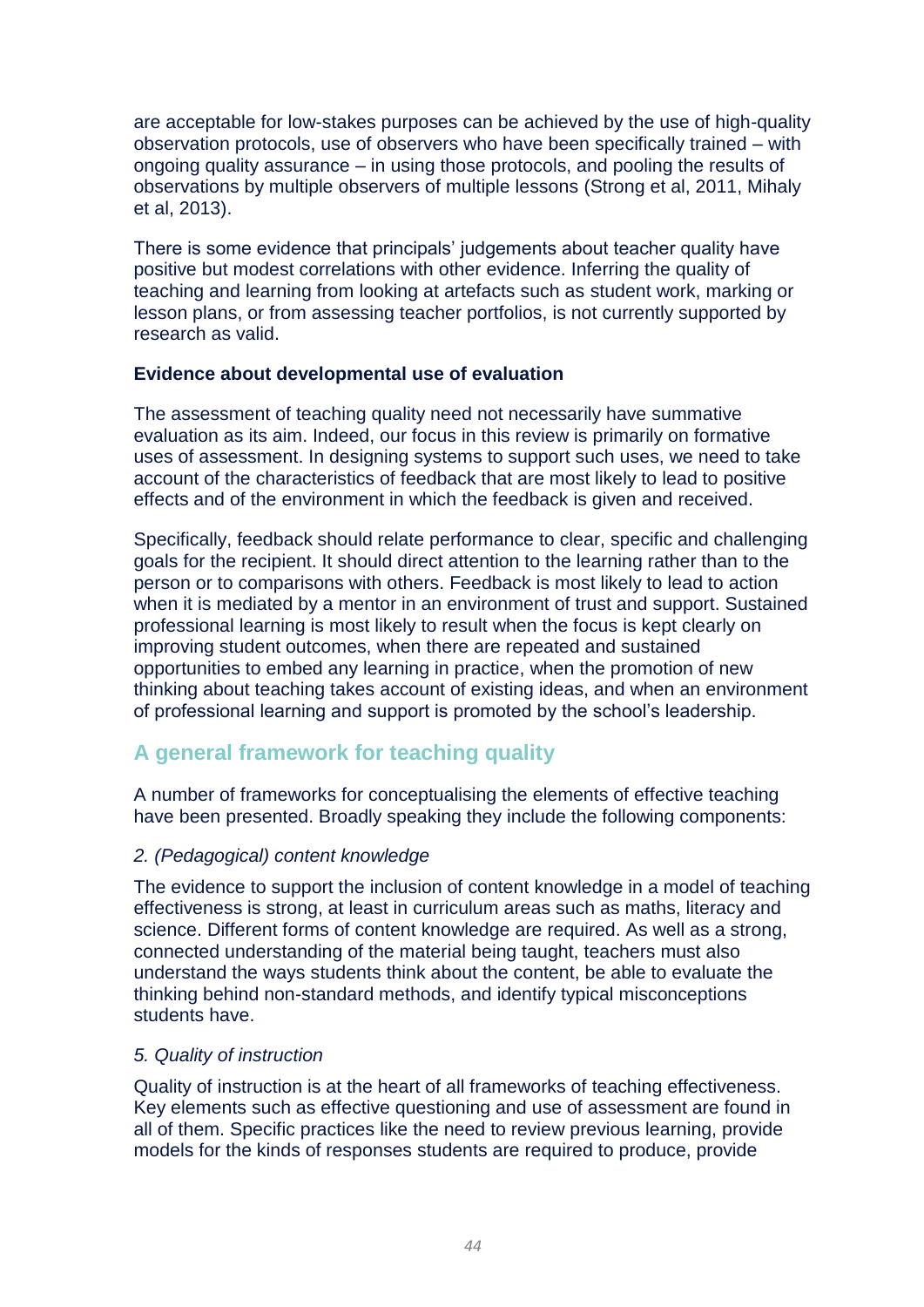are acceptable for low-stakes purposes can be achieved by the use of high-quality observation protocols, use of observers who have been specifically trained – with ongoing quality assurance – in using those protocols, and pooling the results of observations by multiple observers of multiple lessons (Strong et al, 2011, Mihaly et al, 2013).

There is some evidence that principals' judgements about teacher quality have positive but modest correlations with other evidence. Inferring the quality of teaching and learning from looking at artefacts such as student work, marking or lesson plans, or from assessing teacher portfolios, is not currently supported by research as valid.

**Evidence about developmental use of evaluation**

The assessment of teaching quality need not necessarily have summative evaluation as its aim. Indeed, our focus in this review is primarily on formative uses of assessment. In designing systems to support such uses, we need to take account of the characteristics of feedback that are most likely to lead to positive effects and of the environment in which the feedback is given and received.

Specifically, feedback should relate performance to clear, specific and challenging goals for the recipient. It should direct attention to the learning rather than to the person or to comparisons with others. Feedback is most likely to lead to action when it is mediated by a mentor in an environment of trust and support. Sustained professional learning is most likely to result when the focus is kept clearly on improving student outcomes, when there are repeated and sustained opportunities to embed any learning in practice, when the promotion of new thinking about teaching takes account of existing ideas, and when an environment of professional learning and support is promoted by the school's leadership.

## A general framework for teaching quality

A number of frameworks for conceptualising the elements of effective teaching have been presented. Broadly speaking they include the following components:

*2. (Pedagogical) content knowledge*

The evidence to support the inclusion of content knowledge in a model of teaching effectiveness is strong, at least in curriculum areas such as maths, literacy and science. Different forms of content knowledge are required. As well as a strong, connected understanding of the material being taught, teachers must also understand the ways students think about the content, be able to evaluate the thinking behind non-standard methods, and identify typical misconceptions students have.

*5. Quality of instruction*

Quality of instruction is at the heart of all frameworks of teaching effectiveness. Key elements such as effective questioning and use of assessment are found in all of them. Specific practices like the need to review previous learning, provide models for the kinds of responses students are required to produce, provide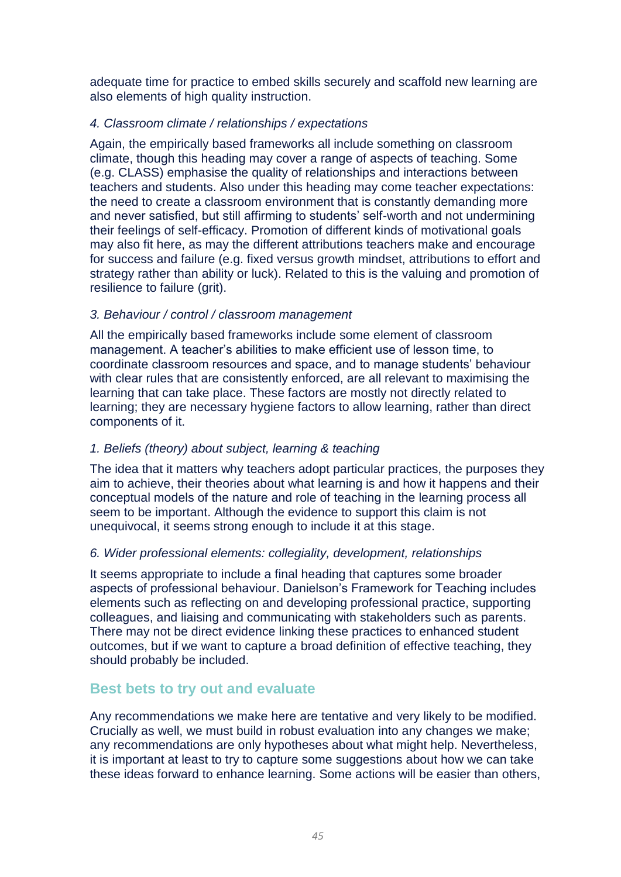adequate time for practice to embed skills securely and scaffold new learning are also elements of high quality instruction.

*4. Classroom climate / relationships / expectations*

Again, the empirically based frameworks all include something on classroom climate, though this heading may cover a range of aspects of teaching. Some (e.g. CLASS) emphasise the quality of relationships and interactions between teachers and students. Also under this heading may come teacher expectations: the need to create a classroom environment that is constantly demanding more and never satisfied, but still affirming to students' self-worth and not undermining their feelings of self-efficacy. Promotion of different kinds of motivational goals may also fit here, as may the different attributions teachers make and encourage for success and failure (e.g. fixed versus growth mindset, attributions to effort and strategy rather than ability or luck). Related to this is the valuing and promotion of resilience to failure (grit).

*3. Behaviour / control / classroom management*

All the empirically based frameworks include some element of classroom management. A teacher's abilities to make efficient use of lesson time, to coordinate classroom resources and space, and to manage students' behaviour with clear rules that are consistently enforced, are all relevant to maximising the learning that can take place. These factors are mostly not directly related to learning; they are necessary hygiene factors to allow learning, rather than direct components of it.

*1. Beliefs (theory) about subject, learning & teaching*

The idea that it matters why teachers adopt particular practices, the purposes they aim to achieve, their theories about what learning is and how it happens and their conceptual models of the nature and role of teaching in the learning process all seem to be important. Although the evidence to support this claim is not unequivocal, it seems strong enough to include it at this stage.

*6. Wider professional elements: collegiality, development, relationships*

It seems appropriate to include a final heading that captures some broader aspects of professional behaviour. Danielson's Framework for Teaching includes elements such as reflecting on and developing professional practice, supporting colleagues, and liaising and communicating with stakeholders such as parents. There may not be direct evidence linking these practices to enhanced student outcomes, but if we want to capture a broad definition of effective teaching, they should probably be included.

## Best bets to try out and evaluate

Any recommendations we make here are tentative and very likely to be modified. Crucially as well, we must build in robust evaluation into any changes we make; any recommendations are only hypotheses about what might help. Nevertheless, it is important at least to try to capture some suggestions about how we can take these ideas forward to enhance learning. Some actions will be easier than others,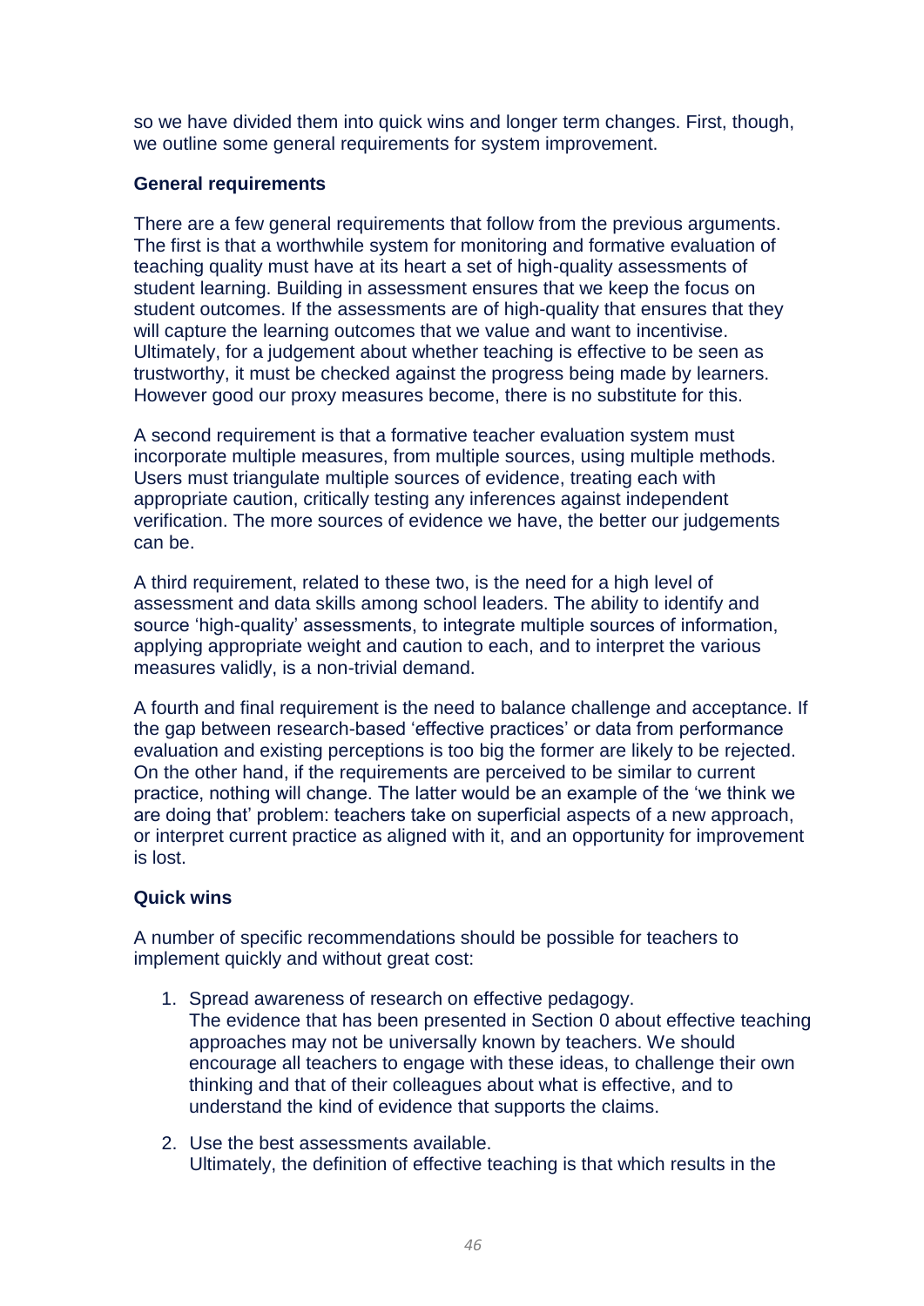so we have divided them into quick wins and longer term changes. First, though, we outline some general requirements for system improvement.

### General requirements

There are a few general requirements that follow from the previous arguments. The first is that a worthwhile system for monitoring and formative evaluation of teaching quality must have at its heart a set of high-quality assessments of student learning. Building in assessment ensures that we keep the focus on student outcomes. If the assessments are of high-quality that ensures that they will capture the learning outcomes that we value and want to incentivise. Ultimately, for a judgement about whether teaching is effective to be seen as trustworthy, it must be checked against the progress being made by learners. However good our proxy measures become, there is no substitute for this.

A second requirement is that a formative teacher evaluation system must incorporate multiple measures, from multiple sources, using multiple methods. Users must triangulate multiple sources of evidence, treating each with appropriate caution, critically testing any inferences against independent verification. The more sources of evidence we have, the better our judgements can be.

A third requirement, related to these two, is the need for a high level of assessment and data skills among school leaders. The ability to identify and source 'high-quality' assessments, to integrate multiple sources of information, applying appropriate weight and caution to each, and to interpret the various measures validly, is a non-trivial demand.

A fourth and final requirement is the need to balance challenge and acceptance. If the gap between research-based 'effective practices' or data from performance evaluation and existing perceptions is too big the former are likely to be rejected. On the other hand, if the requirements are perceived to be similar to current practice, nothing will change. The latter would be an example of the 'we think we are doing that' problem: teachers take on superficial aspects of a new approach, or interpret current practice as aligned with it, and an opportunity for improvement is lost.

### Quick wins

A number of specific recommendations should be possible for teachers to implement quickly and without great cost:

1. Spread awareness of research on effective pedagogy.
   The evidence that has been presented in Section 0 about effective teaching approaches may not be universally known by teachers. We should encourage all teachers to engage with these ideas, to challenge their own thinking and that of their colleagues about what is effective, and to understand the kind of evidence that supports the claims.

2. Use the best assessments available.
   Ultimately, the definition of effective teaching is that which results in the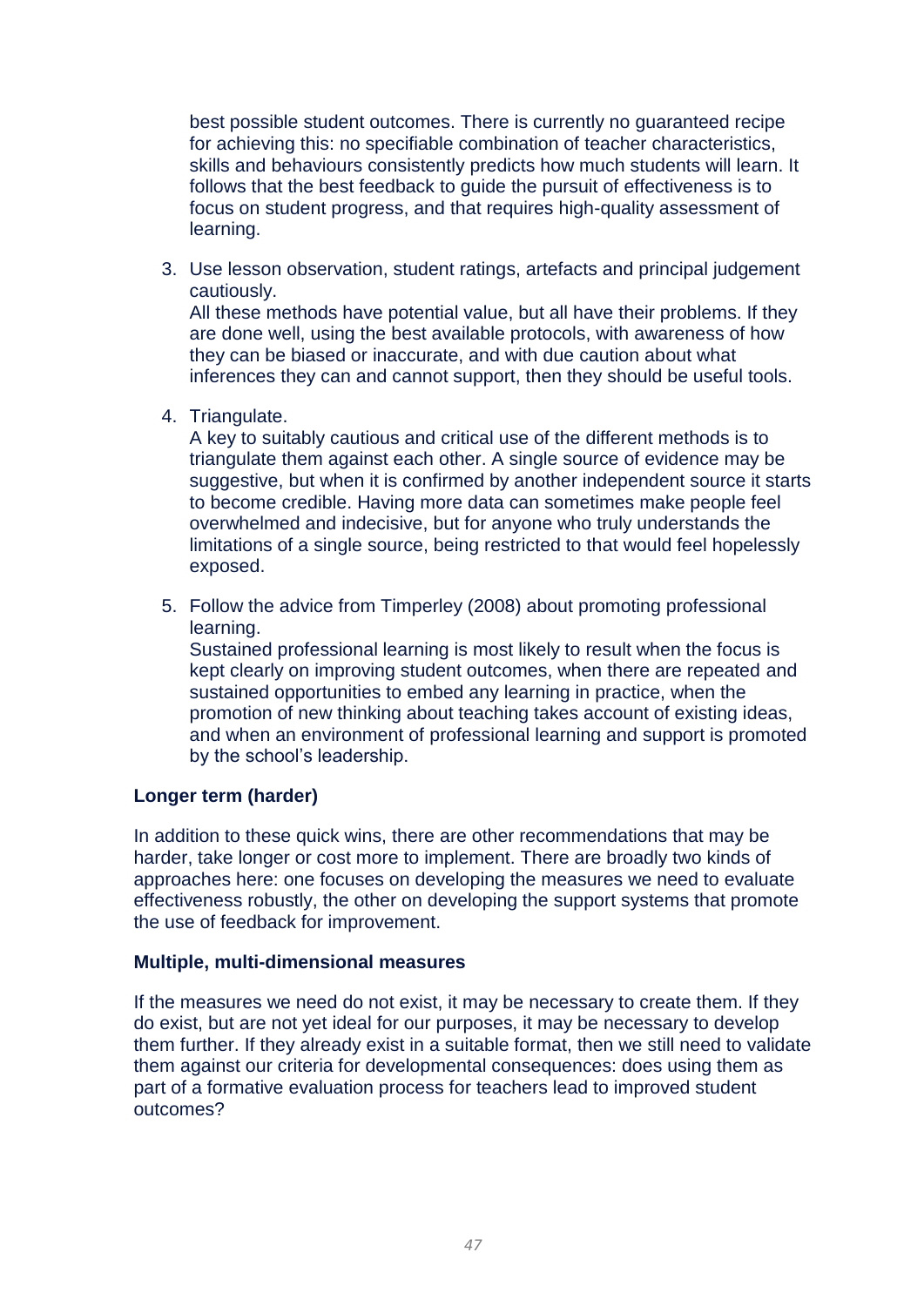best possible student outcomes. There is currently no guaranteed recipe for achieving this: no specifiable combination of teacher characteristics, skills and behaviours consistently predicts how much students will learn. It follows that the best feedback to guide the pursuit of effectiveness is to focus on student progress, and that requires high-quality assessment of learning.

3. Use lesson observation, student ratings, artefacts and principal judgement cautiously.
   All these methods have potential value, but all have their problems. If they are done well, using the best available protocols, with awareness of how they can be biased or inaccurate, and with due caution about what inferences they can and cannot support, then they should be useful tools.

4. Triangulate.
   A key to suitably cautious and critical use of the different methods is to triangulate them against each other. A single source of evidence may be suggestive, but when it is confirmed by another independent source it starts to become credible. Having more data can sometimes make people feel overwhelmed and indecisive, but for anyone who truly understands the limitations of a single source, being restricted to that would feel hopelessly exposed.

5. Follow the advice from Timperley (2008) about promoting professional learning.
   Sustained professional learning is most likely to result when the focus is kept clearly on improving student outcomes, when there are repeated and sustained opportunities to embed any learning in practice, when the promotion of new thinking about teaching takes account of existing ideas, and when an environment of professional learning and support is promoted by the school's leadership.

**Longer term (harder)**

In addition to these quick wins, there are other recommendations that may be harder, take longer or cost more to implement. There are broadly two kinds of approaches here: one focuses on developing the measures we need to evaluate effectiveness robustly, the other on developing the support systems that promote the use of feedback for improvement.

**Multiple, multi-dimensional measures**

If the measures we need do not exist, it may be necessary to create them. If they do exist, but are not yet ideal for our purposes, it may be necessary to develop them further. If they already exist in a suitable format, then we still need to validate them against our criteria for developmental consequences: does using them as part of a formative evaluation process for teachers lead to improved student outcomes?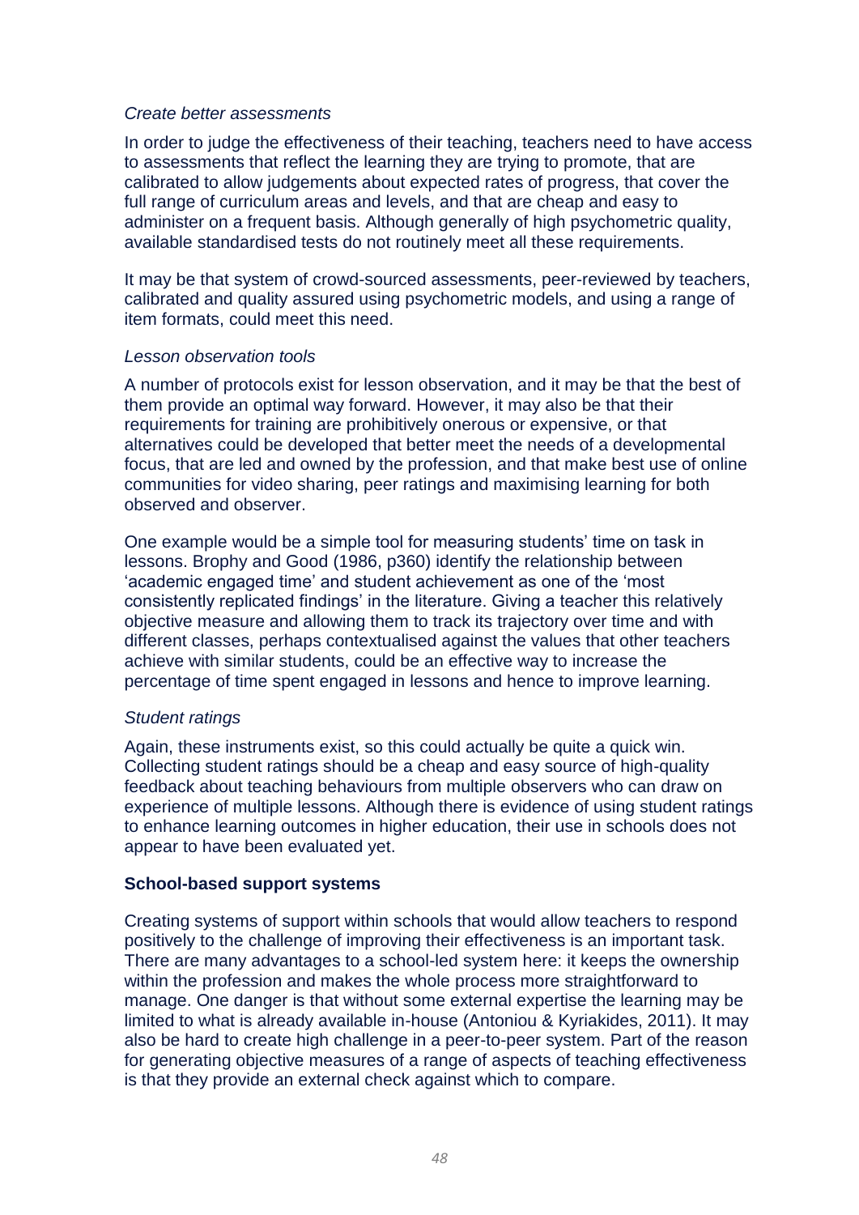*Create better assessments*

In order to judge the effectiveness of their teaching, teachers need to have access to assessments that reflect the learning they are trying to promote, that are calibrated to allow judgements about expected rates of progress, that cover the full range of curriculum areas and levels, and that are cheap and easy to administer on a frequent basis. Although generally of high psychometric quality, available standardised tests do not routinely meet all these requirements.

It may be that system of crowd-sourced assessments, peer-reviewed by teachers, calibrated and quality assured using psychometric models, and using a range of item formats, could meet this need.

*Lesson observation tools*

A number of protocols exist for lesson observation, and it may be that the best of them provide an optimal way forward. However, it may also be that their requirements for training are prohibitively onerous or expensive, or that alternatives could be developed that better meet the needs of a developmental focus, that are led and owned by the profession, and that make best use of online communities for video sharing, peer ratings and maximising learning for both observed and observer.

One example would be a simple tool for measuring students' time on task in lessons. Brophy and Good (1986, p360) identify the relationship between 'academic engaged time' and student achievement as one of the 'most consistently replicated findings' in the literature. Giving a teacher this relatively objective measure and allowing them to track its trajectory over time and with different classes, perhaps contextualised against the values that other teachers achieve with similar students, could be an effective way to increase the percentage of time spent engaged in lessons and hence to improve learning.

*Student ratings*

Again, these instruments exist, so this could actually be quite a quick win. Collecting student ratings should be a cheap and easy source of high-quality feedback about teaching behaviours from multiple observers who can draw on experience of multiple lessons. Although there is evidence of using student ratings to enhance learning outcomes in higher education, their use in schools does not appear to have been evaluated yet.

**School-based support systems**

Creating systems of support within schools that would allow teachers to respond positively to the challenge of improving their effectiveness is an important task. There are many advantages to a school-led system here: it keeps the ownership within the profession and makes the whole process more straightforward to manage. One danger is that without some external expertise the learning may be limited to what is already available in-house (Antoniou & Kyriakides, 2011). It may also be hard to create high challenge in a peer-to-peer system. Part of the reason for generating objective measures of a range of aspects of teaching effectiveness is that they provide an external check against which to compare.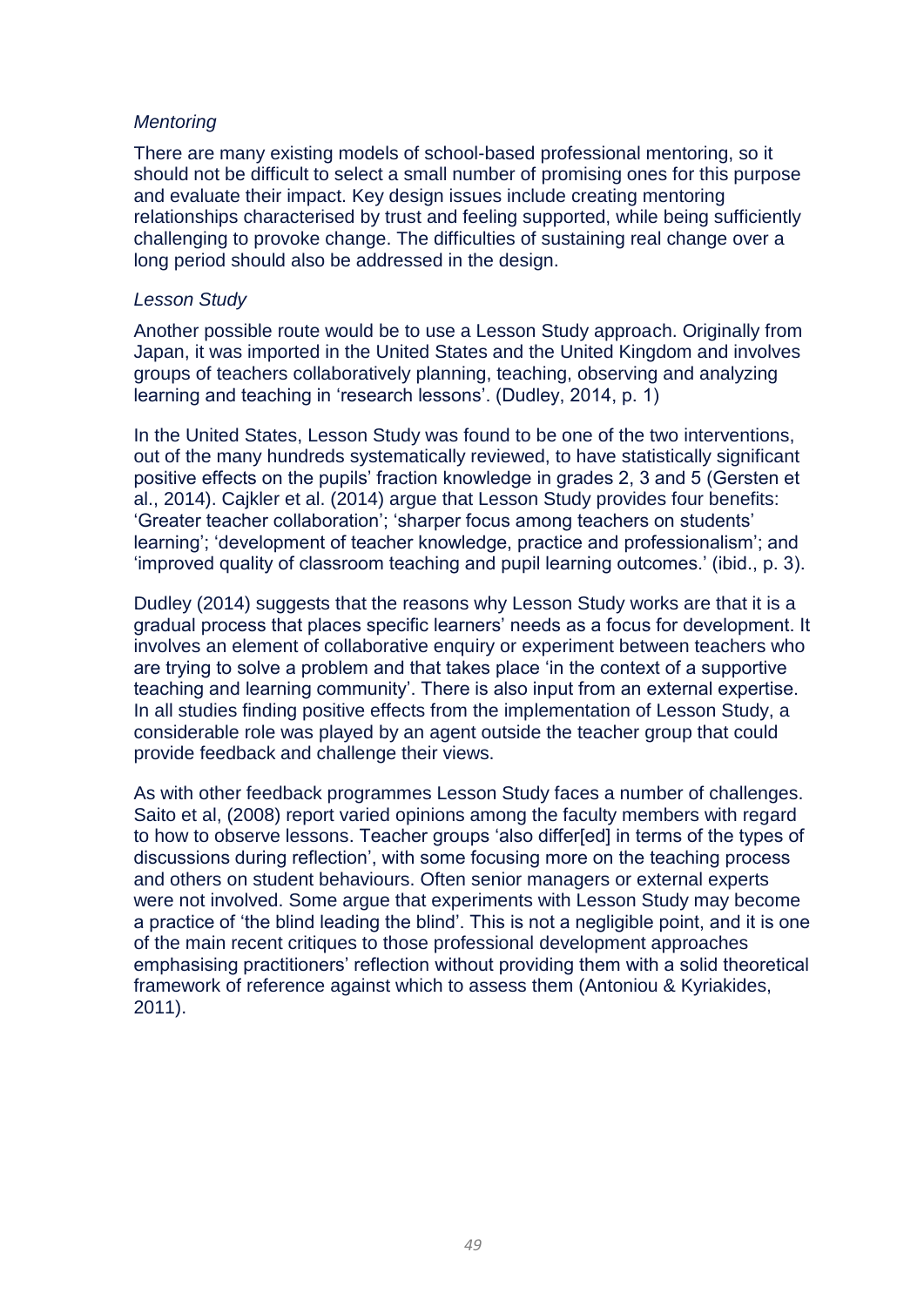*Mentoring*

There are many existing models of school-based professional mentoring, so it should not be difficult to select a small number of promising ones for this purpose and evaluate their impact. Key design issues include creating mentoring relationships characterised by trust and feeling supported, while being sufficiently challenging to provoke change. The difficulties of sustaining real change over a long period should also be addressed in the design.

*Lesson Study*

Another possible route would be to use a Lesson Study approach. Originally from Japan, it was imported in the United States and the United Kingdom and involves groups of teachers collaboratively planning, teaching, observing and analyzing learning and teaching in 'research lessons'. (Dudley, 2014, p. 1)

In the United States, Lesson Study was found to be one of the two interventions, out of the many hundreds systematically reviewed, to have statistically significant positive effects on the pupils' fraction knowledge in grades 2, 3 and 5 (Gersten et al., 2014). Cajkler et al. (2014) argue that Lesson Study provides four benefits: 'Greater teacher collaboration'; 'sharper focus among teachers on students' learning'; 'development of teacher knowledge, practice and professionalism'; and 'improved quality of classroom teaching and pupil learning outcomes.' (ibid., p. 3).

Dudley (2014) suggests that the reasons why Lesson Study works are that it is a gradual process that places specific learners' needs as a focus for development. It involves an element of collaborative enquiry or experiment between teachers who are trying to solve a problem and that takes place 'in the context of a supportive teaching and learning community'. There is also input from an external expertise. In all studies finding positive effects from the implementation of Lesson Study, a considerable role was played by an agent outside the teacher group that could provide feedback and challenge their views.

As with other feedback programmes Lesson Study faces a number of challenges. Saito et al, (2008) report varied opinions among the faculty members with regard to how to observe lessons. Teacher groups 'also differ[ed] in terms of the types of discussions during reflection', with some focusing more on the teaching process and others on student behaviours. Often senior managers or external experts were not involved. Some argue that experiments with Lesson Study may become a practice of 'the blind leading the blind'. This is not a negligible point, and it is one of the main recent critiques to those professional development approaches emphasising practitioners' reflection without providing them with a solid theoretical framework of reference against which to assess them (Antoniou & Kyriakides, 2011).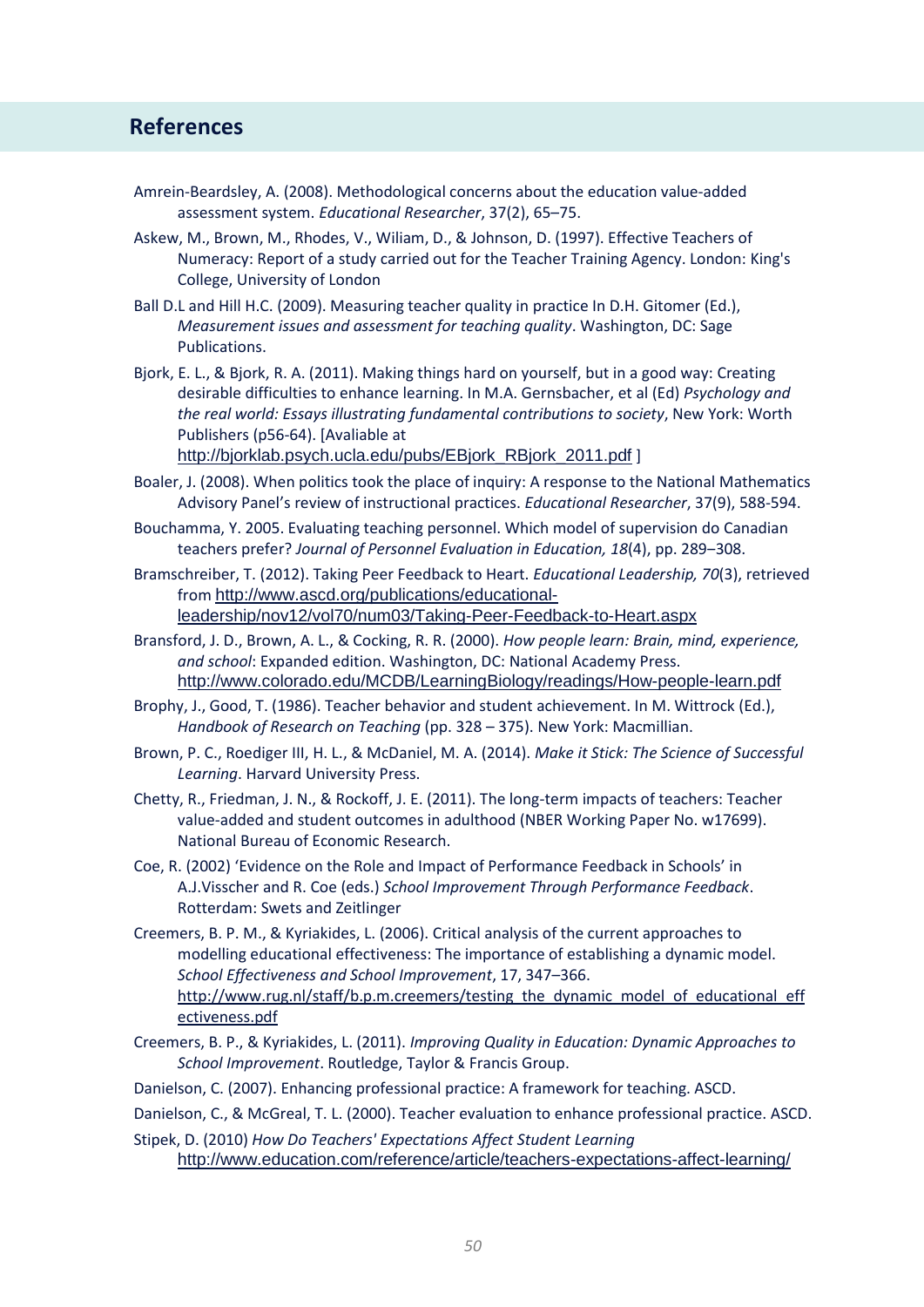## References

Amrein-Beardsley, A. (2008). Methodological concerns about the education value-added assessment system. *Educational Researcher*, 37(2), 65–75.

Askew, M., Brown, M., Rhodes, V., Wiliam, D., & Johnson, D. (1997). Effective Teachers of Numeracy: Report of a study carried out for the Teacher Training Agency. London: King's College, University of London

Ball D.L and Hill H.C. (2009). Measuring teacher quality in practice In D.H. Gitomer (Ed.), *Measurement issues and assessment for teaching quality*. Washington, DC: Sage Publications.

Bjork, E. L., & Bjork, R. A. (2011). Making things hard on yourself, but in a good way: Creating desirable difficulties to enhance learning. In M.A. Gernsbacher, et al (Ed) *Psychology and the real world: Essays illustrating fundamental contributions to society*, New York: Worth Publishers (p56-64). [Avaliable at http://bjorklab.psych.ucla.edu/pubs/EBjork_RBjork_2011.pdf ]

Boaler, J. (2008). When politics took the place of inquiry: A response to the National Mathematics Advisory Panel's review of instructional practices. *Educational Researcher*, 37(9), 588-594.

Bouchamma, Y. 2005. Evaluating teaching personnel. Which model of supervision do Canadian teachers prefer? *Journal of Personnel Evaluation in Education, 18*(4), pp. 289–308.

Bramschreiber, T. (2012). Taking Peer Feedback to Heart. *Educational Leadership, 70*(3), retrieved from http://www.ascd.org/publications/educational-leadership/nov12/vol70/num03/Taking-Peer-Feedback-to-Heart.aspx

Bransford, J. D., Brown, A. L., & Cocking, R. R. (2000). *How people learn: Brain, mind, experience, and school*: Expanded edition. Washington, DC: National Academy Press. http://www.colorado.edu/MCDB/LearningBiology/readings/How-people-learn.pdf

Brophy, J., Good, T. (1986). Teacher behavior and student achievement. In M. Wittrock (Ed.), *Handbook of Research on Teaching* (pp. 328 – 375). New York: Macmillian.

Brown, P. C., Roediger III, H. L., & McDaniel, M. A. (2014). *Make it Stick: The Science of Successful Learning*. Harvard University Press.

Chetty, R., Friedman, J. N., & Rockoff, J. E. (2011). The long-term impacts of teachers: Teacher value-added and student outcomes in adulthood (NBER Working Paper No. w17699). National Bureau of Economic Research.

Coe, R. (2002) 'Evidence on the Role and Impact of Performance Feedback in Schools' in A.J.Visscher and R. Coe (eds.) *School Improvement Through Performance Feedback*. Rotterdam: Swets and Zeitlinger

Creemers, B. P. M., & Kyriakides, L. (2006). Critical analysis of the current approaches to modelling educational effectiveness: The importance of establishing a dynamic model. *School Effectiveness and School Improvement*, 17, 347–366. http://www.rug.nl/staff/b.p.m.creemers/testing_the_dynamic_model_of_educational_effectiveness.pdf

Creemers, B. P., & Kyriakides, L. (2011). *Improving Quality in Education: Dynamic Approaches to School Improvement*. Routledge, Taylor & Francis Group.

Danielson, C. (2007). Enhancing professional practice: A framework for teaching. ASCD.

Danielson, C., & McGreal, T. L. (2000). Teacher evaluation to enhance professional practice. ASCD.

Stipek, D. (2010) *How Do Teachers' Expectations Affect Student Learning* http://www.education.com/reference/article/teachers-expectations-affect-learning/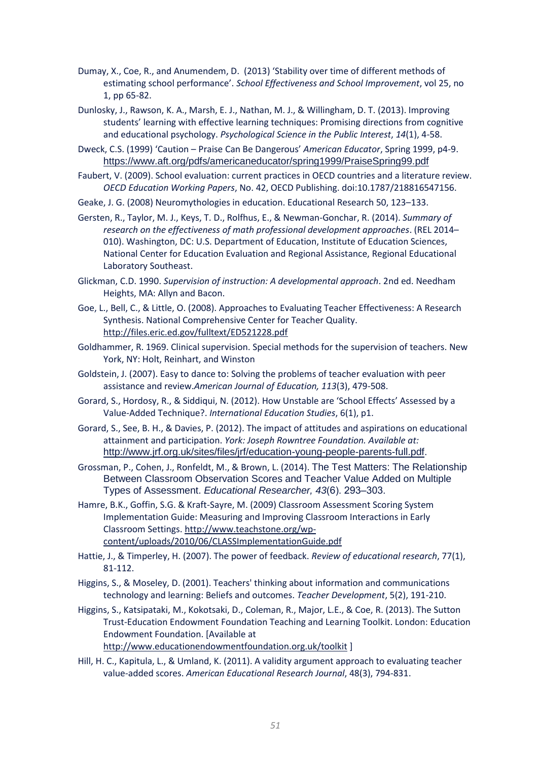Dumay, X., Coe, R., and Anumendem, D. (2013) 'Stability over time of different methods of estimating school performance'. *School Effectiveness and School Improvement*, vol 25, no 1, pp 65-82.

Dunlosky, J., Rawson, K. A., Marsh, E. J., Nathan, M. J., & Willingham, D. T. (2013). Improving students' learning with effective learning techniques: Promising directions from cognitive and educational psychology. *Psychological Science in the Public Interest*, *14*(1), 4-58.

Dweck, C.S. (1999) 'Caution – Praise Can Be Dangerous' *American Educator*, Spring 1999, p4-9. https://www.aft.org/pdfs/americaneducator/spring1999/PraiseSpring99.pdf

Faubert, V. (2009). School evaluation: current practices in OECD countries and a literature review. *OECD Education Working Papers*, No. 42, OECD Publishing. doi:10.1787/218816547156.

Geake, J. G. (2008) Neuromythologies in education. Educational Research 50, 123–133.

Gersten, R., Taylor, M. J., Keys, T. D., Rolfhus, E., & Newman-Gonchar, R. (2014). *Summary of research on the effectiveness of math professional development approaches*. (REL 2014–010). Washington, DC: U.S. Department of Education, Institute of Education Sciences, National Center for Education Evaluation and Regional Assistance, Regional Educational Laboratory Southeast.

Glickman, C.D. 1990. *Supervision of instruction: A developmental approach*. 2nd ed. Needham Heights, MA: Allyn and Bacon.

Goe, L., Bell, C., & Little, O. (2008). Approaches to Evaluating Teacher Effectiveness: A Research Synthesis. National Comprehensive Center for Teacher Quality. http://files.eric.ed.gov/fulltext/ED521228.pdf

Goldhammer, R. 1969. Clinical supervision. Special methods for the supervision of teachers. New York, NY: Holt, Reinhart, and Winston

Goldstein, J. (2007). Easy to dance to: Solving the problems of teacher evaluation with peer assistance and review.*American Journal of Education, 113*(3), 479-508.

Gorard, S., Hordosy, R., & Siddiqui, N. (2012). How Unstable are 'School Effects' Assessed by a Value-Added Technique?. *International Education Studies*, 6(1), p1.

Gorard, S., See, B. H., & Davies, P. (2012). The impact of attitudes and aspirations on educational attainment and participation. *York: Joseph Rowntree Foundation. Available at:* http://www.jrf.org.uk/sites/files/jrf/education-young-people-parents-full.pdf.

Grossman, P., Cohen, J., Ronfeldt, M., & Brown, L. (2014). The Test Matters: The Relationship Between Classroom Observation Scores and Teacher Value Added on Multiple Types of Assessment. *Educational Researcher*, *43*(6). 293–303.

Hamre, B.K., Goffin, S.G. & Kraft-Sayre, M. (2009) Classroom Assessment Scoring System Implementation Guide: Measuring and Improving Classroom Interactions in Early Classroom Settings. http://www.teachstone.org/wp-content/uploads/2010/06/CLASSImplementationGuide.pdf

Hattie, J., & Timperley, H. (2007). The power of feedback. *Review of educational research*, 77(1), 81-112.

Higgins, S., & Moseley, D. (2001). Teachers' thinking about information and communications technology and learning: Beliefs and outcomes. *Teacher Development*, 5(2), 191-210.

Higgins, S., Katsipataki, M., Kokotsaki, D., Coleman, R., Major, L.E., & Coe, R. (2013). The Sutton Trust-Education Endowment Foundation Teaching and Learning Toolkit. London: Education Endowment Foundation. [Available at http://www.educationendowmentfoundation.org.uk/toolkit ]

Hill, H. C., Kapitula, L., & Umland, K. (2011). A validity argument approach to evaluating teacher value-added scores. *American Educational Research Journal*, 48(3), 794-831.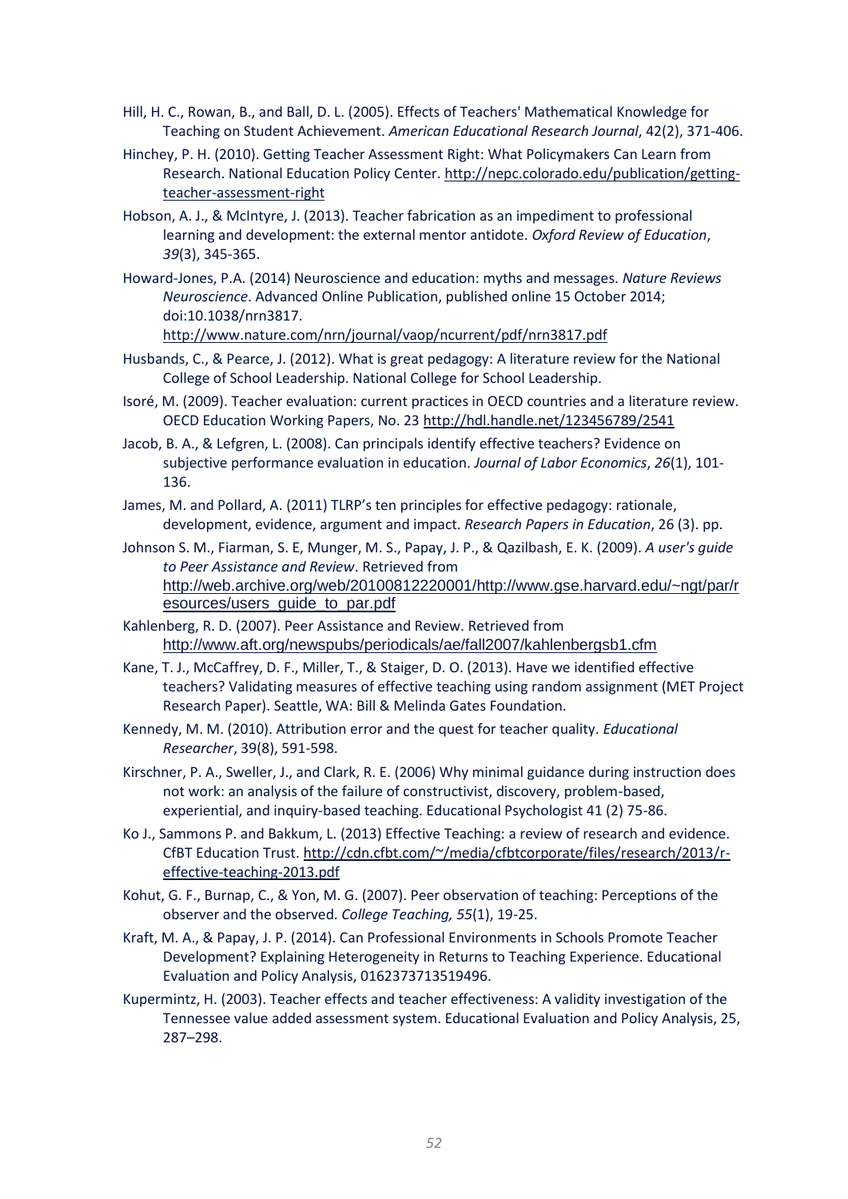Hill, H. C., Rowan, B., and Ball, D. L. (2005). Effects of Teachers' Mathematical Knowledge for Teaching on Student Achievement. *American Educational Research Journal*, 42(2), 371-406.

Hinchey, P. H. (2010). Getting Teacher Assessment Right: What Policymakers Can Learn from Research. National Education Policy Center. http://nepc.colorado.edu/publication/getting-teacher-assessment-right

Hobson, A. J., & McIntyre, J. (2013). Teacher fabrication as an impediment to professional learning and development: the external mentor antidote. *Oxford Review of Education*, *39*(3), 345-365.

Howard-Jones, P.A. (2014) Neuroscience and education: myths and messages. *Nature Reviews Neuroscience*. Advanced Online Publication, published online 15 October 2014; doi:10.1038/nrn3817. http://www.nature.com/nrn/journal/vaop/ncurrent/pdf/nrn3817.pdf

Husbands, C., & Pearce, J. (2012). What is great pedagogy: A literature review for the National College of School Leadership. National College for School Leadership.

Isoré, M. (2009). Teacher evaluation: current practices in OECD countries and a literature review. OECD Education Working Papers, No. 23 http://hdl.handle.net/123456789/2541

Jacob, B. A., & Lefgren, L. (2008). Can principals identify effective teachers? Evidence on subjective performance evaluation in education. *Journal of Labor Economics*, *26*(1), 101-136.

James, M. and Pollard, A. (2011) TLRP's ten principles for effective pedagogy: rationale, development, evidence, argument and impact. *Research Papers in Education*, 26 (3). pp.

Johnson S. M., Fiarman, S. E, Munger, M. S., Papay, J. P., & Qazilbash, E. K. (2009). *A user's guide to Peer Assistance and Review*. Retrieved from http://web.archive.org/web/20100812220001/http://www.gse.harvard.edu/~ngt/par/resources/users_guide_to_par.pdf

Kahlenberg, R. D. (2007). Peer Assistance and Review. Retrieved from http://www.aft.org/newspubs/periodicals/ae/fall2007/kahlenbergsb1.cfm

Kane, T. J., McCaffrey, D. F., Miller, T., & Staiger, D. O. (2013). Have we identified effective teachers? Validating measures of effective teaching using random assignment (MET Project Research Paper). Seattle, WA: Bill & Melinda Gates Foundation.

Kennedy, M. M. (2010). Attribution error and the quest for teacher quality. *Educational Researcher*, 39(8), 591-598.

Kirschner, P. A., Sweller, J., and Clark, R. E. (2006) Why minimal guidance during instruction does not work: an analysis of the failure of constructivist, discovery, problem-based, experiential, and inquiry-based teaching. Educational Psychologist 41 (2) 75-86.

Ko J., Sammons P. and Bakkum, L. (2013) Effective Teaching: a review of research and evidence. CfBT Education Trust. http://cdn.cfbt.com/~/media/cfbtcorporate/files/research/2013/r-effective-teaching-2013.pdf

Kohut, G. F., Burnap, C., & Yon, M. G. (2007). Peer observation of teaching: Perceptions of the observer and the observed. *College Teaching, 55*(1), 19-25.

Kraft, M. A., & Papay, J. P. (2014). Can Professional Environments in Schools Promote Teacher Development? Explaining Heterogeneity in Returns to Teaching Experience. Educational Evaluation and Policy Analysis, 0162373713519496.

Kupermintz, H. (2003). Teacher effects and teacher effectiveness: A validity investigation of the Tennessee value added assessment system. Educational Evaluation and Policy Analysis, 25, 287–298.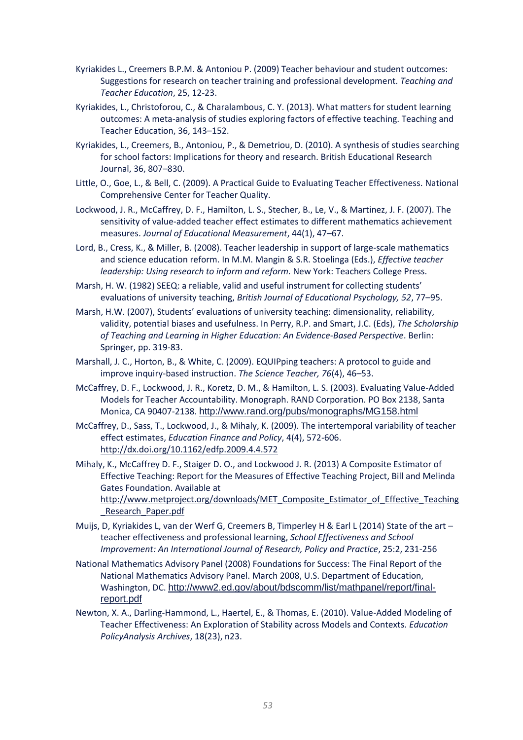Kyriakides L., Creemers B.P.M. & Antoniou P. (2009) Teacher behaviour and student outcomes: Suggestions for research on teacher training and professional development. *Teaching and Teacher Education*, 25, 12-23.

Kyriakides, L., Christoforou, C., & Charalambous, C. Y. (2013). What matters for student learning outcomes: A meta-analysis of studies exploring factors of effective teaching. Teaching and Teacher Education, 36, 143–152.

Kyriakides, L., Creemers, B., Antoniou, P., & Demetriou, D. (2010). A synthesis of studies searching for school factors: Implications for theory and research. British Educational Research Journal, 36, 807–830.

Little, O., Goe, L., & Bell, C. (2009). A Practical Guide to Evaluating Teacher Effectiveness. National Comprehensive Center for Teacher Quality.

Lockwood, J. R., McCaffrey, D. F., Hamilton, L. S., Stecher, B., Le, V., & Martinez, J. F. (2007). The sensitivity of value-added teacher effect estimates to different mathematics achievement measures. *Journal of Educational Measurement*, 44(1), 47–67.

Lord, B., Cress, K., & Miller, B. (2008). Teacher leadership in support of large-scale mathematics and science education reform. In M.M. Mangin & S.R. Stoelinga (Eds.), *Effective teacher leadership: Using research to inform and reform.* New York: Teachers College Press.

Marsh, H. W. (1982) SEEQ: a reliable, valid and useful instrument for collecting students' evaluations of university teaching, *British Journal of Educational Psychology, 52*, 77–95.

Marsh, H.W. (2007), Students' evaluations of university teaching: dimensionality, reliability, validity, potential biases and usefulness. In Perry, R.P. and Smart, J.C. (Eds), *The Scholarship of Teaching and Learning in Higher Education: An Evidence-Based Perspective*. Berlin: Springer, pp. 319-83.

Marshall, J. C., Horton, B., & White, C. (2009). EQUIPping teachers: A protocol to guide and improve inquiry-based instruction. *The Science Teacher, 76*(4), 46–53.

McCaffrey, D. F., Lockwood, J. R., Koretz, D. M., & Hamilton, L. S. (2003). Evaluating Value-Added Models for Teacher Accountability. Monograph. RAND Corporation. PO Box 2138, Santa Monica, CA 90407-2138. http://www.rand.org/pubs/monographs/MG158.html

McCaffrey, D., Sass, T., Lockwood, J., & Mihaly, K. (2009). The intertemporal variability of teacher effect estimates, *Education Finance and Policy*, 4(4), 572-606. http://dx.doi.org/10.1162/edfp.2009.4.4.572

Mihaly, K., McCaffrey D. F., Staiger D. O., and Lockwood J. R. (2013) A Composite Estimator of Effective Teaching: Report for the Measures of Effective Teaching Project, Bill and Melinda Gates Foundation. Available at http://www.metproject.org/downloads/MET_Composite_Estimator_of_Effective_Teaching_Research_Paper.pdf

Muijs, D, Kyriakides L, van der Werf G, Creemers B, Timperley H & Earl L (2014) State of the art – teacher effectiveness and professional learning, *School Effectiveness and School Improvement: An International Journal of Research, Policy and Practice*, 25:2, 231-256

National Mathematics Advisory Panel (2008) Foundations for Success: The Final Report of the National Mathematics Advisory Panel. March 2008, U.S. Department of Education, Washington, DC. http://www2.ed.gov/about/bdscomm/list/mathpanel/report/final-report.pdf

Newton, X. A., Darling-Hammond, L., Haertel, E., & Thomas, E. (2010). Value-Added Modeling of Teacher Effectiveness: An Exploration of Stability across Models and Contexts. *Education PolicyAnalysis Archives*, 18(23), n23.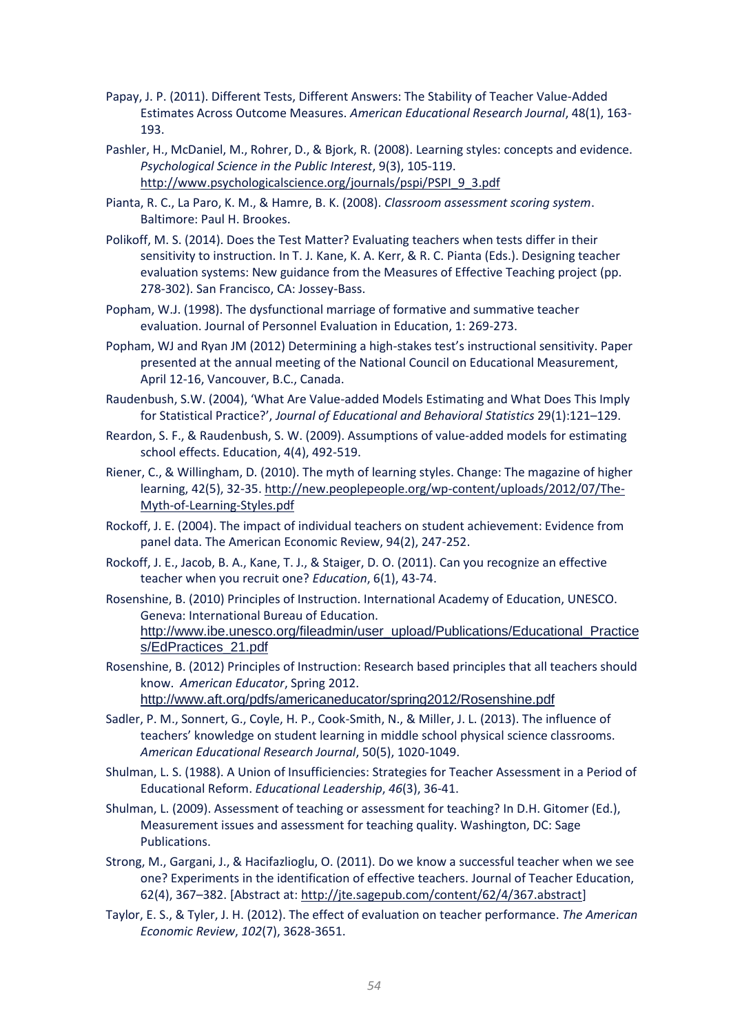Papay, J. P. (2011). Different Tests, Different Answers: The Stability of Teacher Value-Added Estimates Across Outcome Measures. *American Educational Research Journal*, 48(1), 163-193.

Pashler, H., McDaniel, M., Rohrer, D., & Bjork, R. (2008). Learning styles: concepts and evidence. *Psychological Science in the Public Interest*, 9(3), 105-119. http://www.psychologicalscience.org/journals/pspi/PSPI_9_3.pdf

Pianta, R. C., La Paro, K. M., & Hamre, B. K. (2008). *Classroom assessment scoring system*. Baltimore: Paul H. Brookes.

Polikoff, M. S. (2014). Does the Test Matter? Evaluating teachers when tests differ in their sensitivity to instruction. In T. J. Kane, K. A. Kerr, & R. C. Pianta (Eds.). Designing teacher evaluation systems: New guidance from the Measures of Effective Teaching project (pp. 278-302). San Francisco, CA: Jossey-Bass.

Popham, W.J. (1998). The dysfunctional marriage of formative and summative teacher evaluation. Journal of Personnel Evaluation in Education, 1: 269-273.

Popham, WJ and Ryan JM (2012) Determining a high-stakes test's instructional sensitivity. Paper presented at the annual meeting of the National Council on Educational Measurement, April 12-16, Vancouver, B.C., Canada.

Raudenbush, S.W. (2004), 'What Are Value-added Models Estimating and What Does This Imply for Statistical Practice?', *Journal of Educational and Behavioral Statistics* 29(1):121–129.

Reardon, S. F., & Raudenbush, S. W. (2009). Assumptions of value-added models for estimating school effects. Education, 4(4), 492-519.

Riener, C., & Willingham, D. (2010). The myth of learning styles. Change: The magazine of higher learning, 42(5), 32-35. http://new.peoplepeople.org/wp-content/uploads/2012/07/The-Myth-of-Learning-Styles.pdf

Rockoff, J. E. (2004). The impact of individual teachers on student achievement: Evidence from panel data. The American Economic Review, 94(2), 247-252.

Rockoff, J. E., Jacob, B. A., Kane, T. J., & Staiger, D. O. (2011). Can you recognize an effective teacher when you recruit one? *Education*, 6(1), 43-74.

Rosenshine, B. (2010) Principles of Instruction. International Academy of Education, UNESCO. Geneva: International Bureau of Education. http://www.ibe.unesco.org/fileadmin/user_upload/Publications/Educational_Practices/EdPractices_21.pdf

Rosenshine, B. (2012) Principles of Instruction: Research based principles that all teachers should know. *American Educator*, Spring 2012. http://www.aft.org/pdfs/americaneducator/spring2012/Rosenshine.pdf

Sadler, P. M., Sonnert, G., Coyle, H. P., Cook-Smith, N., & Miller, J. L. (2013). The influence of teachers' knowledge on student learning in middle school physical science classrooms. *American Educational Research Journal*, 50(5), 1020-1049.

Shulman, L. S. (1988). A Union of Insufficiencies: Strategies for Teacher Assessment in a Period of Educational Reform. *Educational Leadership*, *46*(3), 36-41.

Shulman, L. (2009). Assessment of teaching or assessment for teaching? In D.H. Gitomer (Ed.), Measurement issues and assessment for teaching quality. Washington, DC: Sage Publications.

Strong, M., Gargani, J., & Hacifazlioglu, O. (2011). Do we know a successful teacher when we see one? Experiments in the identification of effective teachers. Journal of Teacher Education, 62(4), 367–382. [Abstract at: http://jte.sagepub.com/content/62/4/367.abstract]

Taylor, E. S., & Tyler, J. H. (2012). The effect of evaluation on teacher performance. *The American Economic Review*, *102*(7), 3628-3651.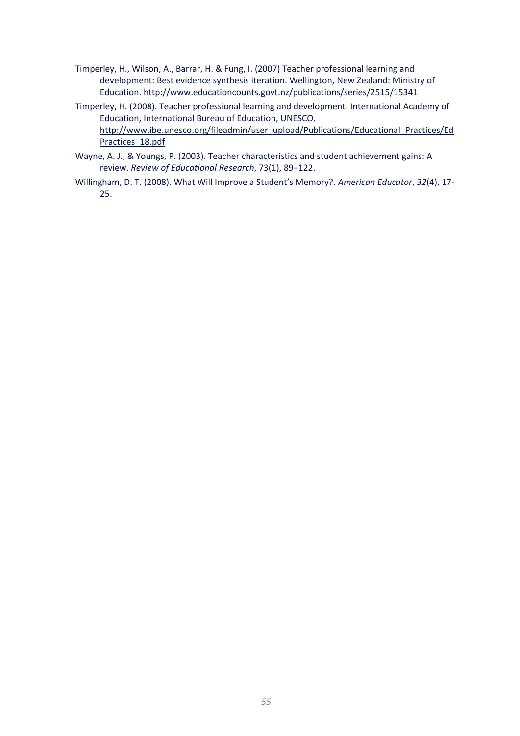Timperley, H., Wilson, A., Barrar, H. & Fung, I. (2007) Teacher professional learning and development: Best evidence synthesis iteration. Wellington, New Zealand: Ministry of Education. http://www.educationcounts.govt.nz/publications/series/2515/15341

Timperley, H. (2008). Teacher professional learning and development. International Academy of Education, International Bureau of Education, UNESCO. http://www.ibe.unesco.org/fileadmin/user_upload/Publications/Educational_Practices/EdPractices_18.pdf

Wayne, A. J., & Youngs, P. (2003). Teacher characteristics and student achievement gains: A review. *Review of Educational Research*, 73(1), 89–122.

Willingham, D. T. (2008). What Will Improve a Student's Memory?. *American Educator*, *32*(4), 17-25.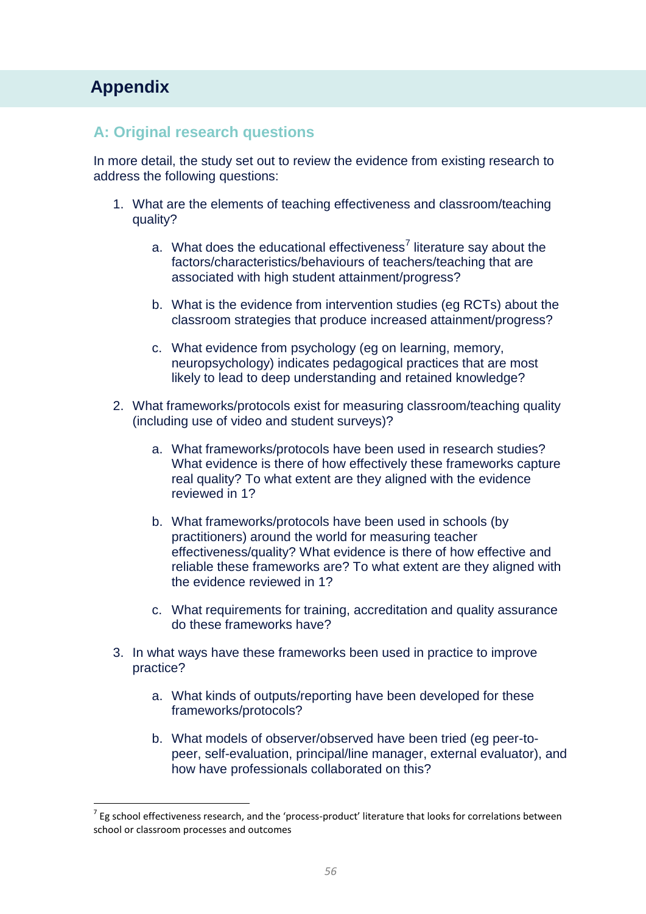# Appendix

## A: Original research questions

In more detail, the study set out to review the evidence from existing research to address the following questions:

1. What are the elements of teaching effectiveness and classroom/teaching quality?

    a. What does the educational effectiveness[7] literature say about the factors/characteristics/behaviours of teachers/teaching that are associated with high student attainment/progress?

    b. What is the evidence from intervention studies (eg RCTs) about the classroom strategies that produce increased attainment/progress?

    c. What evidence from psychology (eg on learning, memory, neuropsychology) indicates pedagogical practices that are most likely to lead to deep understanding and retained knowledge?

2. What frameworks/protocols exist for measuring classroom/teaching quality (including use of video and student surveys)?

    a. What frameworks/protocols have been used in research studies? What evidence is there of how effectively these frameworks capture real quality? To what extent are they aligned with the evidence reviewed in 1?

    b. What frameworks/protocols have been used in schools (by practitioners) around the world for measuring teacher effectiveness/quality? What evidence is there of how effective and reliable these frameworks are? To what extent are they aligned with the evidence reviewed in 1?

    c. What requirements for training, accreditation and quality assurance do these frameworks have?

3. In what ways have these frameworks been used in practice to improve practice?

    a. What kinds of outputs/reporting have been developed for these frameworks/protocols?

    b. What models of observer/observed have been tried (eg peer-to-peer, self-evaluation, principal/line manager, external evaluator), and how have professionals collaborated on this?

---

[7] Eg school effectiveness research, and the 'process-product' literature that looks for correlations between school or classroom processes and outcomes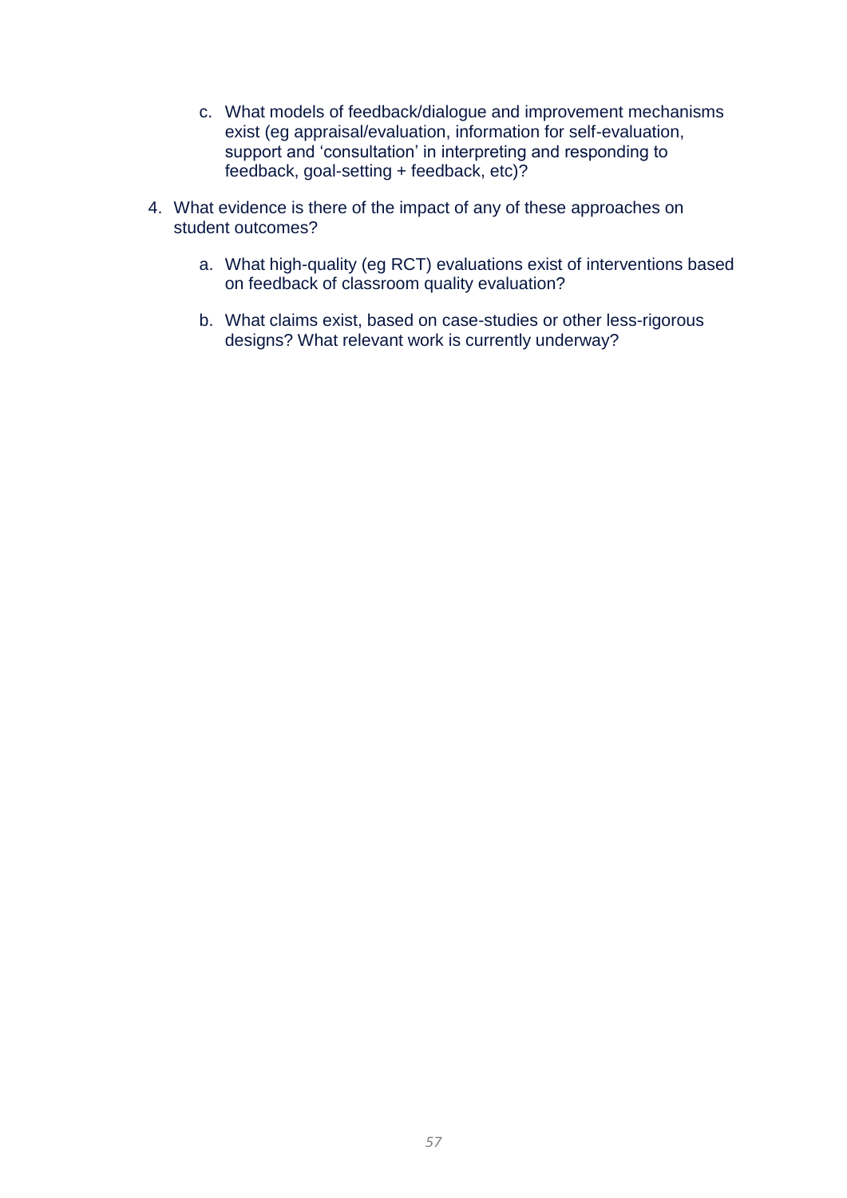c. What models of feedback/dialogue and improvement mechanisms exist (eg appraisal/evaluation, information for self-evaluation, support and 'consultation' in interpreting and responding to feedback, goal-setting + feedback, etc)?

4. What evidence is there of the impact of any of these approaches on student outcomes?

    a. What high-quality (eg RCT) evaluations exist of interventions based on feedback of classroom quality evaluation?

    b. What claims exist, based on case-studies or other less-rigorous designs? What relevant work is currently underway?